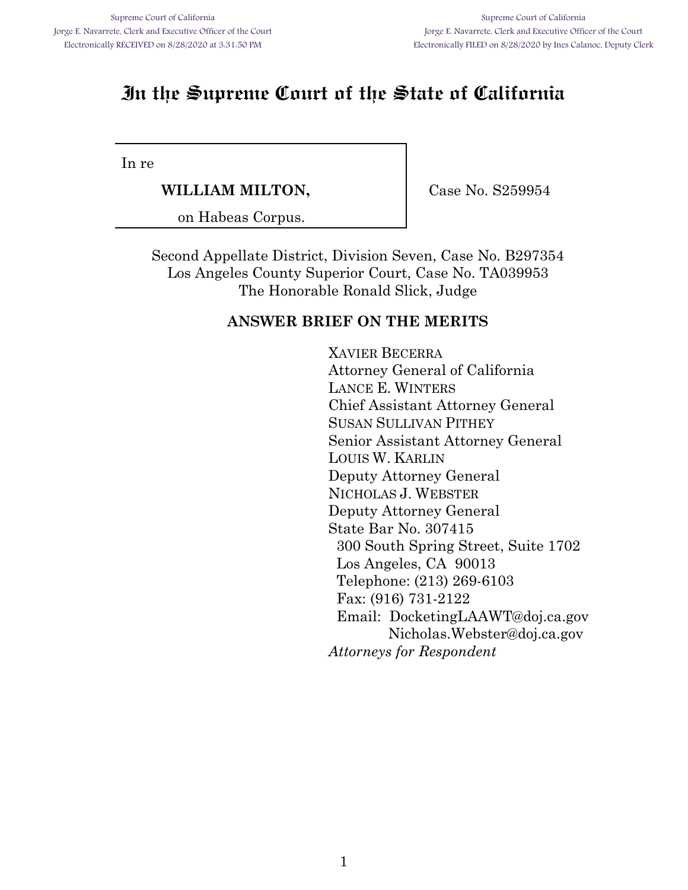Supreme Court of California
Jorge E. Navarrete, Clerk and Executive Officer of the Court
Electronically RECEIVED on 8/28/2020 at 3:31:50 PM

Supreme Court of California
Jorge E. Navarrete, Clerk and Executive Officer of the Court
Electronically FILED on 8/28/2020 by Ines Calanoc, Deputy Clerk

# In the Supreme Court of the State of California

| | |
|---|---|
| In re<br>**WILLIAM MILTON,**<br>on Habeas Corpus. | Case No. S259954 |

Second Appellate District, Division Seven, Case No. B297354
Los Angeles County Superior Court, Case No. TA039953
The Honorable Ronald Slick, Judge

## ANSWER BRIEF ON THE MERITS

XAVIER BECERRA
Attorney General of California
LANCE E. WINTERS
Chief Assistant Attorney General
SUSAN SULLIVAN PITHEY
Senior Assistant Attorney General
LOUIS W. KARLIN
Deputy Attorney General
NICHOLAS J. WEBSTER
Deputy Attorney General
State Bar No. 307415
300 South Spring Street, Suite 1702
Los Angeles, CA 90013
Telephone: (213) 269-6103
Fax: (916) 731-2122
Email: DocketingLAAWT@doj.ca.gov
Nicholas.Webster@doj.ca.gov
*Attorneys for Respondent*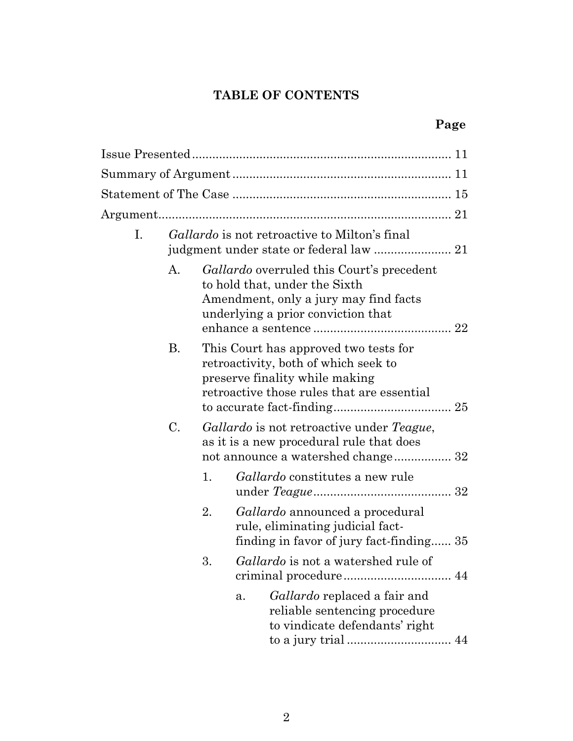## TABLE OF CONTENTS

**Page**

Issue Presented ............................................................................ 11

Summary of Argument ................................................................ 11

Statement of The Case ................................................................ 15

Argument...................................................................................... 21

- I. *Gallardo* is not retroactive to Milton's final judgment under state or federal law ....................... 21
  - A. *Gallardo* overruled this Court's precedent to hold that, under the Sixth Amendment, only a jury may find facts underlying a prior conviction that enhance a sentence ......................................... 22
  - B. This Court has approved two tests for retroactivity, both of which seek to preserve finality while making retroactive those rules that are essential to accurate fact-finding................................... 25
  - C. *Gallardo* is not retroactive under *Teague*, as it is a new procedural rule that does not announce a watershed change................. 32
    - 1. *Gallardo* constitutes a new rule under *Teague*......................................... 32
    - 2. *Gallardo* announced a procedural rule, eliminating judicial fact-finding in favor of jury fact-finding...... 35
    - 3. *Gallardo* is not a watershed rule of criminal procedure................................ 44
      - a. *Gallardo* replaced a fair and reliable sentencing procedure to vindicate defendants' right to a jury trial ............................... 44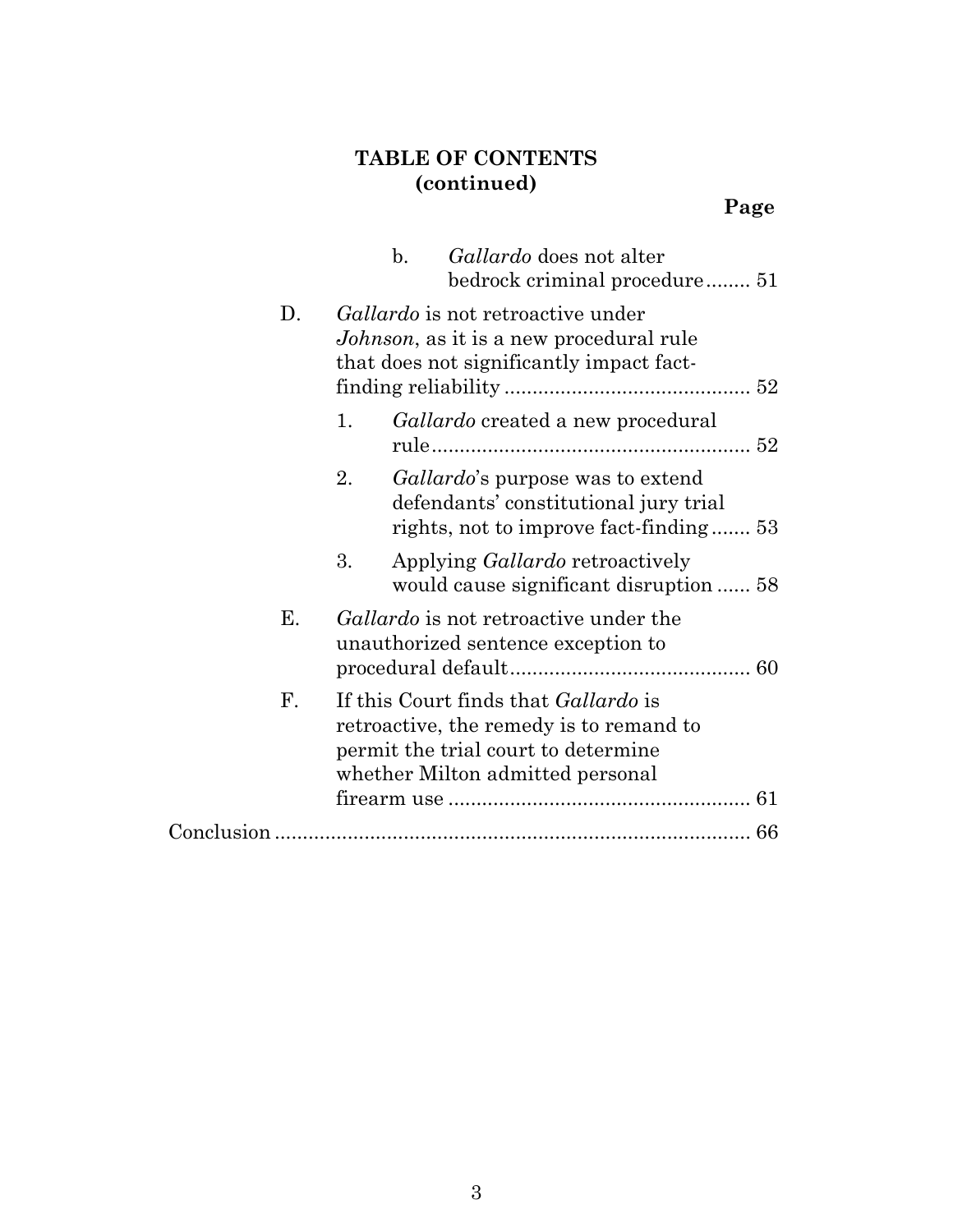**TABLE OF CONTENTS**
**(continued)**

**Page**

- b. *Gallardo* does not alter bedrock criminal procedure ........ 51
- D. *Gallardo* is not retroactive under *Johnson*, as it is a new procedural rule that does not significantly impact fact-finding reliability ........................................... 52
  - 1. *Gallardo* created a new procedural rule........................................................ 52
  - 2. *Gallardo*'s purpose was to extend defendants' constitutional jury trial rights, not to improve fact-finding ....... 53
  - 3. Applying *Gallardo* retroactively would cause significant disruption ...... 58
- E. *Gallardo* is not retroactive under the unauthorized sentence exception to procedural default........................................... 60
- F. If this Court finds that *Gallardo* is retroactive, the remedy is to remand to permit the trial court to determine whether Milton admitted personal firearm use ..................................................... 61

Conclusion ..................................................................................... 66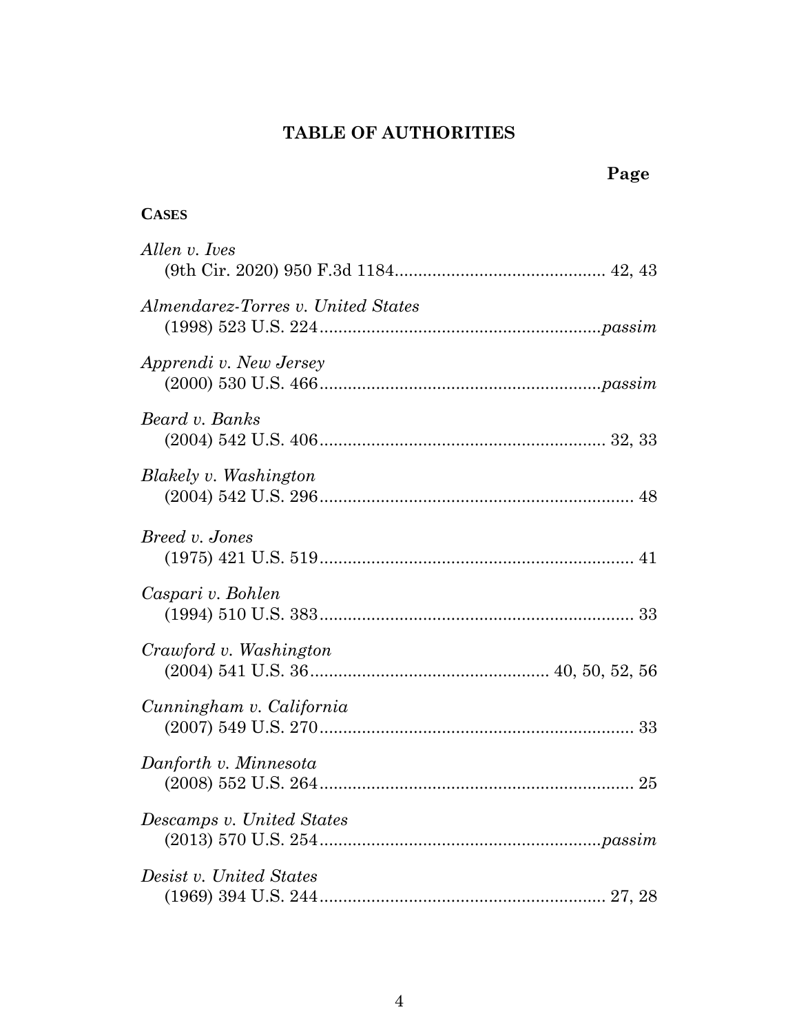# TABLE OF AUTHORITIES

**Page**

**CASES**

*Allen v. Ives*
(9th Cir. 2020) 950 F.3d 1184 .......................................... 42, 43

*Almendarez-Torres v. United States*
(1998) 523 U.S. 224 .......................................................... *passim*

*Apprendi v. New Jersey*
(2000) 530 U.S. 466 .......................................................... *passim*

*Beard v. Banks*
(2004) 542 U.S. 406 .......................................................... 32, 33

*Blakely v. Washington*
(2004) 542 U.S. 296 .......................................................... 48

*Breed v. Jones*
(1975) 421 U.S. 519 .......................................................... 41

*Caspari v. Bohlen*
(1994) 510 U.S. 383 .......................................................... 33

*Crawford v. Washington*
(2004) 541 U.S. 36 .......................................... 40, 50, 52, 56

*Cunningham v. California*
(2007) 549 U.S. 270 .......................................................... 33

*Danforth v. Minnesota*
(2008) 552 U.S. 264 .......................................................... 25

*Descamps v. United States*
(2013) 570 U.S. 254 .......................................................... *passim*

*Desist v. United States*
(1969) 394 U.S. 244 .......................................................... 27, 28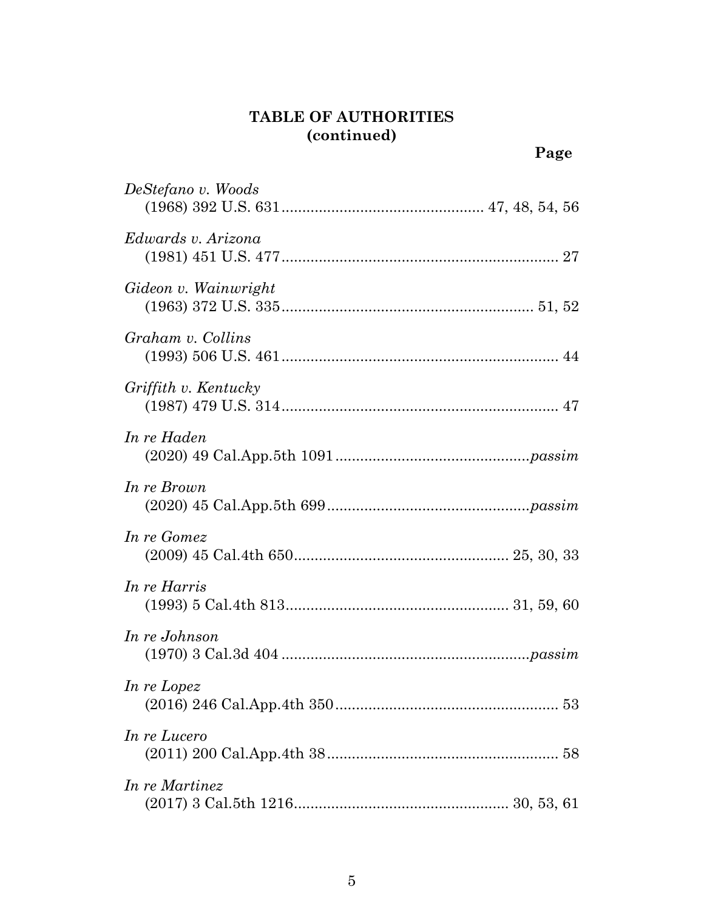**TABLE OF AUTHORITIES**
**(continued)**

**Page**

*DeStefano v. Woods*
(1968) 392 U.S. 631 ................................................ 47, 48, 54, 56

*Edwards v. Arizona*
(1981) 451 U.S. 477 .................................................................. 27

*Gideon v. Wainwright*
(1963) 372 U.S. 335 ............................................................ 51, 52

*Graham v. Collins*
(1993) 506 U.S. 461 .................................................................. 44

*Griffith v. Kentucky*
(1987) 479 U.S. 314 .................................................................. 47

*In re Haden*
(2020) 49 Cal.App.5th 1091 .............................................*passim*

*In re Brown*
(2020) 45 Cal.App.5th 699 ...............................................*passim*

*In re Gomez*
(2009) 45 Cal.4th 650 ................................................... 25, 30, 33

*In re Harris*
(1993) 5 Cal.4th 813 ..................................................... 31, 59, 60

*In re Johnson*
(1970) 3 Cal.3d 404 ..........................................................*passim*

*In re Lopez*
(2016) 246 Cal.App.4th 350 ...................................................... 53

*In re Lucero*
(2011) 200 Cal.App.4th 38 ........................................................ 58

*In re Martinez*
(2017) 3 Cal.5th 1216 ................................................... 30, 53, 61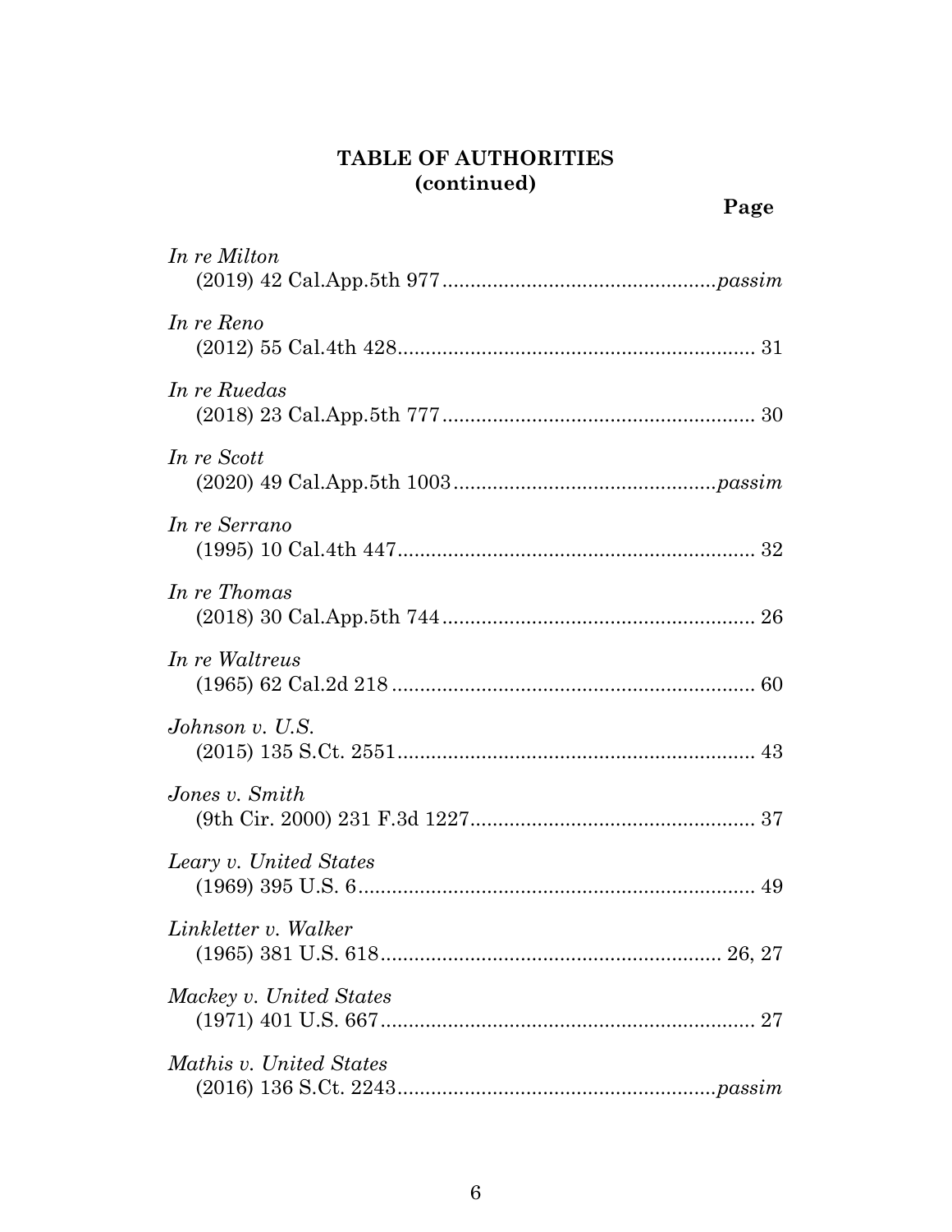**TABLE OF AUTHORITIES**
**(continued)**

**Page**

*In re Milton*
(2019) 42 Cal.App.5th 977................................................*passim*

*In re Reno*
(2012) 55 Cal.4th 428................................................................ 31

*In re Ruedas*
(2018) 23 Cal.App.5th 777........................................................ 30

*In re Scott*
(2020) 49 Cal.App.5th 1003..............................................*passim*

*In re Serrano*
(1995) 10 Cal.4th 447................................................................ 32

*In re Thomas*
(2018) 30 Cal.App.5th 744........................................................ 26

*In re Waltreus*
(1965) 62 Cal.2d 218 ................................................................. 60

*Johnson v. U.S.*
(2015) 135 S.Ct. 2551................................................................ 43

*Jones v. Smith*
(9th Cir. 2000) 231 F.3d 1227................................................... 37

*Leary v. United States*
(1969) 395 U.S. 6....................................................................... 49

*Linkletter v. Walker*
(1965) 381 U.S. 618............................................................. 26, 27

*Mackey v. United States*
(1971) 401 U.S. 667................................................................... 27

*Mathis v. United States*
(2016) 136 S.Ct. 2243........................................................*passim*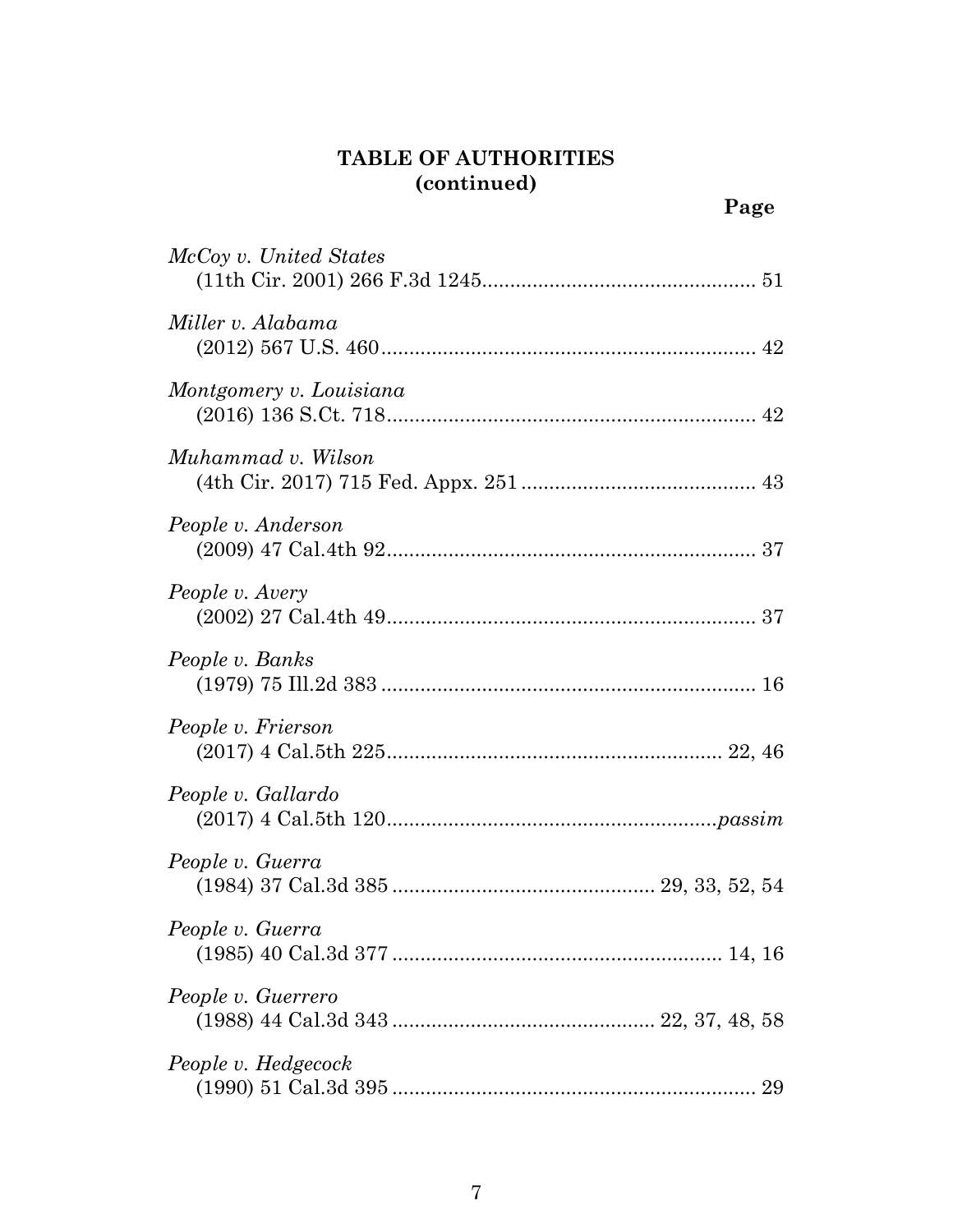**TABLE OF AUTHORITIES**
**(continued)**

**Page**

*McCoy v. United States*
(11th Cir. 2001) 266 F.3d 1245................................................ 51

*Miller v. Alabama*
(2012) 567 U.S. 460.................................................................. 42

*Montgomery v. Louisiana*
(2016) 136 S.Ct. 718.................................................................. 42

*Muhammad v. Wilson*
(4th Cir. 2017) 715 Fed. Appx. 251.......................................... 43

*People v. Anderson*
(2009) 47 Cal.4th 92.................................................................. 37

*People v. Avery*
(2002) 27 Cal.4th 49.................................................................. 37

*People v. Banks*
(1979) 75 Ill.2d 383.................................................................. 16

*People v. Frierson*
(2017) 4 Cal.5th 225............................................................ 22, 46

*People v. Gallardo*
(2017) 4 Cal.5th 120...........................................................*passim*

*People v. Guerra*
(1984) 37 Cal.3d 385.............................................. 29, 33, 52, 54

*People v. Guerra*
(1985) 40 Cal.3d 377.......................................................... 14, 16

*People v. Guerrero*
(1988) 44 Cal.3d 343.............................................. 22, 37, 48, 58

*People v. Hedgecock*
(1990) 51 Cal.3d 395................................................................. 29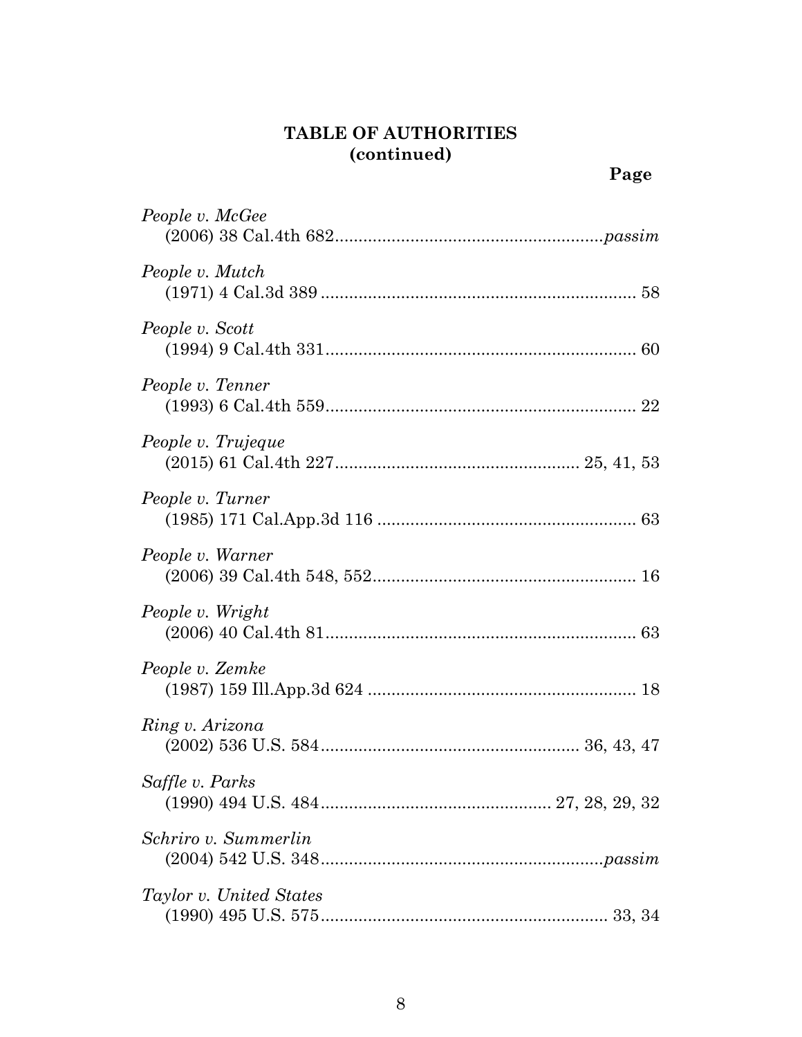**TABLE OF AUTHORITIES**
**(continued)**

**Page**

*People v. McGee*
(2006) 38 Cal.4th 682........................................................*passim*

*People v. Mutch*
(1971) 4 Cal.3d 389 .................................................................. 58

*People v. Scott*
(1994) 9 Cal.4th 331................................................................. 60

*People v. Tenner*
(1993) 6 Cal.4th 559.................................................................. 22

*People v. Trujeque*
(2015) 61 Cal.4th 227.................................................. 25, 41, 53

*People v. Turner*
(1985) 171 Cal.App.3d 116 ...................................................... 63

*People v. Warner*
(2006) 39 Cal.4th 548, 552....................................................... 16

*People v. Wright*
(2006) 40 Cal.4th 81................................................................. 63

*People v. Zemke*
(1987) 159 Ill.App.3d 624 ........................................................ 18

*Ring v. Arizona*
(2002) 536 U.S. 584...................................................... 36, 43, 47

*Saffle v. Parks*
(1990) 494 U.S. 484................................................ 27, 28, 29, 32

*Schriro v. Summerlin*
(2004) 542 U.S. 348...........................................................*passim*

*Taylor v. United States*
(1990) 495 U.S. 575............................................................ 33, 34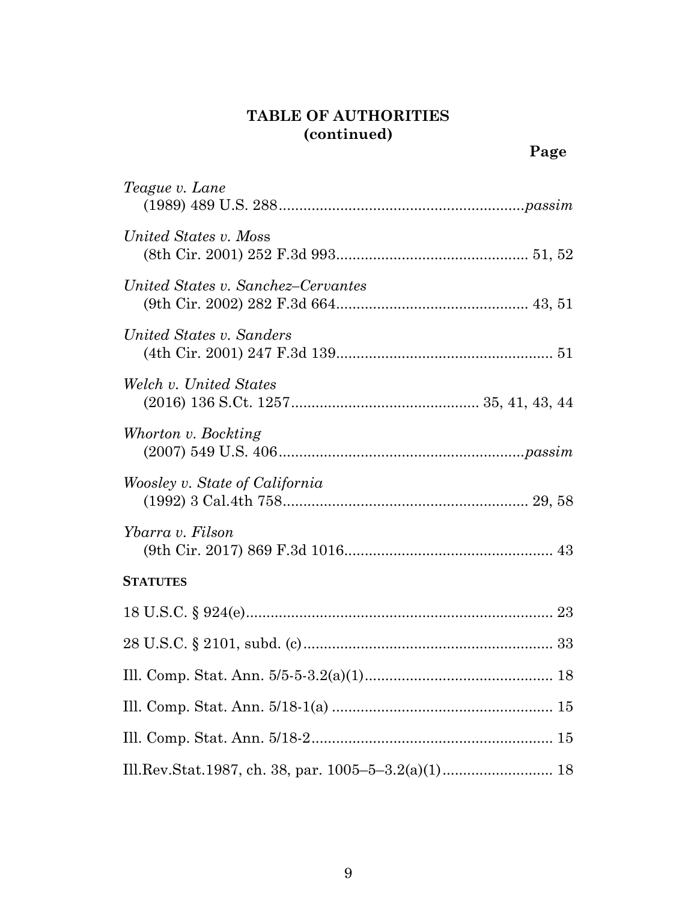# TABLE OF AUTHORITIES (continued)

**Page**

*Teague v. Lane*
(1989) 489 U.S. 288 ........................................................... *passim*

*United States v. Mos*s
(8th Cir. 2001) 252 F.3d 993 .............................................. 51, 52

*United States v. Sanchez–Cervantes*
(9th Cir. 2002) 282 F.3d 664 .............................................. 43, 51

*United States v. Sanders*
(4th Cir. 2001) 247 F.3d 139 .................................................... 51

*Welch v. United States*
(2016) 136 S.Ct. 1257 ............................................ 35, 41, 43, 44

*Whorton v. Bockting*
(2007) 549 U.S. 406 ........................................................... *passim*

*Woosley v. State of California*
(1992) 3 Cal.4th 758 ........................................................... 29, 58

*Ybarra v. Filson*
(9th Cir. 2017) 869 F.3d 1016 .................................................. 43

**STATUTES**

18 U.S.C. § 924(e) ......................................................................... 23

28 U.S.C. § 2101, subd. (c) ............................................................ 33

Ill. Comp. Stat. Ann. 5/5-5-3.2(a)(1) ............................................. 18

Ill. Comp. Stat. Ann. 5/18-1(a) ...................................................... 15

Ill. Comp. Stat. Ann. 5/18-2 .......................................................... 15

Ill.Rev.Stat.1987, ch. 38, par. 1005–5–3.2(a)(1) .......................... 18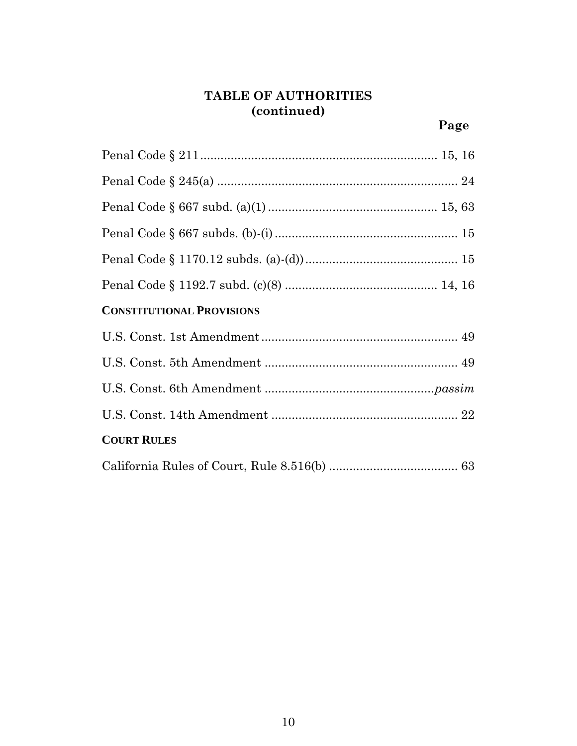**TABLE OF AUTHORITIES**
**(continued)**

| | Page |
|---|---|
| Penal Code § 211 | 15, 16 |
| Penal Code § 245(a) | 24 |
| Penal Code § 667 subd. (a)(1) | 15, 63 |
| Penal Code § 667 subds. (b)-(i) | 15 |
| Penal Code § 1170.12 subds. (a)-(d)) | 15 |
| Penal Code § 1192.7 subd. (c)(8) | 14, 16 |
| **CONSTITUTIONAL PROVISIONS** | |
| U.S. Const. 1st Amendment | 49 |
| U.S. Const. 5th Amendment | 49 |
| U.S. Const. 6th Amendment | *passim* |
| U.S. Const. 14th Amendment | 22 |
| **COURT RULES** | |
| California Rules of Court, Rule 8.516(b) | 63 |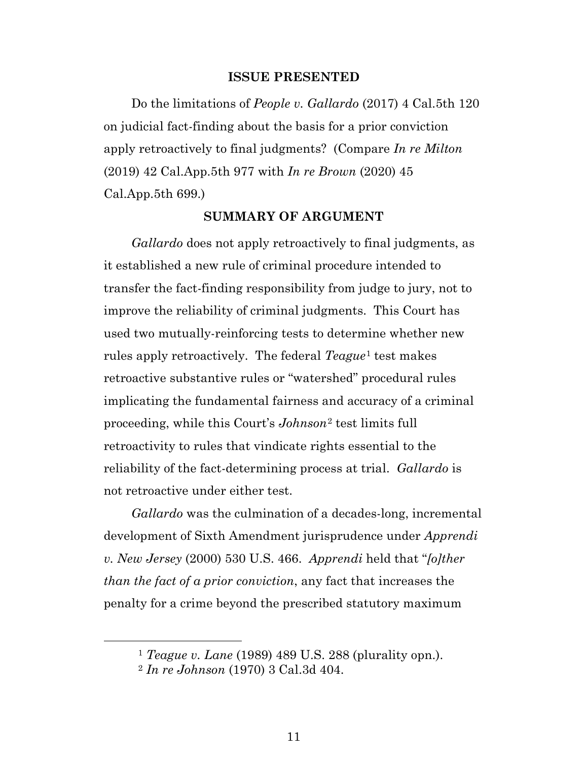## ISSUE PRESENTED

Do the limitations of *People v. Gallardo* (2017) 4 Cal.5th 120 on judicial fact-finding about the basis for a prior conviction apply retroactively to final judgments? (Compare *In re Milton* (2019) 42 Cal.App.5th 977 with *In re Brown* (2020) 45 Cal.App.5th 699.)

## SUMMARY OF ARGUMENT

*Gallardo* does not apply retroactively to final judgments, as it established a new rule of criminal procedure intended to transfer the fact-finding responsibility from judge to jury, not to improve the reliability of criminal judgments. This Court has used two mutually-reinforcing tests to determine whether new rules apply retroactively. The federal *Teague*[1] test makes retroactive substantive rules or "watershed" procedural rules implicating the fundamental fairness and accuracy of a criminal proceeding, while this Court's *Johnson*[2] test limits full retroactivity to rules that vindicate rights essential to the reliability of the fact-determining process at trial. *Gallardo* is not retroactive under either test.

*Gallardo* was the culmination of a decades-long, incremental development of Sixth Amendment jurisprudence under *Apprendi v. New Jersey* (2000) 530 U.S. 466. *Apprendi* held that "*[o]ther than the fact of a prior conviction*, any fact that increases the penalty for a crime beyond the prescribed statutory maximum

---

[1] *Teague v. Lane* (1989) 489 U.S. 288 (plurality opn.).

[2] *In re Johnson* (1970) 3 Cal.3d 404.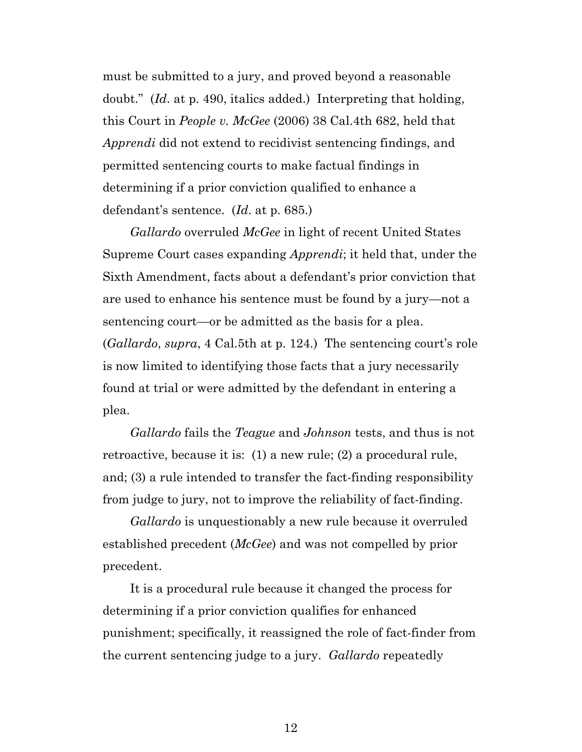must be submitted to a jury, and proved beyond a reasonable doubt." (*Id*. at p. 490, italics added.) Interpreting that holding, this Court in *People v. McGee* (2006) 38 Cal.4th 682, held that *Apprendi* did not extend to recidivist sentencing findings, and permitted sentencing courts to make factual findings in determining if a prior conviction qualified to enhance a defendant's sentence. (*Id*. at p. 685.)

*Gallardo* overruled *McGee* in light of recent United States Supreme Court cases expanding *Apprendi*; it held that, under the Sixth Amendment, facts about a defendant's prior conviction that are used to enhance his sentence must be found by a jury—not a sentencing court—or be admitted as the basis for a plea. (*Gallardo*, *supra*, 4 Cal.5th at p. 124.) The sentencing court's role is now limited to identifying those facts that a jury necessarily found at trial or were admitted by the defendant in entering a plea.

*Gallardo* fails the *Teague* and *Johnson* tests, and thus is not retroactive, because it is: (1) a new rule; (2) a procedural rule, and; (3) a rule intended to transfer the fact-finding responsibility from judge to jury, not to improve the reliability of fact-finding.

*Gallardo* is unquestionably a new rule because it overruled established precedent (*McGee*) and was not compelled by prior precedent.

It is a procedural rule because it changed the process for determining if a prior conviction qualifies for enhanced punishment; specifically, it reassigned the role of fact-finder from the current sentencing judge to a jury. *Gallardo* repeatedly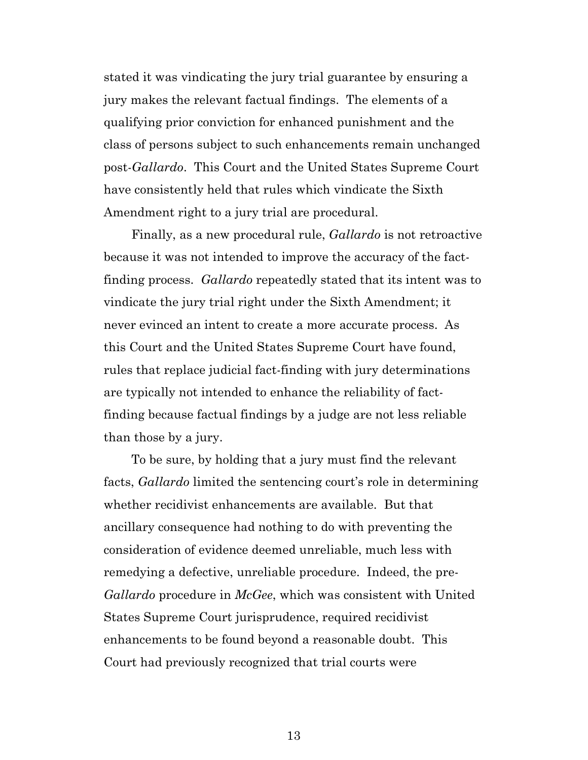stated it was vindicating the jury trial guarantee by ensuring a jury makes the relevant factual findings. The elements of a qualifying prior conviction for enhanced punishment and the class of persons subject to such enhancements remain unchanged post-*Gallardo*. This Court and the United States Supreme Court have consistently held that rules which vindicate the Sixth Amendment right to a jury trial are procedural.

Finally, as a new procedural rule, *Gallardo* is not retroactive because it was not intended to improve the accuracy of the fact-finding process. *Gallardo* repeatedly stated that its intent was to vindicate the jury trial right under the Sixth Amendment; it never evinced an intent to create a more accurate process. As this Court and the United States Supreme Court have found, rules that replace judicial fact-finding with jury determinations are typically not intended to enhance the reliability of fact-finding because factual findings by a judge are not less reliable than those by a jury.

To be sure, by holding that a jury must find the relevant facts, *Gallardo* limited the sentencing court's role in determining whether recidivist enhancements are available. But that ancillary consequence had nothing to do with preventing the consideration of evidence deemed unreliable, much less with remedying a defective, unreliable procedure. Indeed, the pre-*Gallardo* procedure in *McGee*, which was consistent with United States Supreme Court jurisprudence, required recidivist enhancements to be found beyond a reasonable doubt. This Court had previously recognized that trial courts were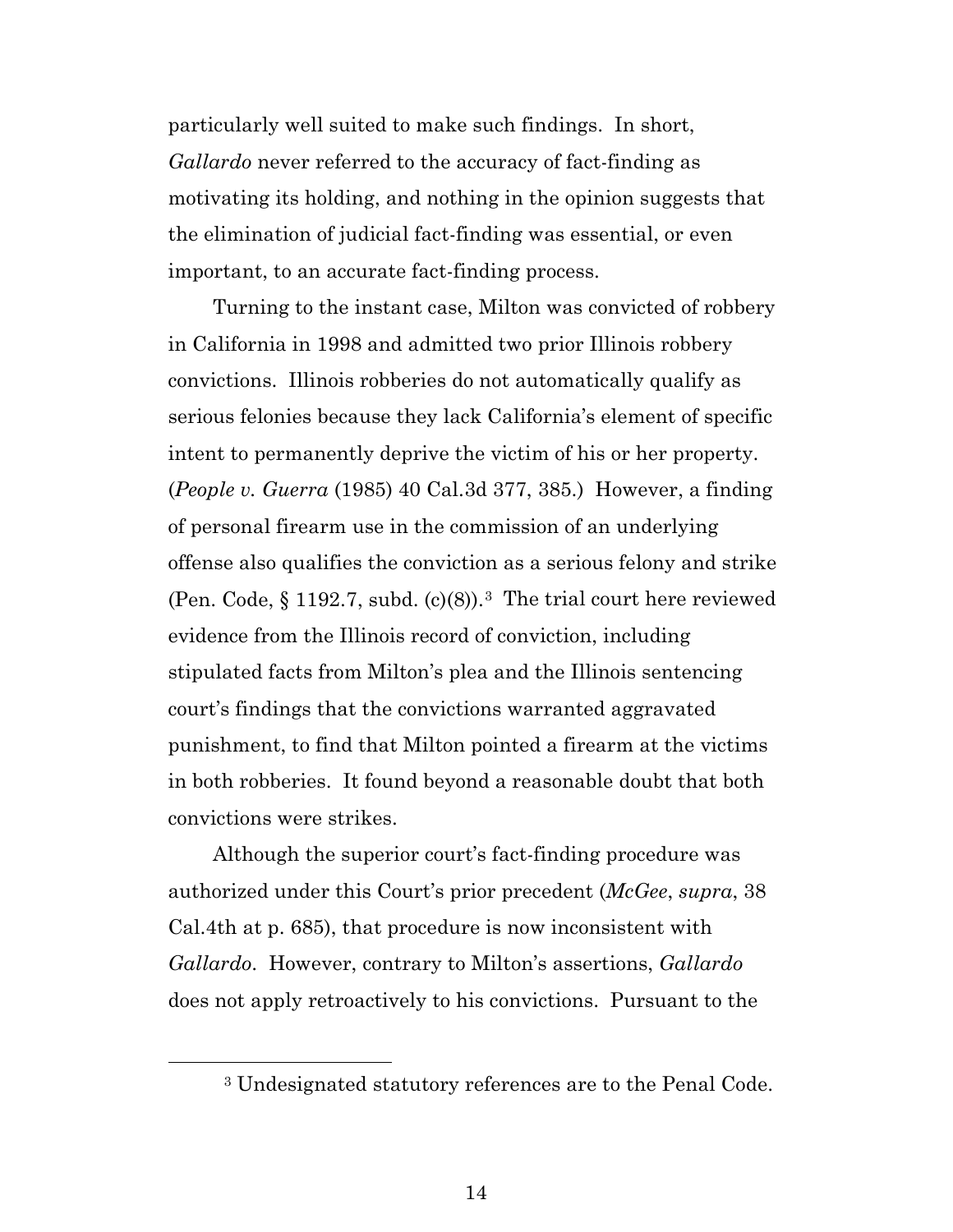particularly well suited to make such findings. In short, *Gallardo* never referred to the accuracy of fact-finding as motivating its holding, and nothing in the opinion suggests that the elimination of judicial fact-finding was essential, or even important, to an accurate fact-finding process.

Turning to the instant case, Milton was convicted of robbery in California in 1998 and admitted two prior Illinois robbery convictions. Illinois robberies do not automatically qualify as serious felonies because they lack California's element of specific intent to permanently deprive the victim of his or her property. (*People v. Guerra* (1985) 40 Cal.3d 377, 385.) However, a finding of personal firearm use in the commission of an underlying offense also qualifies the conviction as a serious felony and strike (Pen. Code, § 1192.7, subd. (c)(8)).[3] The trial court here reviewed evidence from the Illinois record of conviction, including stipulated facts from Milton's plea and the Illinois sentencing court's findings that the convictions warranted aggravated punishment, to find that Milton pointed a firearm at the victims in both robberies. It found beyond a reasonable doubt that both convictions were strikes.

Although the superior court's fact-finding procedure was authorized under this Court's prior precedent (*McGee*, *supra*, 38 Cal.4th at p. 685), that procedure is now inconsistent with *Gallardo*. However, contrary to Milton's assertions, *Gallardo* does not apply retroactively to his convictions. Pursuant to the

[3] Undesignated statutory references are to the Penal Code.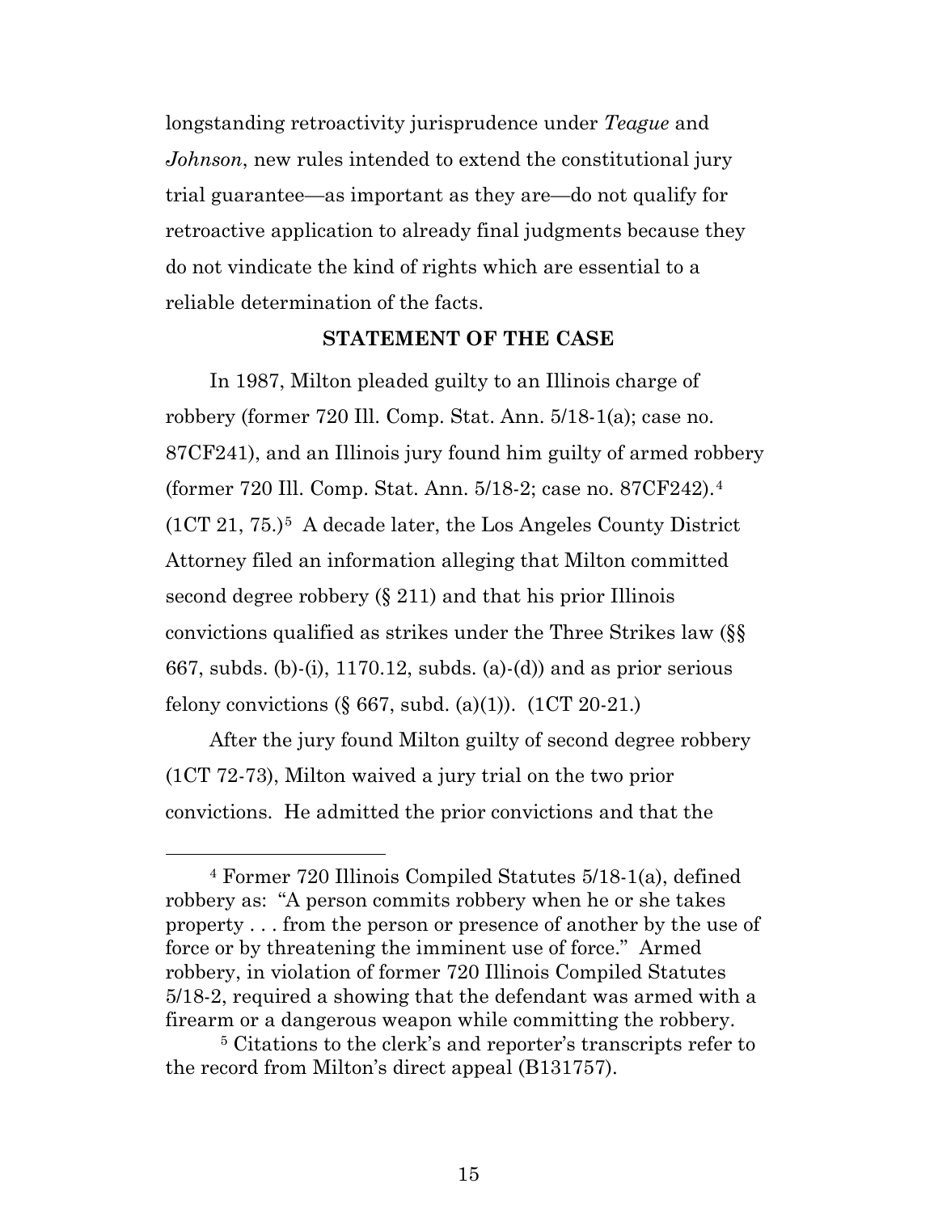longstanding retroactivity jurisprudence under *Teague* and *Johnson*, new rules intended to extend the constitutional jury trial guarantee—as important as they are—do not qualify for retroactive application to already final judgments because they do not vindicate the kind of rights which are essential to a reliable determination of the facts.

## STATEMENT OF THE CASE

In 1987, Milton pleaded guilty to an Illinois charge of robbery (former 720 Ill. Comp. Stat. Ann. 5/18-1(a); case no. 87CF241), and an Illinois jury found him guilty of armed robbery (former 720 Ill. Comp. Stat. Ann. 5/18-2; case no. 87CF242).[4] (1CT 21, 75.)[5] A decade later, the Los Angeles County District Attorney filed an information alleging that Milton committed second degree robbery (§ 211) and that his prior Illinois convictions qualified as strikes under the Three Strikes law (§§ 667, subds. (b)-(i), 1170.12, subds. (a)-(d)) and as prior serious felony convictions (§ 667, subd. (a)(1)). (1CT 20-21.)

After the jury found Milton guilty of second degree robbery (1CT 72-73), Milton waived a jury trial on the two prior convictions. He admitted the prior convictions and that the

---

[4] Former 720 Illinois Compiled Statutes 5/18-1(a), defined robbery as: "A person commits robbery when he or she takes property . . . from the person or presence of another by the use of force or by threatening the imminent use of force." Armed robbery, in violation of former 720 Illinois Compiled Statutes 5/18-2, required a showing that the defendant was armed with a firearm or a dangerous weapon while committing the robbery.

[5] Citations to the clerk's and reporter's transcripts refer to the record from Milton's direct appeal (B131757).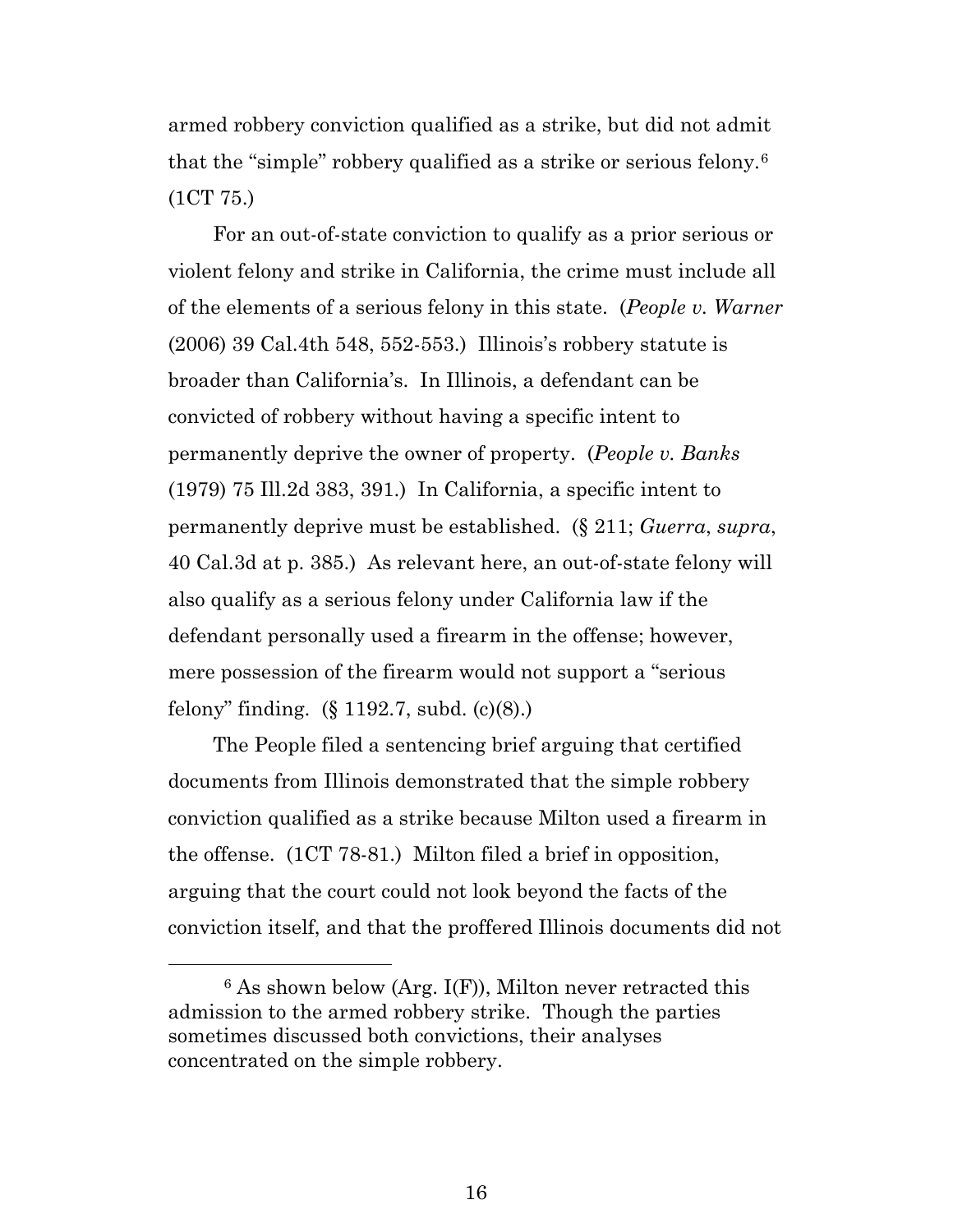armed robbery conviction qualified as a strike, but did not admit that the "simple" robbery qualified as a strike or serious felony.[6] (1CT 75.)

For an out-of-state conviction to qualify as a prior serious or violent felony and strike in California, the crime must include all of the elements of a serious felony in this state. (*People v. Warner* (2006) 39 Cal.4th 548, 552-553.) Illinois's robbery statute is broader than California's. In Illinois, a defendant can be convicted of robbery without having a specific intent to permanently deprive the owner of property. (*People v. Banks* (1979) 75 Ill.2d 383, 391.) In California, a specific intent to permanently deprive must be established. (§ 211; *Guerra*, *supra*, 40 Cal.3d at p. 385.) As relevant here, an out-of-state felony will also qualify as a serious felony under California law if the defendant personally used a firearm in the offense; however, mere possession of the firearm would not support a "serious felony" finding. (§ 1192.7, subd. (c)(8).)

The People filed a sentencing brief arguing that certified documents from Illinois demonstrated that the simple robbery conviction qualified as a strike because Milton used a firearm in the offense. (1CT 78-81.) Milton filed a brief in opposition, arguing that the court could not look beyond the facts of the conviction itself, and that the proffered Illinois documents did not

[6] As shown below (Arg. I(F)), Milton never retracted this admission to the armed robbery strike. Though the parties sometimes discussed both convictions, their analyses concentrated on the simple robbery.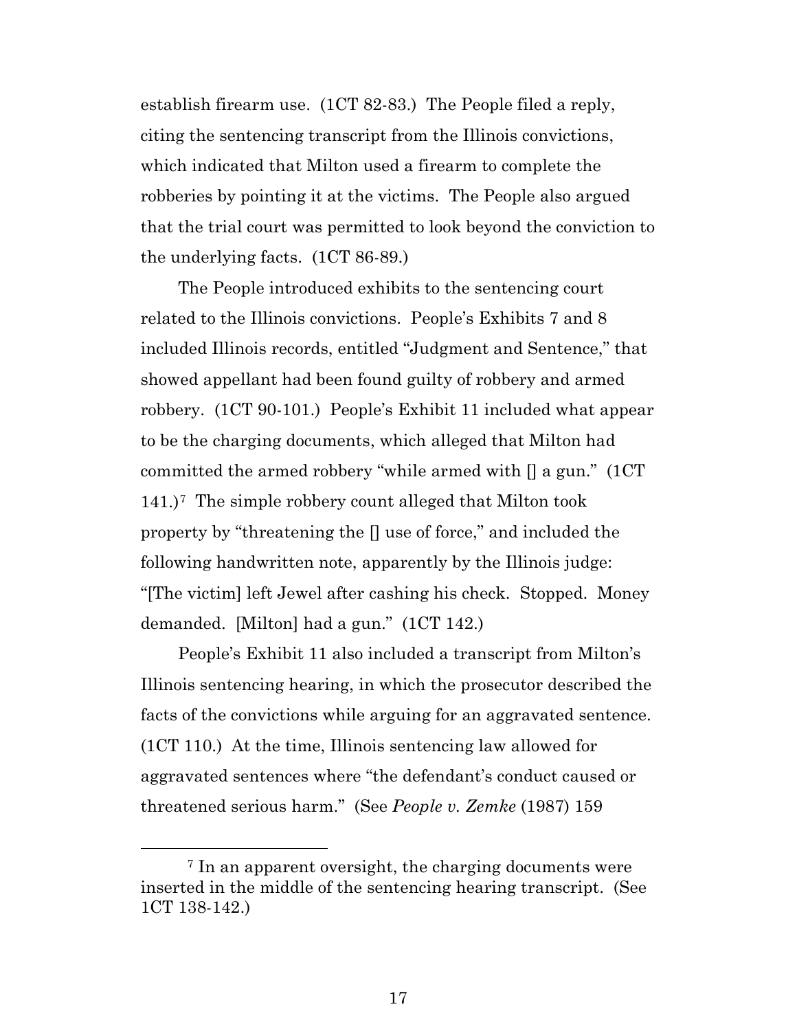establish firearm use. (1CT 82-83.) The People filed a reply, citing the sentencing transcript from the Illinois convictions, which indicated that Milton used a firearm to complete the robberies by pointing it at the victims. The People also argued that the trial court was permitted to look beyond the conviction to the underlying facts. (1CT 86-89.)

The People introduced exhibits to the sentencing court related to the Illinois convictions. People's Exhibits 7 and 8 included Illinois records, entitled "Judgment and Sentence," that showed appellant had been found guilty of robbery and armed robbery. (1CT 90-101.) People's Exhibit 11 included what appear to be the charging documents, which alleged that Milton had committed the armed robbery "while armed with [] a gun." (1CT 141.)[7] The simple robbery count alleged that Milton took property by "threatening the [] use of force," and included the following handwritten note, apparently by the Illinois judge: "[The victim] left Jewel after cashing his check. Stopped. Money demanded. [Milton] had a gun." (1CT 142.)

People's Exhibit 11 also included a transcript from Milton's Illinois sentencing hearing, in which the prosecutor described the facts of the convictions while arguing for an aggravated sentence. (1CT 110.) At the time, Illinois sentencing law allowed for aggravated sentences where "the defendant's conduct caused or threatened serious harm." (See *People v. Zemke* (1987) 159

[7] In an apparent oversight, the charging documents were inserted in the middle of the sentencing hearing transcript. (See 1CT 138-142.)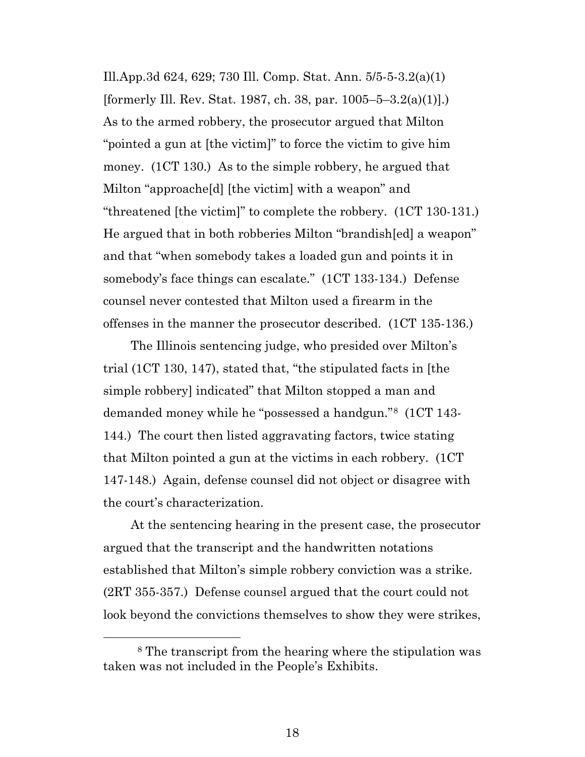Ill.App.3d 624, 629; 730 Ill. Comp. Stat. Ann. 5/5-5-3.2(a)(1) [formerly Ill. Rev. Stat. 1987, ch. 38, par. 1005–5–3.2(a)(1)].) As to the armed robbery, the prosecutor argued that Milton "pointed a gun at [the victim]" to force the victim to give him money. (1CT 130.) As to the simple robbery, he argued that Milton "approache[d] [the victim] with a weapon" and "threatened [the victim]" to complete the robbery. (1CT 130-131.) He argued that in both robberies Milton "brandish[ed] a weapon" and that "when somebody takes a loaded gun and points it in somebody's face things can escalate." (1CT 133-134.) Defense counsel never contested that Milton used a firearm in the offenses in the manner the prosecutor described. (1CT 135-136.)

The Illinois sentencing judge, who presided over Milton's trial (1CT 130, 147), stated that, "the stipulated facts in [the simple robbery] indicated" that Milton stopped a man and demanded money while he "possessed a handgun."[8] (1CT 143-144.) The court then listed aggravating factors, twice stating that Milton pointed a gun at the victims in each robbery. (1CT 147-148.) Again, defense counsel did not object or disagree with the court's characterization.

At the sentencing hearing in the present case, the prosecutor argued that the transcript and the handwritten notations established that Milton's simple robbery conviction was a strike. (2RT 355-357.) Defense counsel argued that the court could not look beyond the convictions themselves to show they were strikes,

[8] The transcript from the hearing where the stipulation was taken was not included in the People's Exhibits.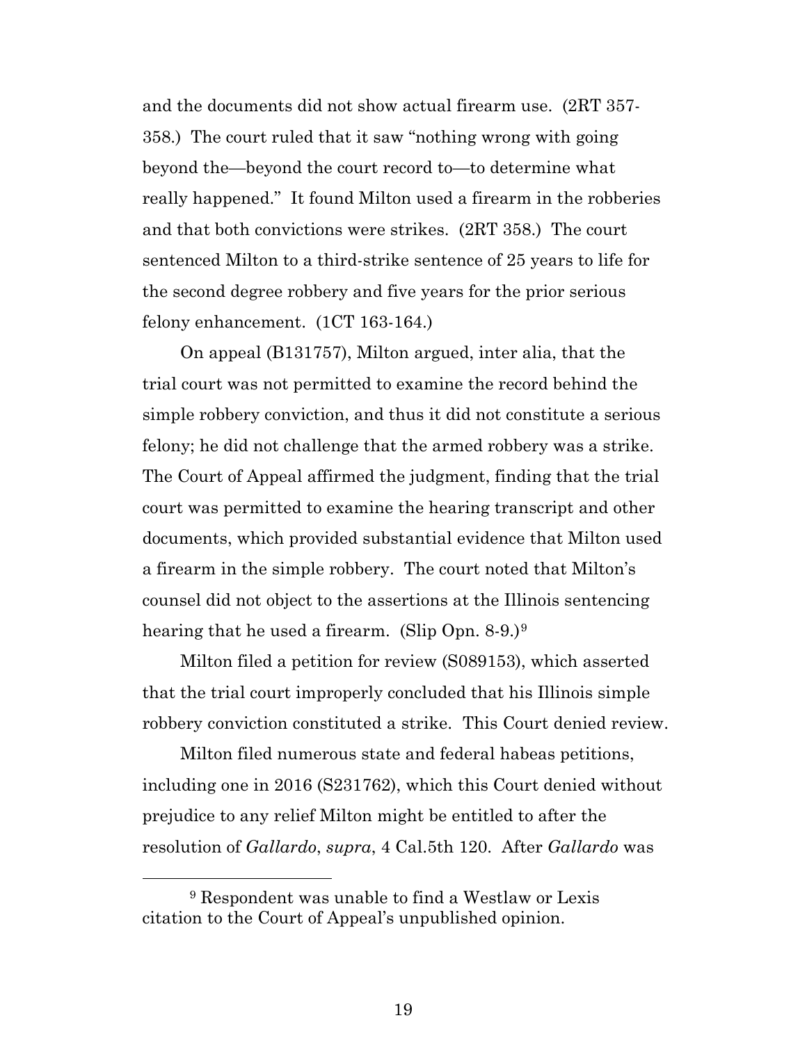and the documents did not show actual firearm use. (2RT 357-358.) The court ruled that it saw "nothing wrong with going beyond the—beyond the court record to—to determine what really happened." It found Milton used a firearm in the robberies and that both convictions were strikes. (2RT 358.) The court sentenced Milton to a third-strike sentence of 25 years to life for the second degree robbery and five years for the prior serious felony enhancement. (1CT 163-164.)

On appeal (B131757), Milton argued, inter alia, that the trial court was not permitted to examine the record behind the simple robbery conviction, and thus it did not constitute a serious felony; he did not challenge that the armed robbery was a strike. The Court of Appeal affirmed the judgment, finding that the trial court was permitted to examine the hearing transcript and other documents, which provided substantial evidence that Milton used a firearm in the simple robbery. The court noted that Milton's counsel did not object to the assertions at the Illinois sentencing hearing that he used a firearm. (Slip Opn. 8-9.)[9]

Milton filed a petition for review (S089153), which asserted that the trial court improperly concluded that his Illinois simple robbery conviction constituted a strike. This Court denied review.

Milton filed numerous state and federal habeas petitions, including one in 2016 (S231762), which this Court denied without prejudice to any relief Milton might be entitled to after the resolution of *Gallardo*, *supra*, 4 Cal.5th 120. After *Gallardo* was

---

[9] Respondent was unable to find a Westlaw or Lexis citation to the Court of Appeal's unpublished opinion.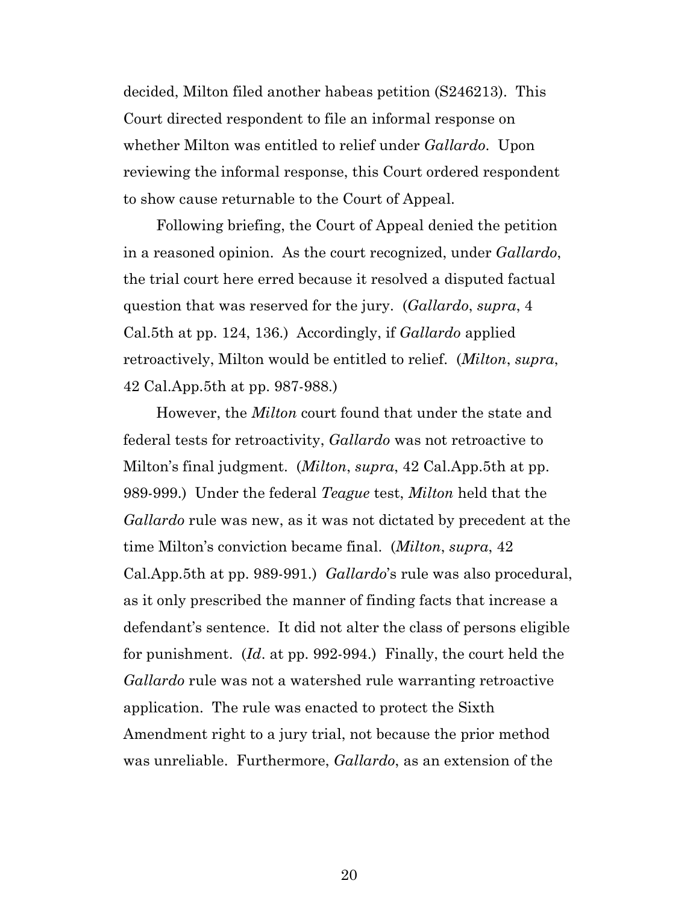decided, Milton filed another habeas petition (S246213). This Court directed respondent to file an informal response on whether Milton was entitled to relief under *Gallardo*. Upon reviewing the informal response, this Court ordered respondent to show cause returnable to the Court of Appeal.

Following briefing, the Court of Appeal denied the petition in a reasoned opinion. As the court recognized, under *Gallardo*, the trial court here erred because it resolved a disputed factual question that was reserved for the jury. (*Gallardo*, *supra*, 4 Cal.5th at pp. 124, 136.) Accordingly, if *Gallardo* applied retroactively, Milton would be entitled to relief. (*Milton*, *supra*, 42 Cal.App.5th at pp. 987-988.)

However, the *Milton* court found that under the state and federal tests for retroactivity, *Gallardo* was not retroactive to Milton's final judgment. (*Milton*, *supra*, 42 Cal.App.5th at pp. 989-999.) Under the federal *Teague* test, *Milton* held that the *Gallardo* rule was new, as it was not dictated by precedent at the time Milton's conviction became final. (*Milton*, *supra*, 42 Cal.App.5th at pp. 989-991.) *Gallardo*'s rule was also procedural, as it only prescribed the manner of finding facts that increase a defendant's sentence. It did not alter the class of persons eligible for punishment. (*Id*. at pp. 992-994.) Finally, the court held the *Gallardo* rule was not a watershed rule warranting retroactive application. The rule was enacted to protect the Sixth Amendment right to a jury trial, not because the prior method was unreliable. Furthermore, *Gallardo*, as an extension of the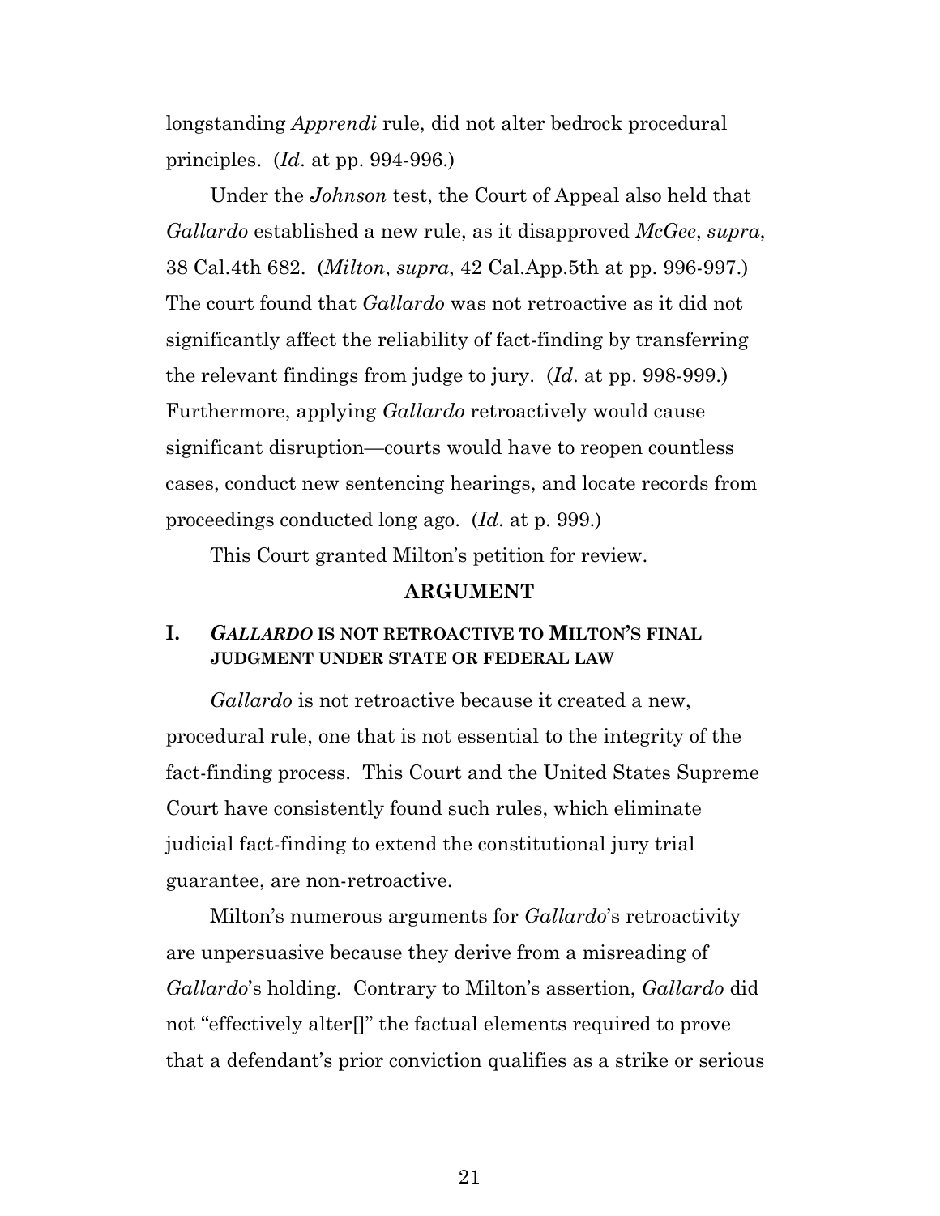longstanding *Apprendi* rule, did not alter bedrock procedural principles. (*Id*. at pp. 994-996.)

Under the *Johnson* test, the Court of Appeal also held that *Gallardo* established a new rule, as it disapproved *McGee*, *supra*, 38 Cal.4th 682. (*Milton*, *supra*, 42 Cal.App.5th at pp. 996-997.) The court found that *Gallardo* was not retroactive as it did not significantly affect the reliability of fact-finding by transferring the relevant findings from judge to jury. (*Id*. at pp. 998-999.) Furthermore, applying *Gallardo* retroactively would cause significant disruption—courts would have to reopen countless cases, conduct new sentencing hearings, and locate records from proceedings conducted long ago. (*Id*. at p. 999.)

This Court granted Milton's petition for review.

## ARGUMENT

### I. *GALLARDO* IS NOT RETROACTIVE TO MILTON'S FINAL JUDGMENT UNDER STATE OR FEDERAL LAW

*Gallardo* is not retroactive because it created a new, procedural rule, one that is not essential to the integrity of the fact-finding process. This Court and the United States Supreme Court have consistently found such rules, which eliminate judicial fact-finding to extend the constitutional jury trial guarantee, are non-retroactive.

Milton's numerous arguments for *Gallardo*'s retroactivity are unpersuasive because they derive from a misreading of *Gallardo*'s holding. Contrary to Milton's assertion, *Gallardo* did not "effectively alter[]" the factual elements required to prove that a defendant's prior conviction qualifies as a strike or serious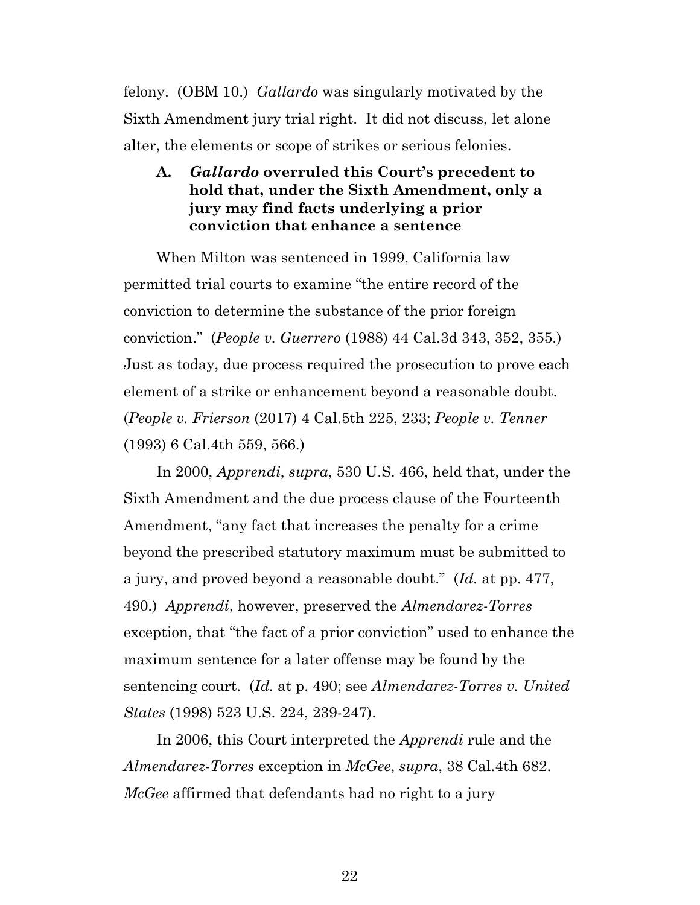felony. (OBM 10.) *Gallardo* was singularly motivated by the Sixth Amendment jury trial right. It did not discuss, let alone alter, the elements or scope of strikes or serious felonies.

### A. *Gallardo* overruled this Court's precedent to hold that, under the Sixth Amendment, only a jury may find facts underlying a prior conviction that enhance a sentence

When Milton was sentenced in 1999, California law permitted trial courts to examine "the entire record of the conviction to determine the substance of the prior foreign conviction." (*People v. Guerrero* (1988) 44 Cal.3d 343, 352, 355.) Just as today, due process required the prosecution to prove each element of a strike or enhancement beyond a reasonable doubt. (*People v. Frierson* (2017) 4 Cal.5th 225, 233; *People v. Tenner* (1993) 6 Cal.4th 559, 566.)

In 2000, *Apprendi*, *supra*, 530 U.S. 466, held that, under the Sixth Amendment and the due process clause of the Fourteenth Amendment, "any fact that increases the penalty for a crime beyond the prescribed statutory maximum must be submitted to a jury, and proved beyond a reasonable doubt." (*Id.* at pp. 477, 490.) *Apprendi*, however, preserved the *Almendarez-Torres* exception, that "the fact of a prior conviction" used to enhance the maximum sentence for a later offense may be found by the sentencing court. (*Id.* at p. 490; see *Almendarez-Torres v. United States* (1998) 523 U.S. 224, 239-247).

In 2006, this Court interpreted the *Apprendi* rule and the *Almendarez-Torres* exception in *McGee*, *supra*, 38 Cal.4th 682. *McGee* affirmed that defendants had no right to a jury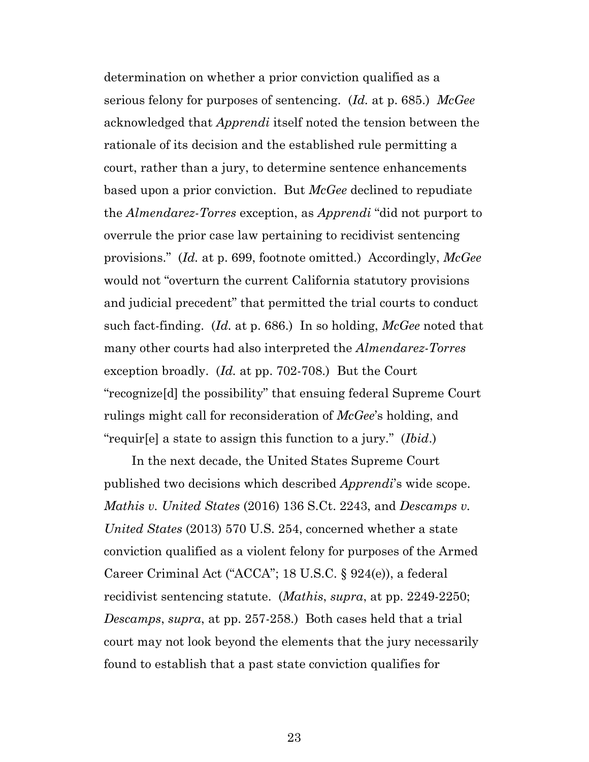determination on whether a prior conviction qualified as a serious felony for purposes of sentencing. (*Id.* at p. 685.) *McGee* acknowledged that *Apprendi* itself noted the tension between the rationale of its decision and the established rule permitting a court, rather than a jury, to determine sentence enhancements based upon a prior conviction. But *McGee* declined to repudiate the *Almendarez-Torres* exception, as *Apprendi* "did not purport to overrule the prior case law pertaining to recidivist sentencing provisions." (*Id.* at p. 699, footnote omitted.) Accordingly, *McGee* would not "overturn the current California statutory provisions and judicial precedent" that permitted the trial courts to conduct such fact-finding. (*Id.* at p. 686.) In so holding, *McGee* noted that many other courts had also interpreted the *Almendarez-Torres* exception broadly. (*Id.* at pp. 702-708.) But the Court "recognize[d] the possibility" that ensuing federal Supreme Court rulings might call for reconsideration of *McGee*'s holding, and "requir[e] a state to assign this function to a jury." (*Ibid*.)

In the next decade, the United States Supreme Court published two decisions which described *Apprendi*'s wide scope. *Mathis v. United States* (2016) 136 S.Ct. 2243, and *Descamps v. United States* (2013) 570 U.S. 254, concerned whether a state conviction qualified as a violent felony for purposes of the Armed Career Criminal Act ("ACCA"; 18 U.S.C. § 924(e)), a federal recidivist sentencing statute. (*Mathis*, *supra*, at pp. 2249-2250; *Descamps*, *supra*, at pp. 257-258.) Both cases held that a trial court may not look beyond the elements that the jury necessarily found to establish that a past state conviction qualifies for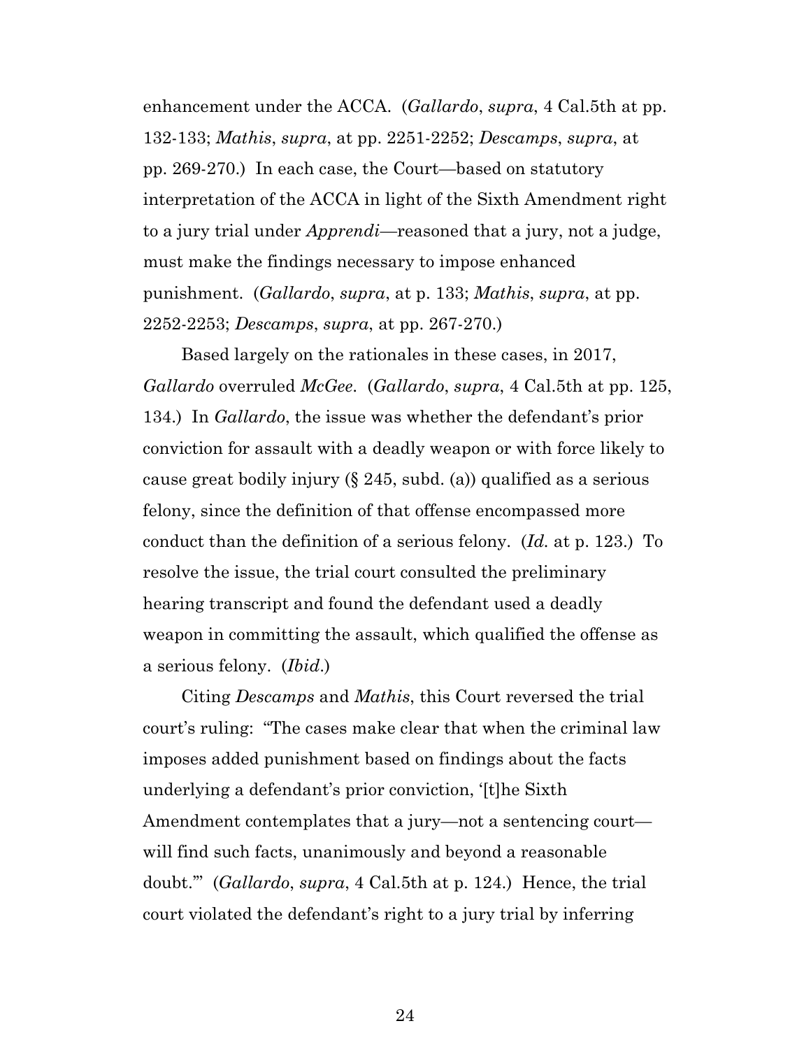enhancement under the ACCA. (*Gallardo*, *supra*, 4 Cal.5th at pp. 132-133; *Mathis*, *supra*, at pp. 2251-2252; *Descamps*, *supra*, at pp. 269-270.) In each case, the Court—based on statutory interpretation of the ACCA in light of the Sixth Amendment right to a jury trial under *Apprendi*—reasoned that a jury, not a judge, must make the findings necessary to impose enhanced punishment. (*Gallardo*, *supra*, at p. 133; *Mathis*, *supra*, at pp. 2252-2253; *Descamps*, *supra*, at pp. 267-270.)

Based largely on the rationales in these cases, in 2017, *Gallardo* overruled *McGee*. (*Gallardo*, *supra*, 4 Cal.5th at pp. 125, 134.) In *Gallardo*, the issue was whether the defendant's prior conviction for assault with a deadly weapon or with force likely to cause great bodily injury (§ 245, subd. (a)) qualified as a serious felony, since the definition of that offense encompassed more conduct than the definition of a serious felony. (*Id.* at p. 123.) To resolve the issue, the trial court consulted the preliminary hearing transcript and found the defendant used a deadly weapon in committing the assault, which qualified the offense as a serious felony. (*Ibid*.)

Citing *Descamps* and *Mathis*, this Court reversed the trial court's ruling: "The cases make clear that when the criminal law imposes added punishment based on findings about the facts underlying a defendant's prior conviction, '[t]he Sixth Amendment contemplates that a jury—not a sentencing court—will find such facts, unanimously and beyond a reasonable doubt.'" (*Gallardo*, *supra*, 4 Cal.5th at p. 124.) Hence, the trial court violated the defendant's right to a jury trial by inferring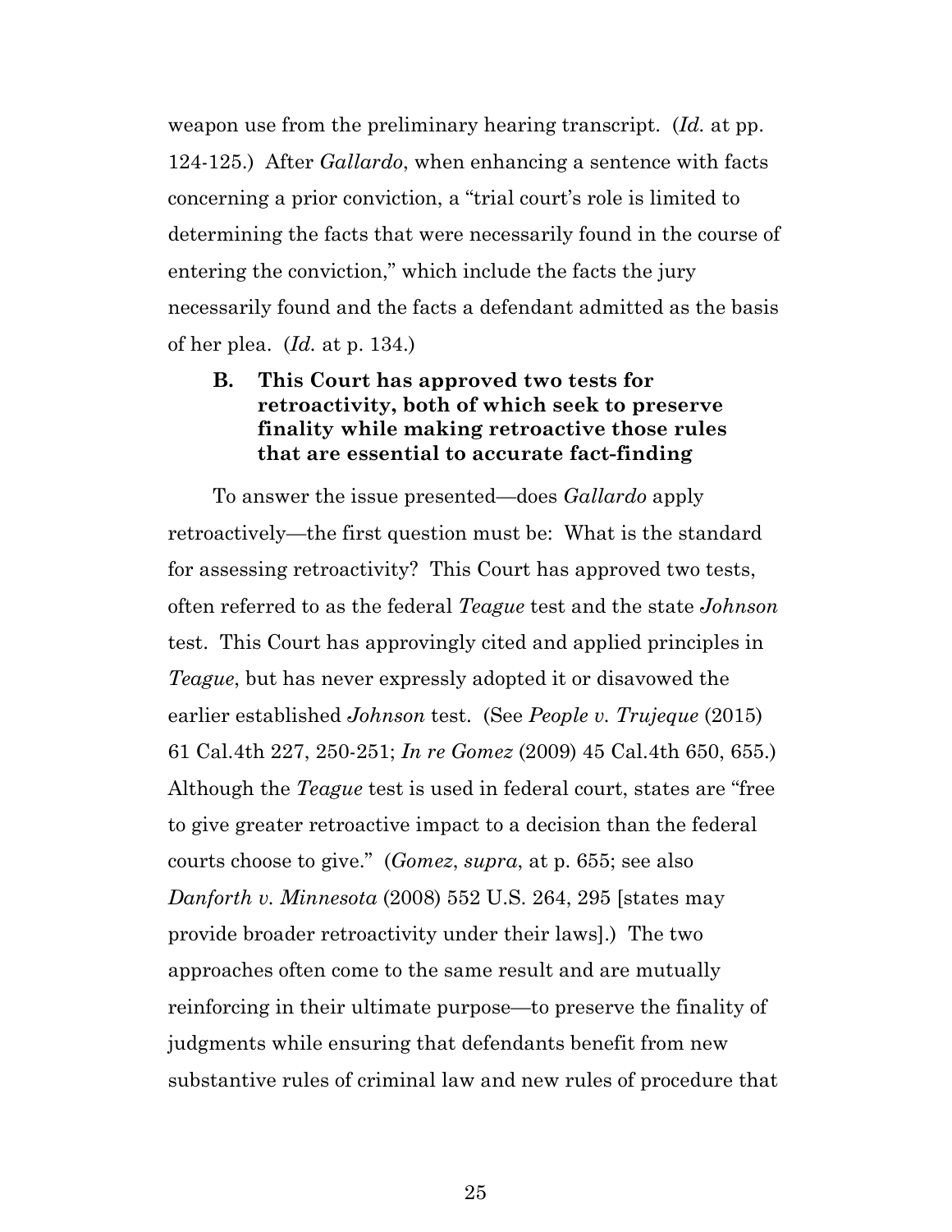weapon use from the preliminary hearing transcript. (*Id.* at pp. 124-125.) After *Gallardo*, when enhancing a sentence with facts concerning a prior conviction, a "trial court's role is limited to determining the facts that were necessarily found in the course of entering the conviction," which include the facts the jury necessarily found and the facts a defendant admitted as the basis of her plea. (*Id.* at p. 134.)

### B. This Court has approved two tests for retroactivity, both of which seek to preserve finality while making retroactive those rules that are essential to accurate fact-finding

To answer the issue presented—does *Gallardo* apply retroactively—the first question must be: What is the standard for assessing retroactivity? This Court has approved two tests, often referred to as the federal *Teague* test and the state *Johnson* test. This Court has approvingly cited and applied principles in *Teague*, but has never expressly adopted it or disavowed the earlier established *Johnson* test. (See *People v. Trujeque* (2015) 61 Cal.4th 227, 250-251; *In re Gomez* (2009) 45 Cal.4th 650, 655.) Although the *Teague* test is used in federal court, states are "free to give greater retroactive impact to a decision than the federal courts choose to give." (*Gomez*, *supra*, at p. 655; see also *Danforth v. Minnesota* (2008) 552 U.S. 264, 295 [states may provide broader retroactivity under their laws].) The two approaches often come to the same result and are mutually reinforcing in their ultimate purpose—to preserve the finality of judgments while ensuring that defendants benefit from new substantive rules of criminal law and new rules of procedure that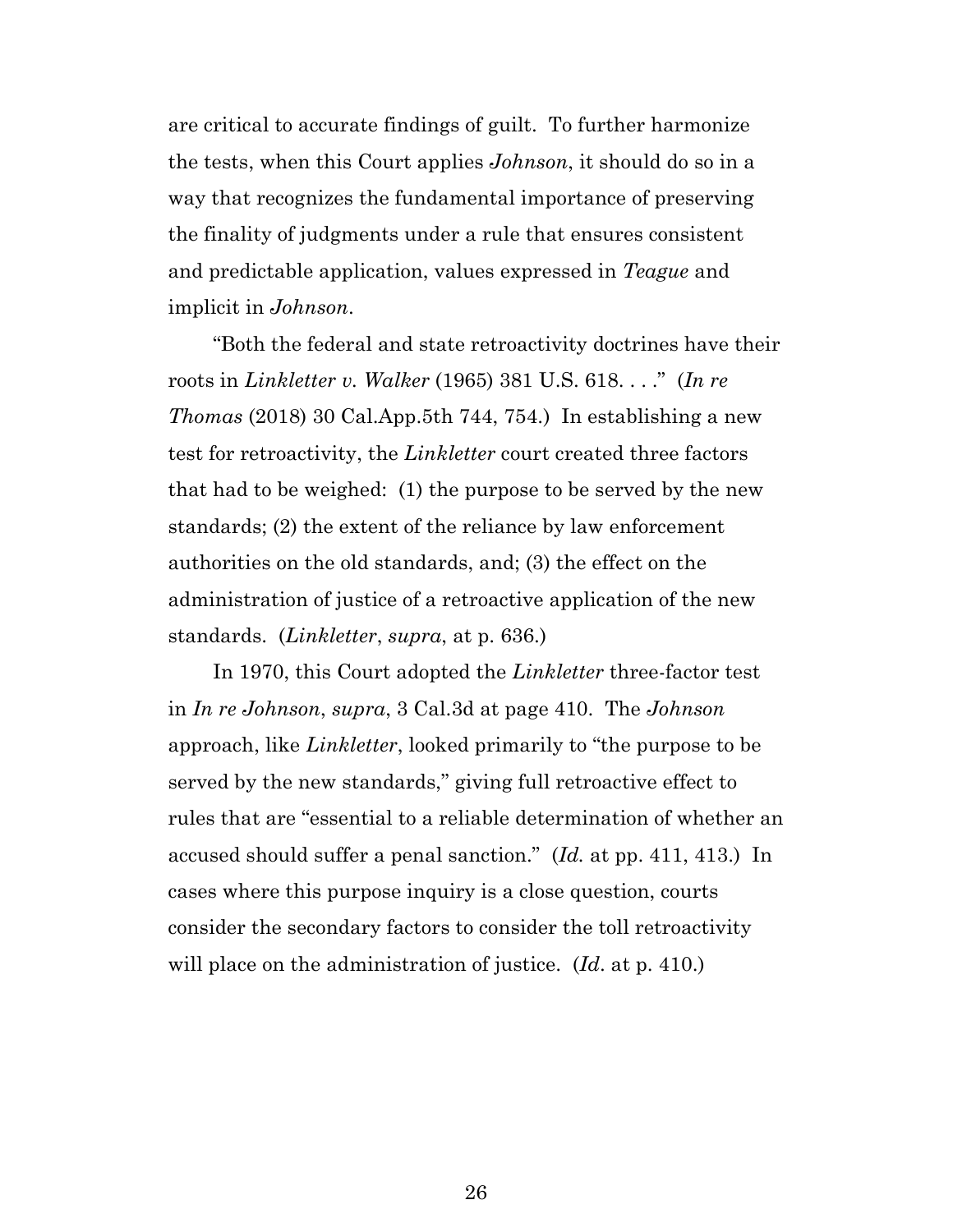are critical to accurate findings of guilt. To further harmonize the tests, when this Court applies *Johnson*, it should do so in a way that recognizes the fundamental importance of preserving the finality of judgments under a rule that ensures consistent and predictable application, values expressed in *Teague* and implicit in *Johnson*.

"Both the federal and state retroactivity doctrines have their roots in *Linkletter v. Walker* (1965) 381 U.S. 618. . . ." (*In re Thomas* (2018) 30 Cal.App.5th 744, 754.) In establishing a new test for retroactivity, the *Linkletter* court created three factors that had to be weighed: (1) the purpose to be served by the new standards; (2) the extent of the reliance by law enforcement authorities on the old standards, and; (3) the effect on the administration of justice of a retroactive application of the new standards. (*Linkletter*, *supra*, at p. 636.)

In 1970, this Court adopted the *Linkletter* three-factor test in *In re Johnson*, *supra*, 3 Cal.3d at page 410. The *Johnson* approach, like *Linkletter*, looked primarily to "the purpose to be served by the new standards," giving full retroactive effect to rules that are "essential to a reliable determination of whether an accused should suffer a penal sanction." (*Id.* at pp. 411, 413.) In cases where this purpose inquiry is a close question, courts consider the secondary factors to consider the toll retroactivity will place on the administration of justice. (*Id*. at p. 410.)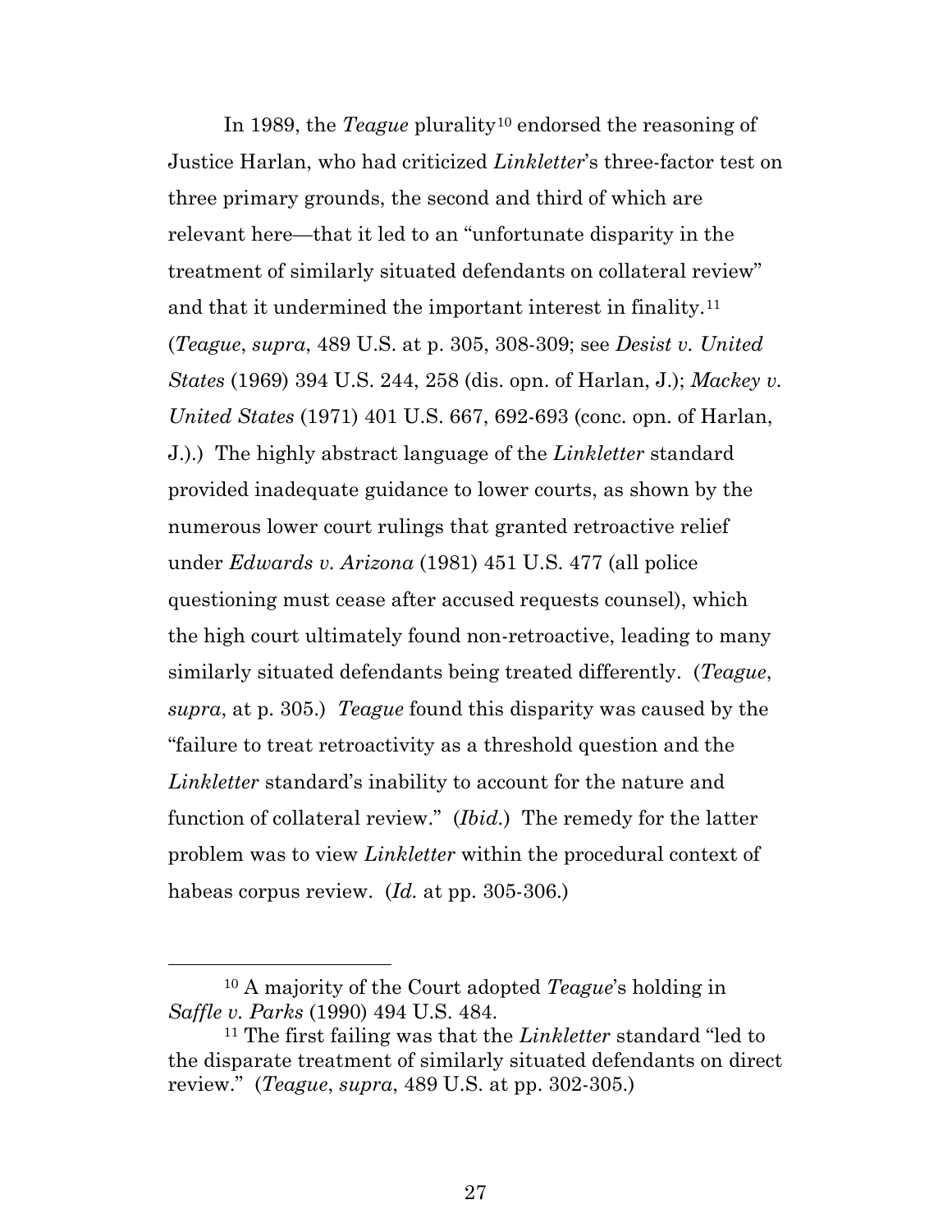In 1989, the *Teague* plurality[10] endorsed the reasoning of Justice Harlan, who had criticized *Linkletter*'s three-factor test on three primary grounds, the second and third of which are relevant here—that it led to an "unfortunate disparity in the treatment of similarly situated defendants on collateral review" and that it undermined the important interest in finality.[11] (*Teague*, *supra*, 489 U.S. at p. 305, 308-309; see *Desist v. United States* (1969) 394 U.S. 244, 258 (dis. opn. of Harlan, J.); *Mackey v. United States* (1971) 401 U.S. 667, 692-693 (conc. opn. of Harlan, J.).) The highly abstract language of the *Linkletter* standard provided inadequate guidance to lower courts, as shown by the numerous lower court rulings that granted retroactive relief under *Edwards v. Arizona* (1981) 451 U.S. 477 (all police questioning must cease after accused requests counsel), which the high court ultimately found non-retroactive, leading to many similarly situated defendants being treated differently. (*Teague*, *supra*, at p. 305.) *Teague* found this disparity was caused by the "failure to treat retroactivity as a threshold question and the *Linkletter* standard's inability to account for the nature and function of collateral review." (*Ibid.*) The remedy for the latter problem was to view *Linkletter* within the procedural context of habeas corpus review. (*Id.* at pp. 305-306.)

---

[10] A majority of the Court adopted *Teague*'s holding in *Saffle v. Parks* (1990) 494 U.S. 484.

[11] The first failing was that the *Linkletter* standard "led to the disparate treatment of similarly situated defendants on direct review." (*Teague*, *supra*, 489 U.S. at pp. 302-305.)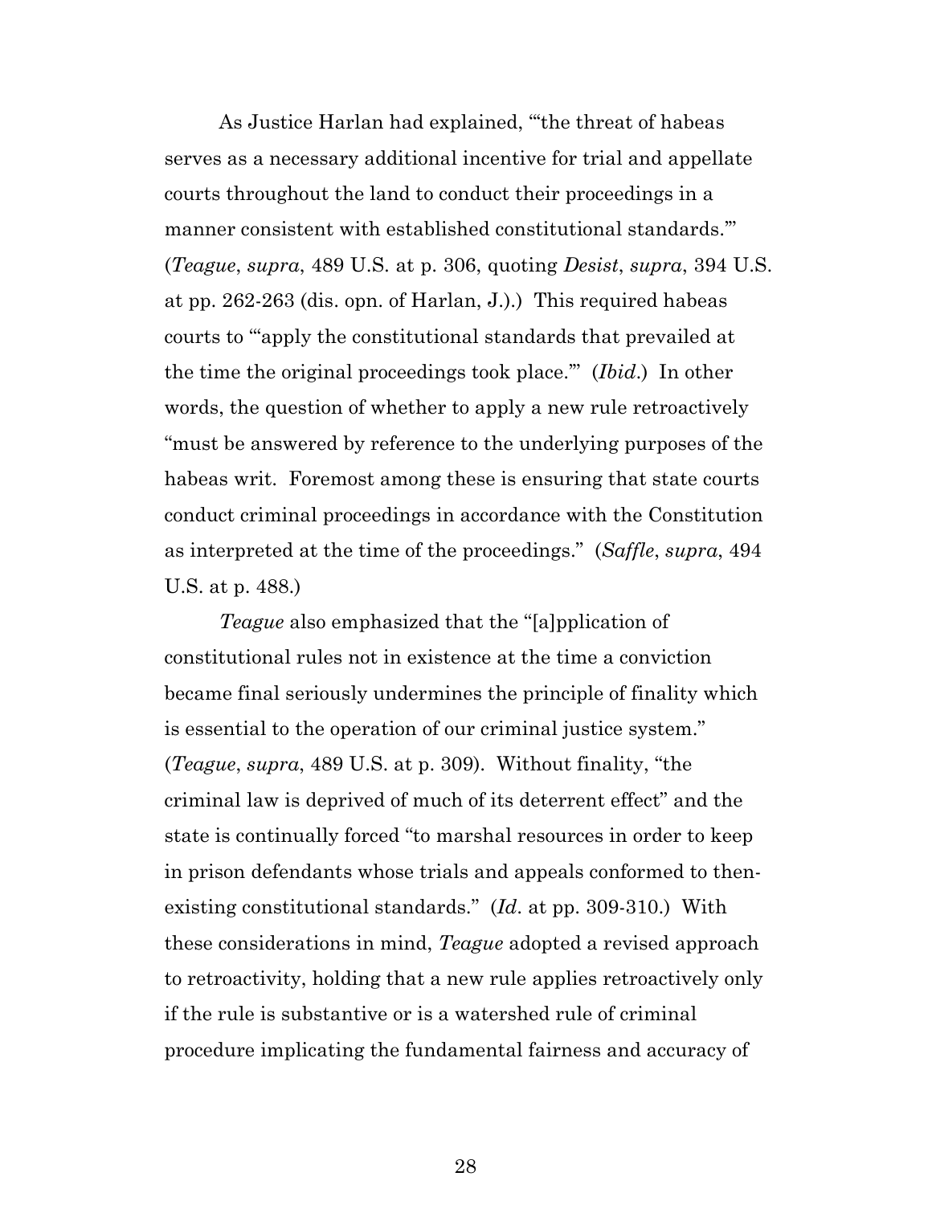As Justice Harlan had explained, "'the threat of habeas serves as a necessary additional incentive for trial and appellate courts throughout the land to conduct their proceedings in a manner consistent with established constitutional standards.'" (*Teague*, *supra*, 489 U.S. at p. 306, quoting *Desist*, *supra*, 394 U.S. at pp. 262-263 (dis. opn. of Harlan, J.).) This required habeas courts to "'apply the constitutional standards that prevailed at the time the original proceedings took place.'" (*Ibid*.) In other words, the question of whether to apply a new rule retroactively "must be answered by reference to the underlying purposes of the habeas writ. Foremost among these is ensuring that state courts conduct criminal proceedings in accordance with the Constitution as interpreted at the time of the proceedings." (*Saffle*, *supra*, 494 U.S. at p. 488.)

*Teague* also emphasized that the "[a]pplication of constitutional rules not in existence at the time a conviction became final seriously undermines the principle of finality which is essential to the operation of our criminal justice system." (*Teague*, *supra*, 489 U.S. at p. 309). Without finality, "the criminal law is deprived of much of its deterrent effect" and the state is continually forced "to marshal resources in order to keep in prison defendants whose trials and appeals conformed to then-existing constitutional standards." (*Id*. at pp. 309-310.) With these considerations in mind, *Teague* adopted a revised approach to retroactivity, holding that a new rule applies retroactively only if the rule is substantive or is a watershed rule of criminal procedure implicating the fundamental fairness and accuracy of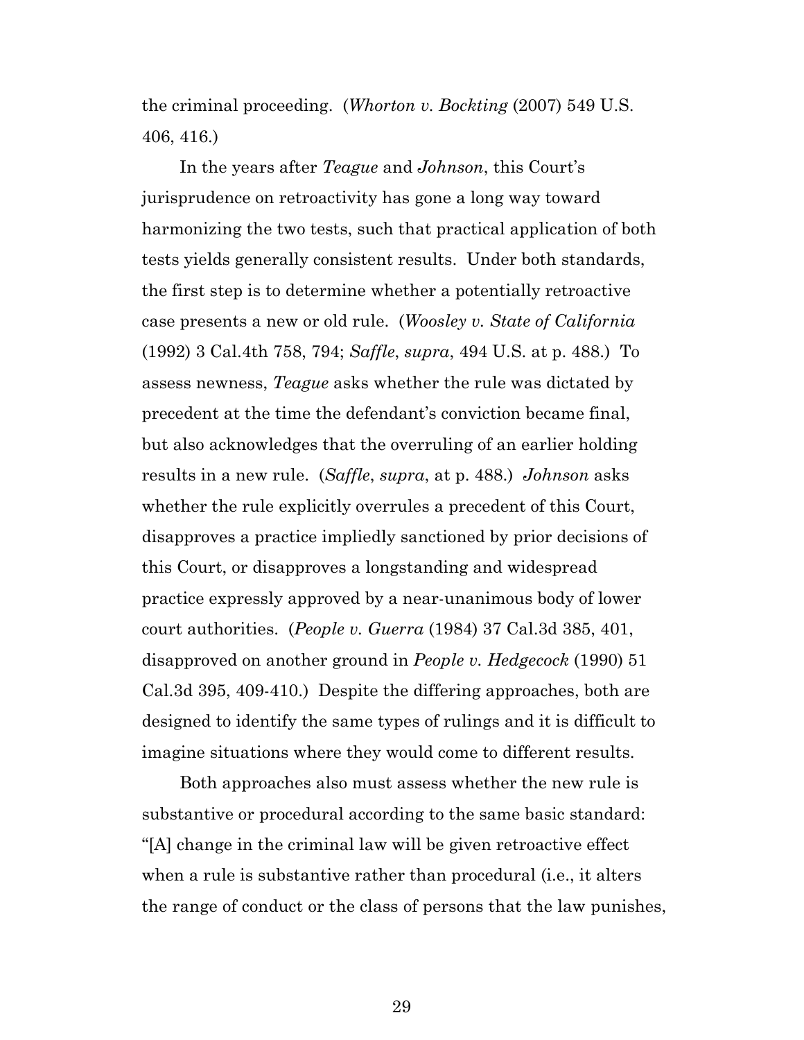the criminal proceeding. (*Whorton v. Bockting* (2007) 549 U.S. 406, 416.)

In the years after *Teague* and *Johnson*, this Court's jurisprudence on retroactivity has gone a long way toward harmonizing the two tests, such that practical application of both tests yields generally consistent results. Under both standards, the first step is to determine whether a potentially retroactive case presents a new or old rule. (*Woosley v. State of California* (1992) 3 Cal.4th 758, 794; *Saffle*, *supra*, 494 U.S. at p. 488.) To assess newness, *Teague* asks whether the rule was dictated by precedent at the time the defendant's conviction became final, but also acknowledges that the overruling of an earlier holding results in a new rule. (*Saffle*, *supra*, at p. 488.) *Johnson* asks whether the rule explicitly overrules a precedent of this Court, disapproves a practice impliedly sanctioned by prior decisions of this Court, or disapproves a longstanding and widespread practice expressly approved by a near-unanimous body of lower court authorities. (*People v. Guerra* (1984) 37 Cal.3d 385, 401, disapproved on another ground in *People v. Hedgecock* (1990) 51 Cal.3d 395, 409-410.) Despite the differing approaches, both are designed to identify the same types of rulings and it is difficult to imagine situations where they would come to different results.

Both approaches also must assess whether the new rule is substantive or procedural according to the same basic standard: "[A] change in the criminal law will be given retroactive effect when a rule is substantive rather than procedural (i.e., it alters the range of conduct or the class of persons that the law punishes,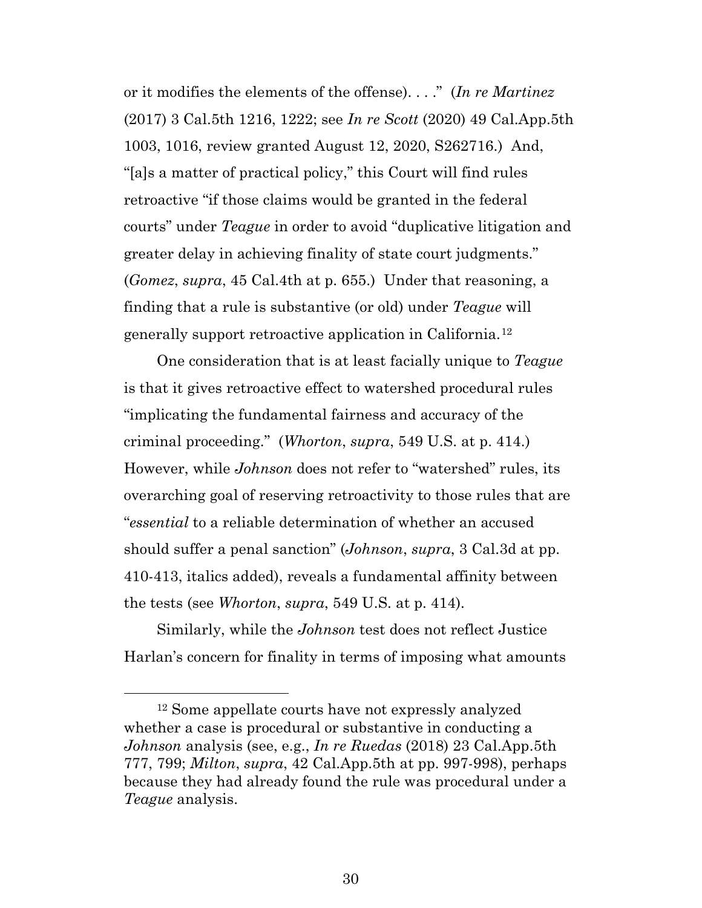or it modifies the elements of the offense). . . ." (*In re Martinez* (2017) 3 Cal.5th 1216, 1222; see *In re Scott* (2020) 49 Cal.App.5th 1003, 1016, review granted August 12, 2020, S262716.) And, "[a]s a matter of practical policy," this Court will find rules retroactive "if those claims would be granted in the federal courts" under *Teague* in order to avoid "duplicative litigation and greater delay in achieving finality of state court judgments." (*Gomez*, *supra*, 45 Cal.4th at p. 655.) Under that reasoning, a finding that a rule is substantive (or old) under *Teague* will generally support retroactive application in California.[12]

One consideration that is at least facially unique to *Teague* is that it gives retroactive effect to watershed procedural rules "implicating the fundamental fairness and accuracy of the criminal proceeding." (*Whorton*, *supra*, 549 U.S. at p. 414.) However, while *Johnson* does not refer to "watershed" rules, its overarching goal of reserving retroactivity to those rules that are "*essential* to a reliable determination of whether an accused should suffer a penal sanction" (*Johnson*, *supra*, 3 Cal.3d at pp. 410-413, italics added), reveals a fundamental affinity between the tests (see *Whorton*, *supra*, 549 U.S. at p. 414).

Similarly, while the *Johnson* test does not reflect Justice Harlan's concern for finality in terms of imposing what amounts

---

[12] Some appellate courts have not expressly analyzed whether a case is procedural or substantive in conducting a *Johnson* analysis (see, e.g., *In re Ruedas* (2018) 23 Cal.App.5th 777, 799; *Milton*, *supra*, 42 Cal.App.5th at pp. 997-998), perhaps because they had already found the rule was procedural under a *Teague* analysis.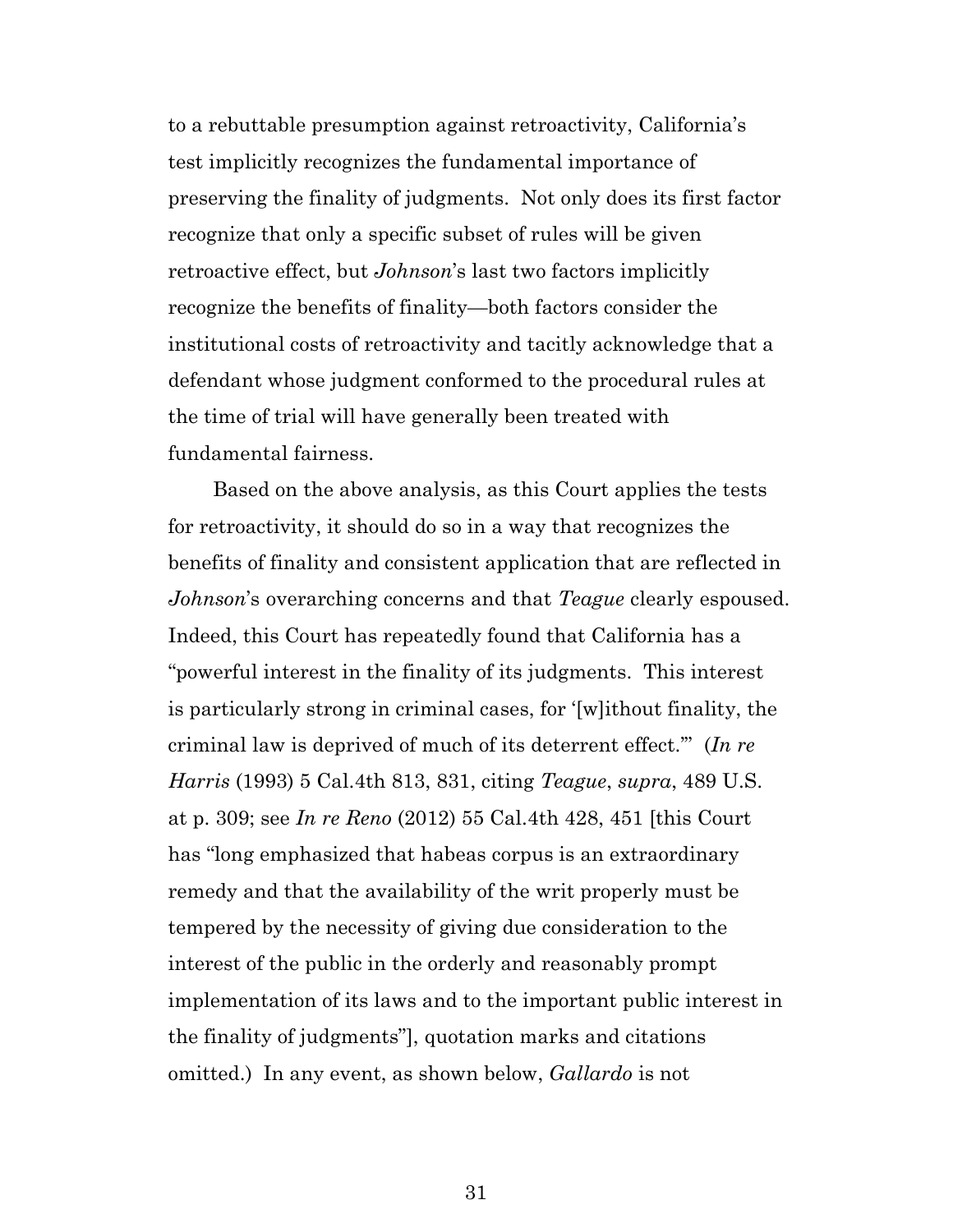to a rebuttable presumption against retroactivity, California's test implicitly recognizes the fundamental importance of preserving the finality of judgments. Not only does its first factor recognize that only a specific subset of rules will be given retroactive effect, but *Johnson*'s last two factors implicitly recognize the benefits of finality—both factors consider the institutional costs of retroactivity and tacitly acknowledge that a defendant whose judgment conformed to the procedural rules at the time of trial will have generally been treated with fundamental fairness.

Based on the above analysis, as this Court applies the tests for retroactivity, it should do so in a way that recognizes the benefits of finality and consistent application that are reflected in *Johnson*'s overarching concerns and that *Teague* clearly espoused. Indeed, this Court has repeatedly found that California has a "powerful interest in the finality of its judgments. This interest is particularly strong in criminal cases, for '[w]ithout finality, the criminal law is deprived of much of its deterrent effect.'" (*In re Harris* (1993) 5 Cal.4th 813, 831, citing *Teague*, *supra*, 489 U.S. at p. 309; see *In re Reno* (2012) 55 Cal.4th 428, 451 [this Court has "long emphasized that habeas corpus is an extraordinary remedy and that the availability of the writ properly must be tempered by the necessity of giving due consideration to the interest of the public in the orderly and reasonably prompt implementation of its laws and to the important public interest in the finality of judgments"], quotation marks and citations omitted.) In any event, as shown below, *Gallardo* is not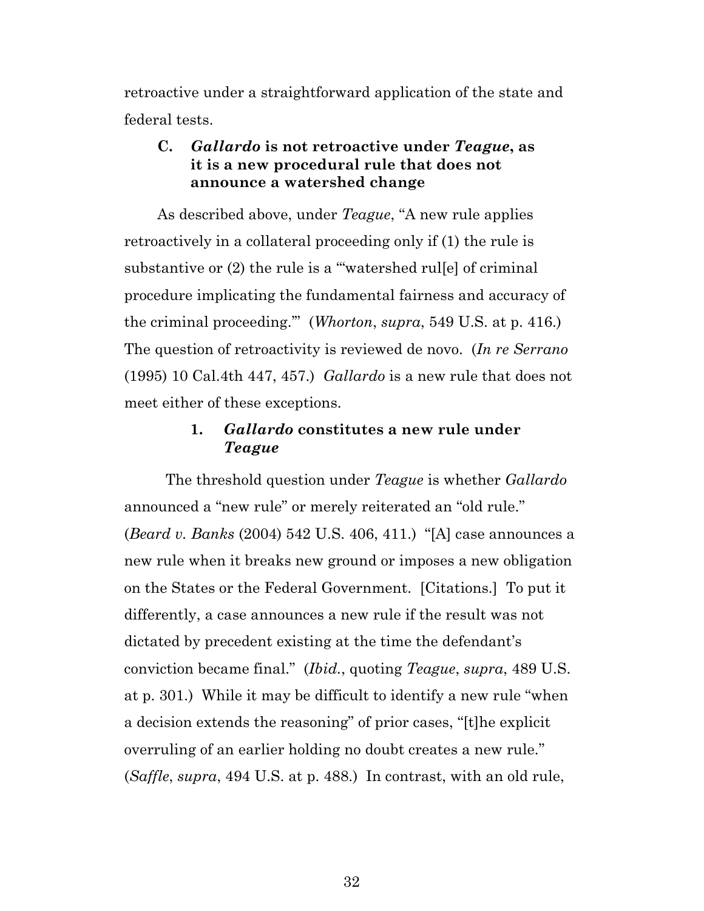retroactive under a straightforward application of the state and federal tests.

### C. *Gallardo* is not retroactive under *Teague*, as it is a new procedural rule that does not announce a watershed change

As described above, under *Teague*, "A new rule applies retroactively in a collateral proceeding only if (1) the rule is substantive or (2) the rule is a '"watershed rul[e] of criminal procedure implicating the fundamental fairness and accuracy of the criminal proceeding."' (*Whorton*, *supra*, 549 U.S. at p. 416.) The question of retroactivity is reviewed de novo. (*In re Serrano* (1995) 10 Cal.4th 447, 457.) *Gallardo* is a new rule that does not meet either of these exceptions.

#### 1. *Gallardo* constitutes a new rule under *Teague*

The threshold question under *Teague* is whether *Gallardo* announced a "new rule" or merely reiterated an "old rule." (*Beard v. Banks* (2004) 542 U.S. 406, 411.) "[A] case announces a new rule when it breaks new ground or imposes a new obligation on the States or the Federal Government. [Citations.] To put it differently, a case announces a new rule if the result was not dictated by precedent existing at the time the defendant's conviction became final." (*Ibid.*, quoting *Teague*, *supra*, 489 U.S. at p. 301.) While it may be difficult to identify a new rule "when a decision extends the reasoning" of prior cases, "[t]he explicit overruling of an earlier holding no doubt creates a new rule." (*Saffle*, *supra*, 494 U.S. at p. 488.) In contrast, with an old rule,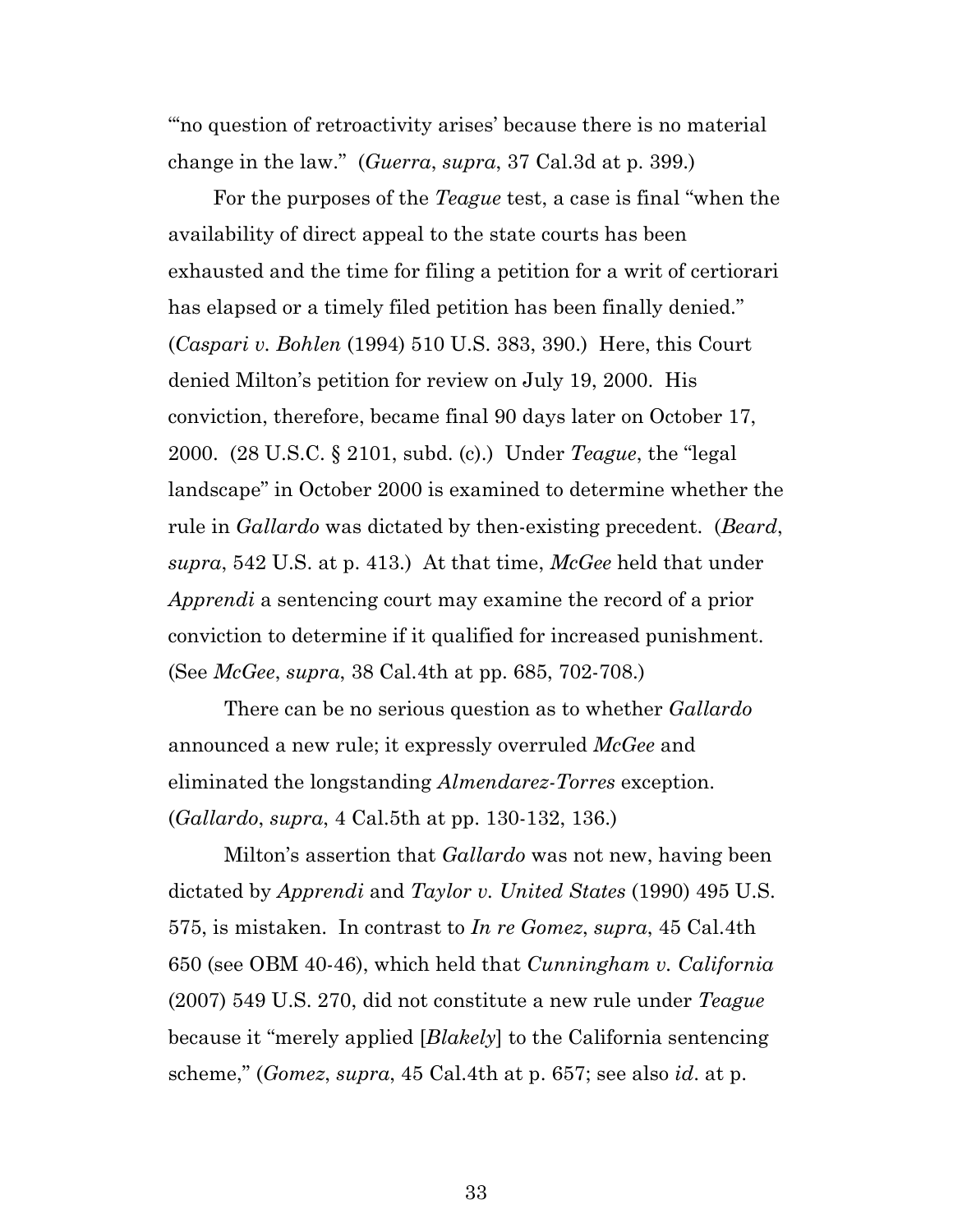"'no question of retroactivity arises' because there is no material change in the law." (*Guerra*, *supra*, 37 Cal.3d at p. 399.)

For the purposes of the *Teague* test, a case is final "when the availability of direct appeal to the state courts has been exhausted and the time for filing a petition for a writ of certiorari has elapsed or a timely filed petition has been finally denied." (*Caspari v. Bohlen* (1994) 510 U.S. 383, 390.) Here, this Court denied Milton's petition for review on July 19, 2000. His conviction, therefore, became final 90 days later on October 17, 2000. (28 U.S.C. § 2101, subd. (c).) Under *Teague*, the "legal landscape" in October 2000 is examined to determine whether the rule in *Gallardo* was dictated by then-existing precedent. (*Beard*, *supra*, 542 U.S. at p. 413.) At that time, *McGee* held that under *Apprendi* a sentencing court may examine the record of a prior conviction to determine if it qualified for increased punishment. (See *McGee*, *supra*, 38 Cal.4th at pp. 685, 702-708.)

There can be no serious question as to whether *Gallardo* announced a new rule; it expressly overruled *McGee* and eliminated the longstanding *Almendarez-Torres* exception. (*Gallardo*, *supra*, 4 Cal.5th at pp. 130-132, 136.)

Milton's assertion that *Gallardo* was not new, having been dictated by *Apprendi* and *Taylor v. United States* (1990) 495 U.S. 575, is mistaken. In contrast to *In re Gomez*, *supra*, 45 Cal.4th 650 (see OBM 40-46), which held that *Cunningham v. California* (2007) 549 U.S. 270, did not constitute a new rule under *Teague* because it "merely applied [*Blakely*] to the California sentencing scheme," (*Gomez*, *supra*, 45 Cal.4th at p. 657; see also *id*. at p.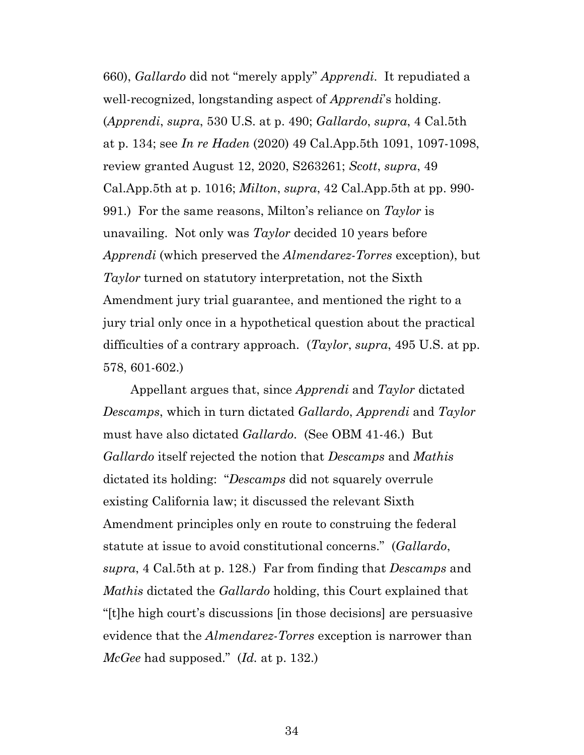660), *Gallardo* did not "merely apply" *Apprendi*. It repudiated a well-recognized, longstanding aspect of *Apprendi*'s holding. (*Apprendi*, *supra*, 530 U.S. at p. 490; *Gallardo*, *supra*, 4 Cal.5th at p. 134; see *In re Haden* (2020) 49 Cal.App.5th 1091, 1097-1098, review granted August 12, 2020, S263261; *Scott*, *supra*, 49 Cal.App.5th at p. 1016; *Milton*, *supra*, 42 Cal.App.5th at pp. 990-991.) For the same reasons, Milton's reliance on *Taylor* is unavailing. Not only was *Taylor* decided 10 years before *Apprendi* (which preserved the *Almendarez-Torres* exception), but *Taylor* turned on statutory interpretation, not the Sixth Amendment jury trial guarantee, and mentioned the right to a jury trial only once in a hypothetical question about the practical difficulties of a contrary approach. (*Taylor*, *supra*, 495 U.S. at pp. 578, 601-602.)

Appellant argues that, since *Apprendi* and *Taylor* dictated *Descamps*, which in turn dictated *Gallardo*, *Apprendi* and *Taylor* must have also dictated *Gallardo*. (See OBM 41-46.) But *Gallardo* itself rejected the notion that *Descamps* and *Mathis* dictated its holding: "*Descamps* did not squarely overrule existing California law; it discussed the relevant Sixth Amendment principles only en route to construing the federal statute at issue to avoid constitutional concerns." (*Gallardo*, *supra*, 4 Cal.5th at p. 128.) Far from finding that *Descamps* and *Mathis* dictated the *Gallardo* holding, this Court explained that "[t]he high court's discussions [in those decisions] are persuasive evidence that the *Almendarez-Torres* exception is narrower than *McGee* had supposed." (*Id.* at p. 132.)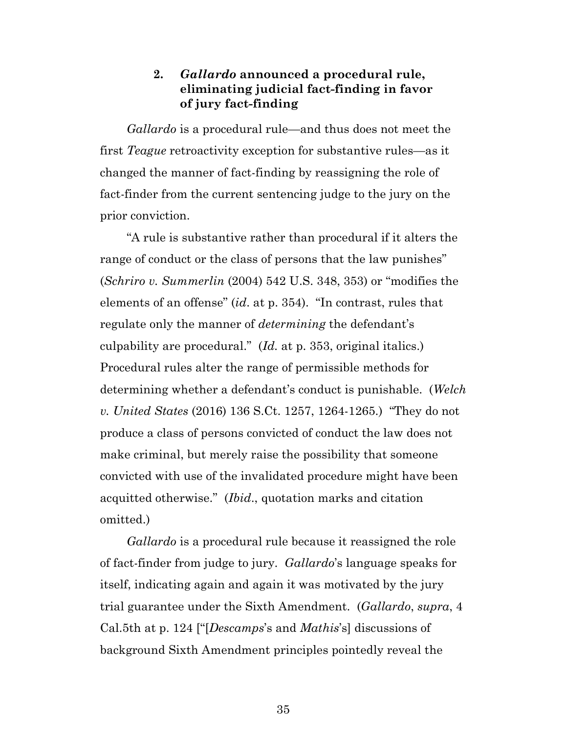### 2. *Gallardo* announced a procedural rule, eliminating judicial fact-finding in favor of jury fact-finding

*Gallardo* is a procedural rule—and thus does not meet the first *Teague* retroactivity exception for substantive rules—as it changed the manner of fact-finding by reassigning the role of fact-finder from the current sentencing judge to the jury on the prior conviction.

"A rule is substantive rather than procedural if it alters the range of conduct or the class of persons that the law punishes" (*Schriro v. Summerlin* (2004) 542 U.S. 348, 353) or "modifies the elements of an offense" (*id*. at p. 354). "In contrast, rules that regulate only the manner of *determining* the defendant's culpability are procedural." (*Id.* at p. 353, original italics.) Procedural rules alter the range of permissible methods for determining whether a defendant's conduct is punishable. (*Welch v. United States* (2016) 136 S.Ct. 1257, 1264-1265.) "They do not produce a class of persons convicted of conduct the law does not make criminal, but merely raise the possibility that someone convicted with use of the invalidated procedure might have been acquitted otherwise." (*Ibid*., quotation marks and citation omitted.)

*Gallardo* is a procedural rule because it reassigned the role of fact-finder from judge to jury. *Gallardo*'s language speaks for itself, indicating again and again it was motivated by the jury trial guarantee under the Sixth Amendment. (*Gallardo*, *supra*, 4 Cal.5th at p. 124 ["[*Descamps*'s and *Mathis*'s] discussions of background Sixth Amendment principles pointedly reveal the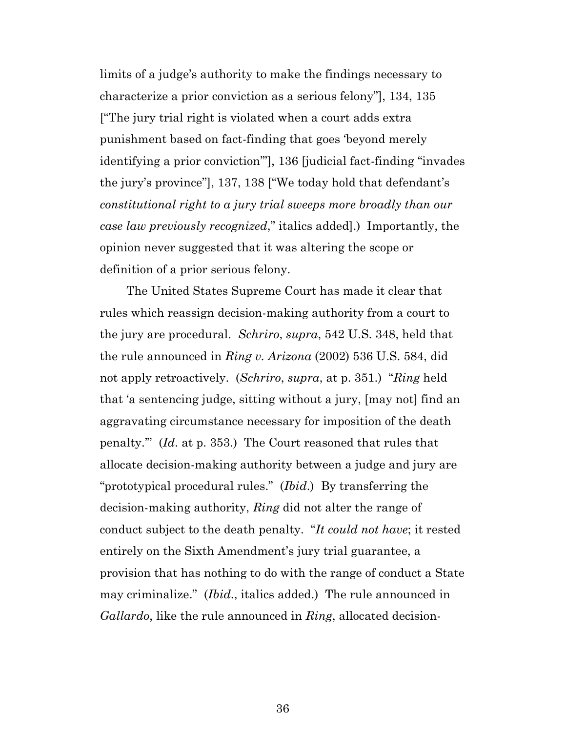limits of a judge's authority to make the findings necessary to characterize a prior conviction as a serious felony"], 134, 135 ["The jury trial right is violated when a court adds extra punishment based on fact-finding that goes 'beyond merely identifying a prior conviction'"], 136 [judicial fact-finding "invades the jury's province"], 137, 138 ["We today hold that defendant's *constitutional right to a jury trial sweeps more broadly than our case law previously recognized*," italics added].) Importantly, the opinion never suggested that it was altering the scope or definition of a prior serious felony.

The United States Supreme Court has made it clear that rules which reassign decision-making authority from a court to the jury are procedural. *Schriro*, *supra*, 542 U.S. 348, held that the rule announced in *Ring v. Arizona* (2002) 536 U.S. 584, did not apply retroactively. (*Schriro*, *supra*, at p. 351.) "*Ring* held that 'a sentencing judge, sitting without a jury, [may not] find an aggravating circumstance necessary for imposition of the death penalty.'" (*Id*. at p. 353.) The Court reasoned that rules that allocate decision-making authority between a judge and jury are "prototypical procedural rules." (*Ibid*.) By transferring the decision-making authority, *Ring* did not alter the range of conduct subject to the death penalty. "*It could not have*; it rested entirely on the Sixth Amendment's jury trial guarantee, a provision that has nothing to do with the range of conduct a State may criminalize." (*Ibid*., italics added.) The rule announced in *Gallardo*, like the rule announced in *Ring*, allocated decision-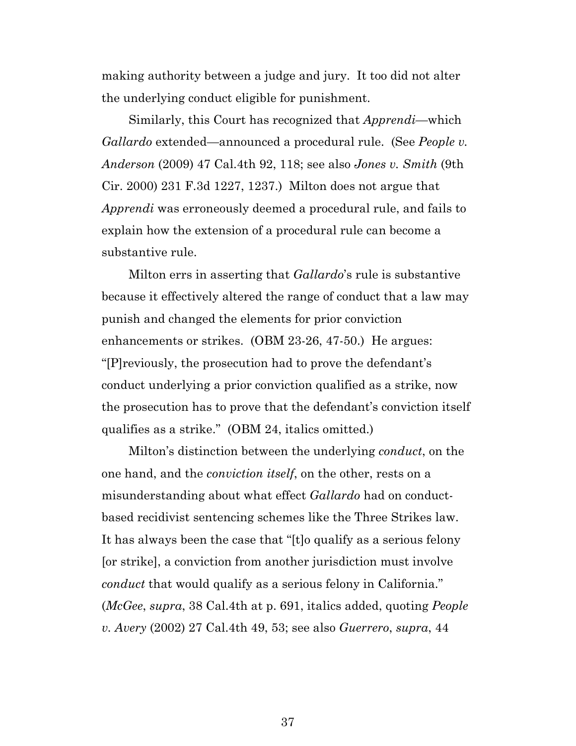making authority between a judge and jury. It too did not alter the underlying conduct eligible for punishment.

Similarly, this Court has recognized that *Apprendi*—which *Gallardo* extended—announced a procedural rule. (See *People v. Anderson* (2009) 47 Cal.4th 92, 118; see also *Jones v. Smith* (9th Cir. 2000) 231 F.3d 1227, 1237.) Milton does not argue that *Apprendi* was erroneously deemed a procedural rule, and fails to explain how the extension of a procedural rule can become a substantive rule.

Milton errs in asserting that *Gallardo*'s rule is substantive because it effectively altered the range of conduct that a law may punish and changed the elements for prior conviction enhancements or strikes. (OBM 23-26, 47-50.) He argues: "[P]reviously, the prosecution had to prove the defendant's conduct underlying a prior conviction qualified as a strike, now the prosecution has to prove that the defendant's conviction itself qualifies as a strike." (OBM 24, italics omitted.)

Milton's distinction between the underlying *conduct*, on the one hand, and the *conviction itself*, on the other, rests on a misunderstanding about what effect *Gallardo* had on conduct-based recidivist sentencing schemes like the Three Strikes law. It has always been the case that "[t]o qualify as a serious felony [or strike], a conviction from another jurisdiction must involve *conduct* that would qualify as a serious felony in California." (*McGee*, *supra*, 38 Cal.4th at p. 691, italics added, quoting *People v. Avery* (2002) 27 Cal.4th 49, 53; see also *Guerrero*, *supra*, 44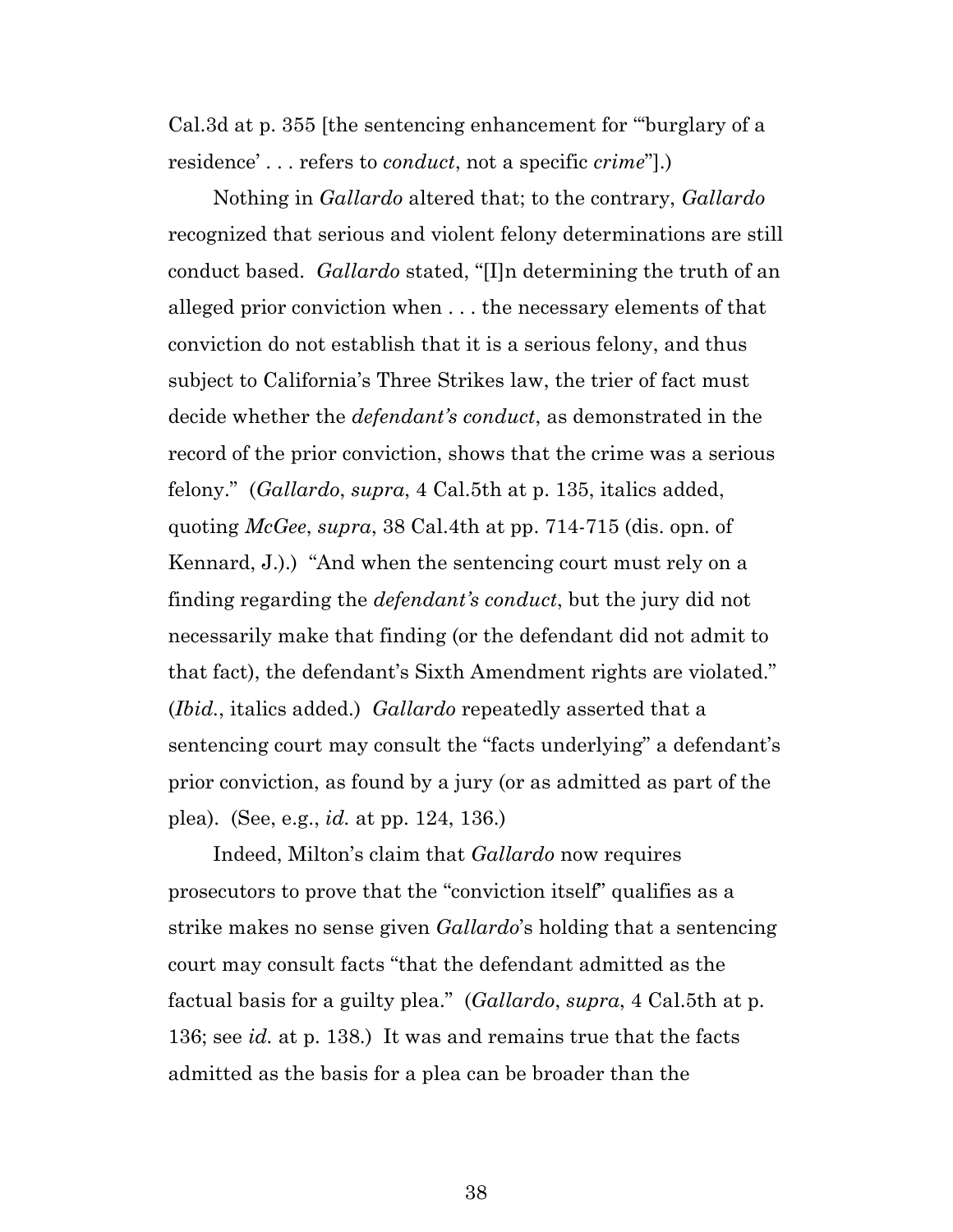Cal.3d at p. 355 [the sentencing enhancement for "'burglary of a residence' . . . refers to *conduct*, not a specific *crime*"].)

Nothing in *Gallardo* altered that; to the contrary, *Gallardo* recognized that serious and violent felony determinations are still conduct based. *Gallardo* stated, "[I]n determining the truth of an alleged prior conviction when . . . the necessary elements of that conviction do not establish that it is a serious felony, and thus subject to California's Three Strikes law, the trier of fact must decide whether the *defendant's conduct*, as demonstrated in the record of the prior conviction, shows that the crime was a serious felony." (*Gallardo*, *supra*, 4 Cal.5th at p. 135, italics added, quoting *McGee*, *supra*, 38 Cal.4th at pp. 714-715 (dis. opn. of Kennard, J.).) "And when the sentencing court must rely on a finding regarding the *defendant's conduct*, but the jury did not necessarily make that finding (or the defendant did not admit to that fact), the defendant's Sixth Amendment rights are violated." (*Ibid.*, italics added.) *Gallardo* repeatedly asserted that a sentencing court may consult the "facts underlying" a defendant's prior conviction, as found by a jury (or as admitted as part of the plea). (See, e.g., *id.* at pp. 124, 136.)

Indeed, Milton's claim that *Gallardo* now requires prosecutors to prove that the "conviction itself" qualifies as a strike makes no sense given *Gallardo*'s holding that a sentencing court may consult facts "that the defendant admitted as the factual basis for a guilty plea." (*Gallardo*, *supra*, 4 Cal.5th at p. 136; see *id.* at p. 138.) It was and remains true that the facts admitted as the basis for a plea can be broader than the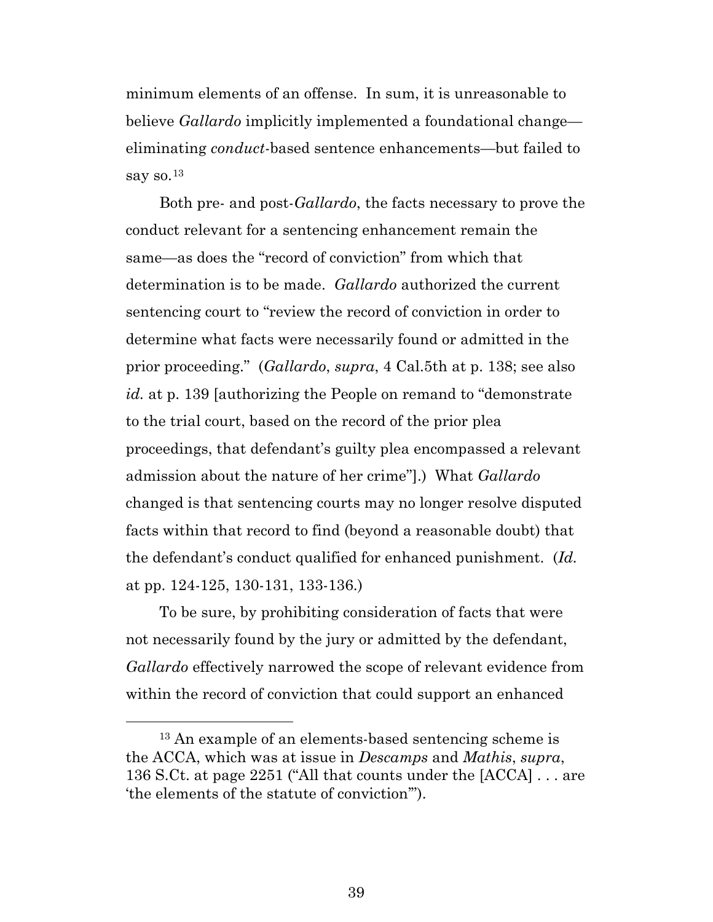minimum elements of an offense. In sum, it is unreasonable to believe *Gallardo* implicitly implemented a foundational change—eliminating *conduct*-based sentence enhancements—but failed to say so.[13]

Both pre- and post-*Gallardo*, the facts necessary to prove the conduct relevant for a sentencing enhancement remain the same—as does the "record of conviction" from which that determination is to be made. *Gallardo* authorized the current sentencing court to "review the record of conviction in order to determine what facts were necessarily found or admitted in the prior proceeding." (*Gallardo*, *supra*, 4 Cal.5th at p. 138; see also *id.* at p. 139 [authorizing the People on remand to "demonstrate to the trial court, based on the record of the prior plea proceedings, that defendant's guilty plea encompassed a relevant admission about the nature of her crime"].) What *Gallardo* changed is that sentencing courts may no longer resolve disputed facts within that record to find (beyond a reasonable doubt) that the defendant's conduct qualified for enhanced punishment. (*Id.* at pp. 124-125, 130-131, 133-136.)

To be sure, by prohibiting consideration of facts that were not necessarily found by the jury or admitted by the defendant, *Gallardo* effectively narrowed the scope of relevant evidence from within the record of conviction that could support an enhanced

[13] An example of an elements-based sentencing scheme is the ACCA, which was at issue in *Descamps* and *Mathis*, *supra*, 136 S.Ct. at page 2251 ("All that counts under the [ACCA] . . . are 'the elements of the statute of conviction'").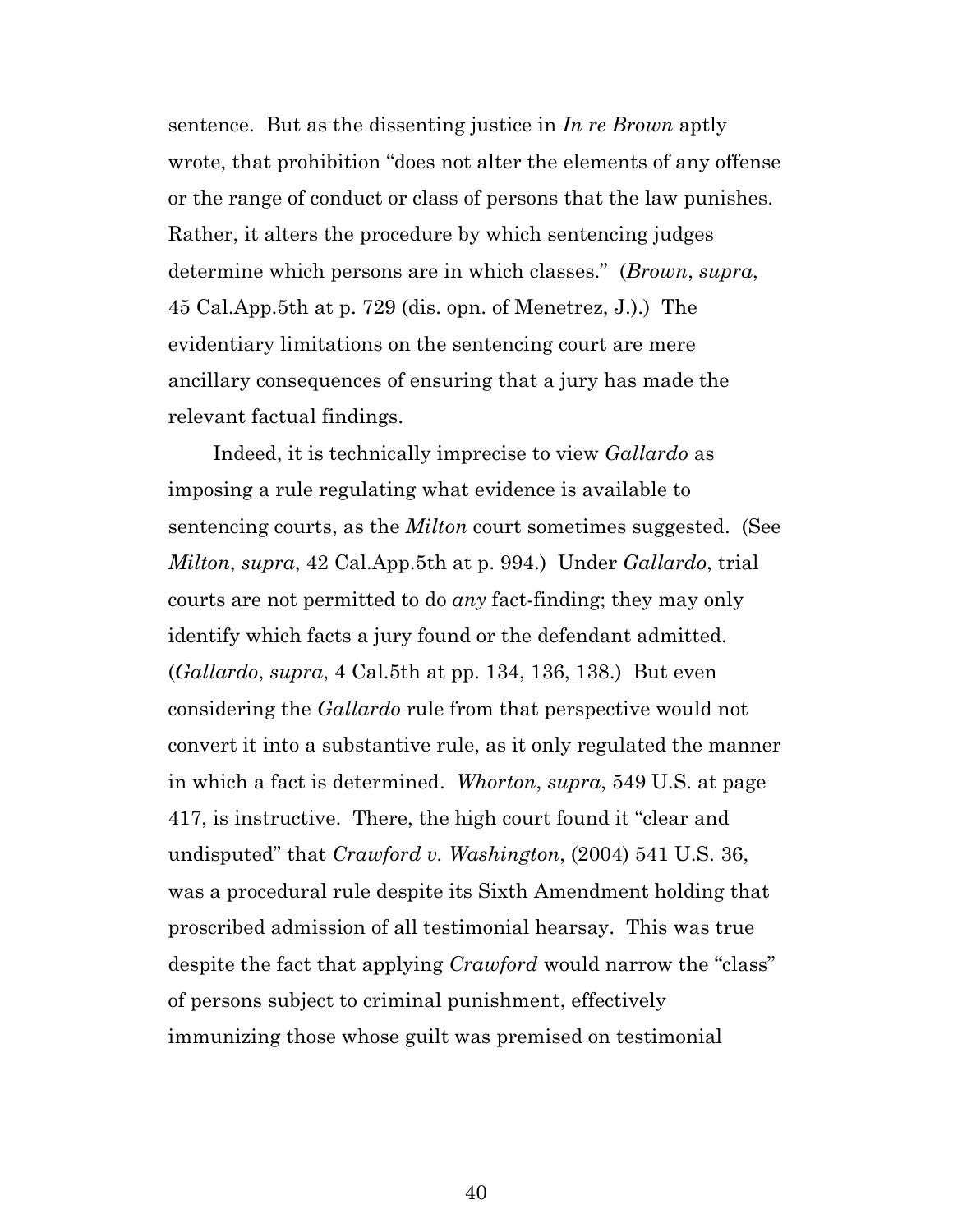sentence. But as the dissenting justice in *In re Brown* aptly wrote, that prohibition "does not alter the elements of any offense or the range of conduct or class of persons that the law punishes. Rather, it alters the procedure by which sentencing judges determine which persons are in which classes." (*Brown*, *supra*, 45 Cal.App.5th at p. 729 (dis. opn. of Menetrez, J.).) The evidentiary limitations on the sentencing court are mere ancillary consequences of ensuring that a jury has made the relevant factual findings.

Indeed, it is technically imprecise to view *Gallardo* as imposing a rule regulating what evidence is available to sentencing courts, as the *Milton* court sometimes suggested. (See *Milton*, *supra*, 42 Cal.App.5th at p. 994.) Under *Gallardo*, trial courts are not permitted to do *any* fact-finding; they may only identify which facts a jury found or the defendant admitted. (*Gallardo*, *supra*, 4 Cal.5th at pp. 134, 136, 138.) But even considering the *Gallardo* rule from that perspective would not convert it into a substantive rule, as it only regulated the manner in which a fact is determined. *Whorton*, *supra*, 549 U.S. at page 417, is instructive. There, the high court found it "clear and undisputed" that *Crawford v. Washington*, (2004) 541 U.S. 36, was a procedural rule despite its Sixth Amendment holding that proscribed admission of all testimonial hearsay. This was true despite the fact that applying *Crawford* would narrow the "class" of persons subject to criminal punishment, effectively immunizing those whose guilt was premised on testimonial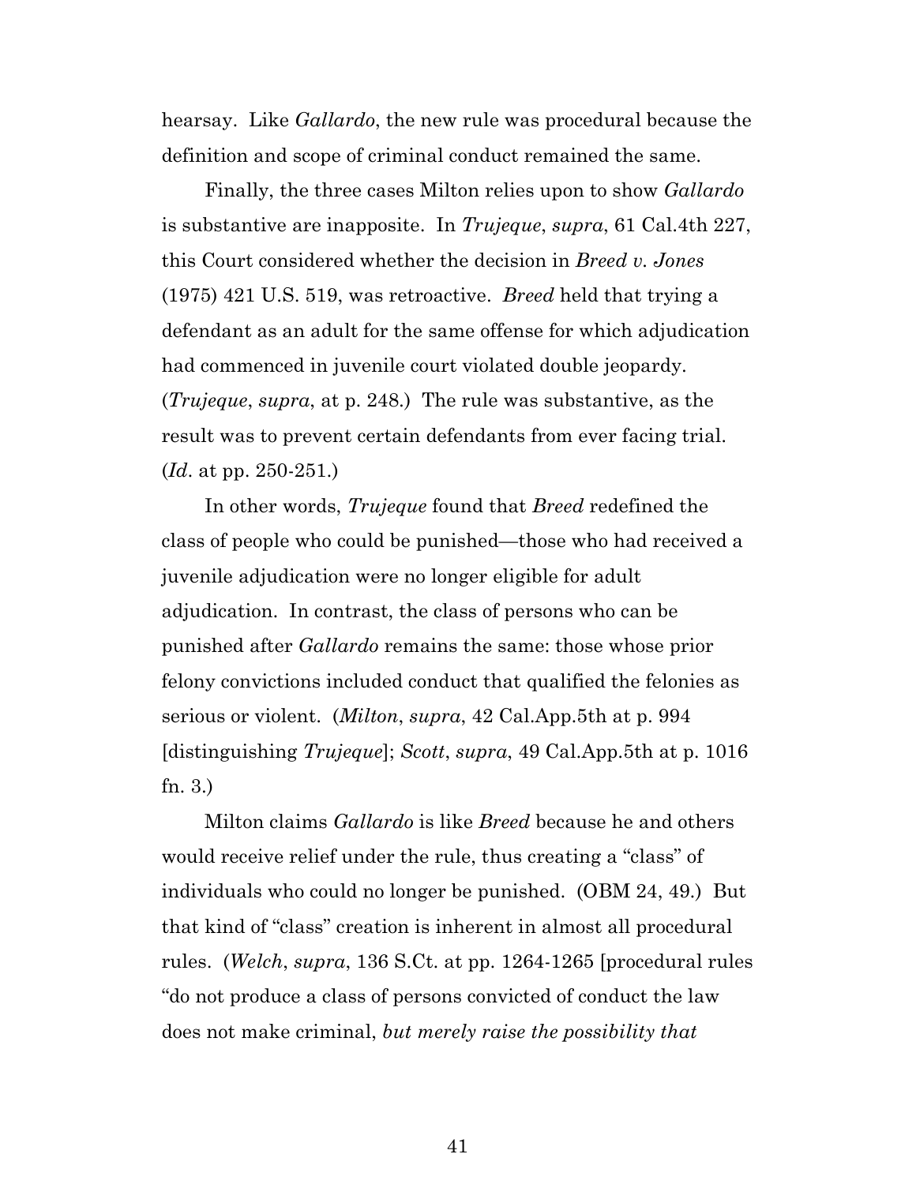hearsay. Like *Gallardo*, the new rule was procedural because the definition and scope of criminal conduct remained the same.

Finally, the three cases Milton relies upon to show *Gallardo* is substantive are inapposite. In *Trujeque*, *supra*, 61 Cal.4th 227, this Court considered whether the decision in *Breed v. Jones* (1975) 421 U.S. 519, was retroactive. *Breed* held that trying a defendant as an adult for the same offense for which adjudication had commenced in juvenile court violated double jeopardy. (*Trujeque*, *supra*, at p. 248.) The rule was substantive, as the result was to prevent certain defendants from ever facing trial. (*Id*. at pp. 250-251.)

In other words, *Trujeque* found that *Breed* redefined the class of people who could be punished—those who had received a juvenile adjudication were no longer eligible for adult adjudication. In contrast, the class of persons who can be punished after *Gallardo* remains the same: those whose prior felony convictions included conduct that qualified the felonies as serious or violent. (*Milton*, *supra*, 42 Cal.App.5th at p. 994 [distinguishing *Trujeque*]; *Scott*, *supra*, 49 Cal.App.5th at p. 1016 fn. 3.)

Milton claims *Gallardo* is like *Breed* because he and others would receive relief under the rule, thus creating a "class" of individuals who could no longer be punished. (OBM 24, 49.) But that kind of "class" creation is inherent in almost all procedural rules. (*Welch*, *supra*, 136 S.Ct. at pp. 1264-1265 [procedural rules "do not produce a class of persons convicted of conduct the law does not make criminal, *but merely raise the possibility that*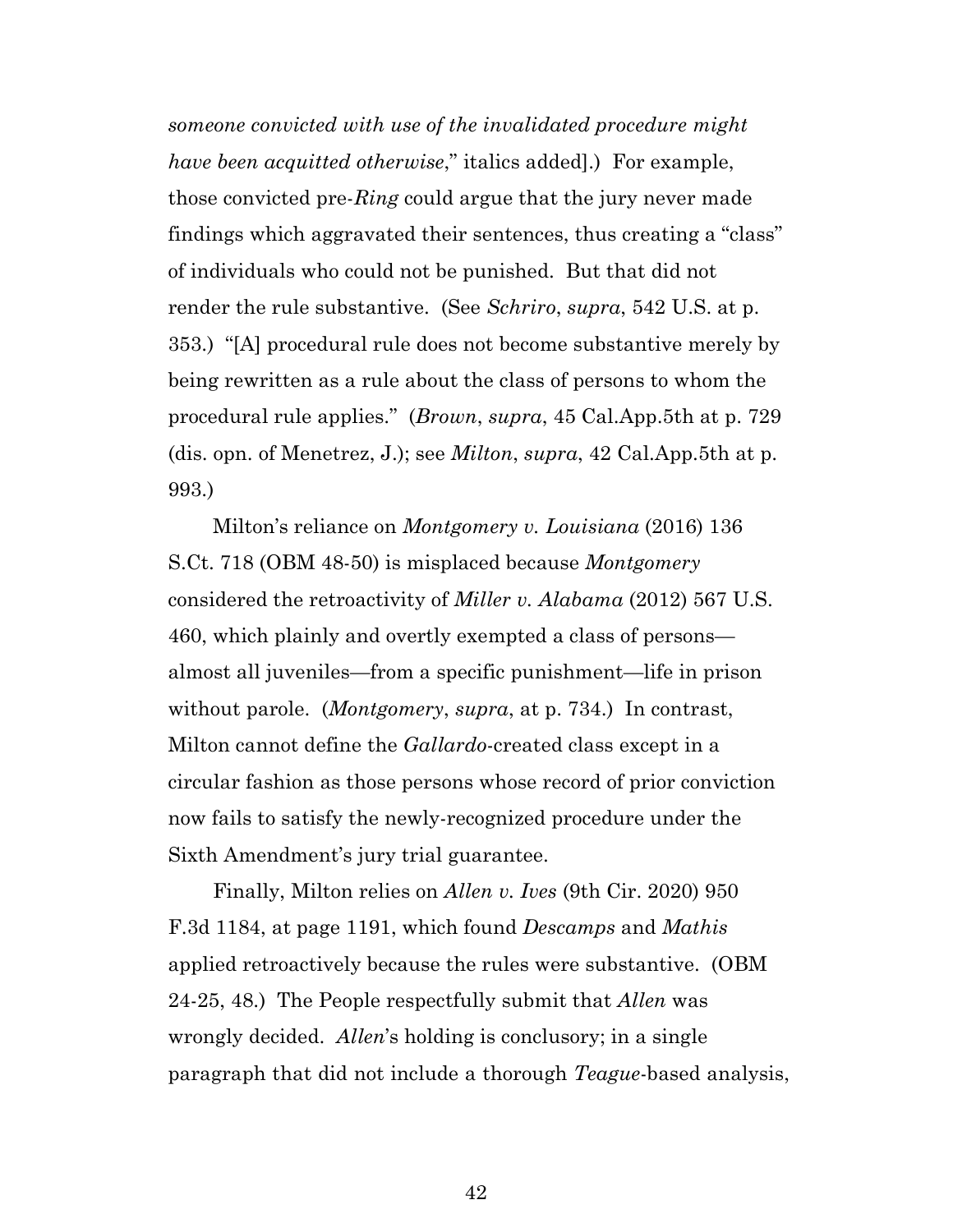*someone convicted with use of the invalidated procedure might have been acquitted otherwise*," italics added].) For example, those convicted pre-*Ring* could argue that the jury never made findings which aggravated their sentences, thus creating a "class" of individuals who could not be punished. But that did not render the rule substantive. (See *Schriro*, *supra*, 542 U.S. at p. 353.) "[A] procedural rule does not become substantive merely by being rewritten as a rule about the class of persons to whom the procedural rule applies." (*Brown*, *supra*, 45 Cal.App.5th at p. 729 (dis. opn. of Menetrez, J.); see *Milton*, *supra*, 42 Cal.App.5th at p. 993.)

Milton's reliance on *Montgomery v. Louisiana* (2016) 136 S.Ct. 718 (OBM 48-50) is misplaced because *Montgomery* considered the retroactivity of *Miller v. Alabama* (2012) 567 U.S. 460, which plainly and overtly exempted a class of persons—almost all juveniles—from a specific punishment—life in prison without parole. (*Montgomery*, *supra*, at p. 734.) In contrast, Milton cannot define the *Gallardo*-created class except in a circular fashion as those persons whose record of prior conviction now fails to satisfy the newly-recognized procedure under the Sixth Amendment's jury trial guarantee.

Finally, Milton relies on *Allen v. Ives* (9th Cir. 2020) 950 F.3d 1184, at page 1191, which found *Descamps* and *Mathis* applied retroactively because the rules were substantive. (OBM 24-25, 48.) The People respectfully submit that *Allen* was wrongly decided. *Allen*'s holding is conclusory; in a single paragraph that did not include a thorough *Teague*-based analysis,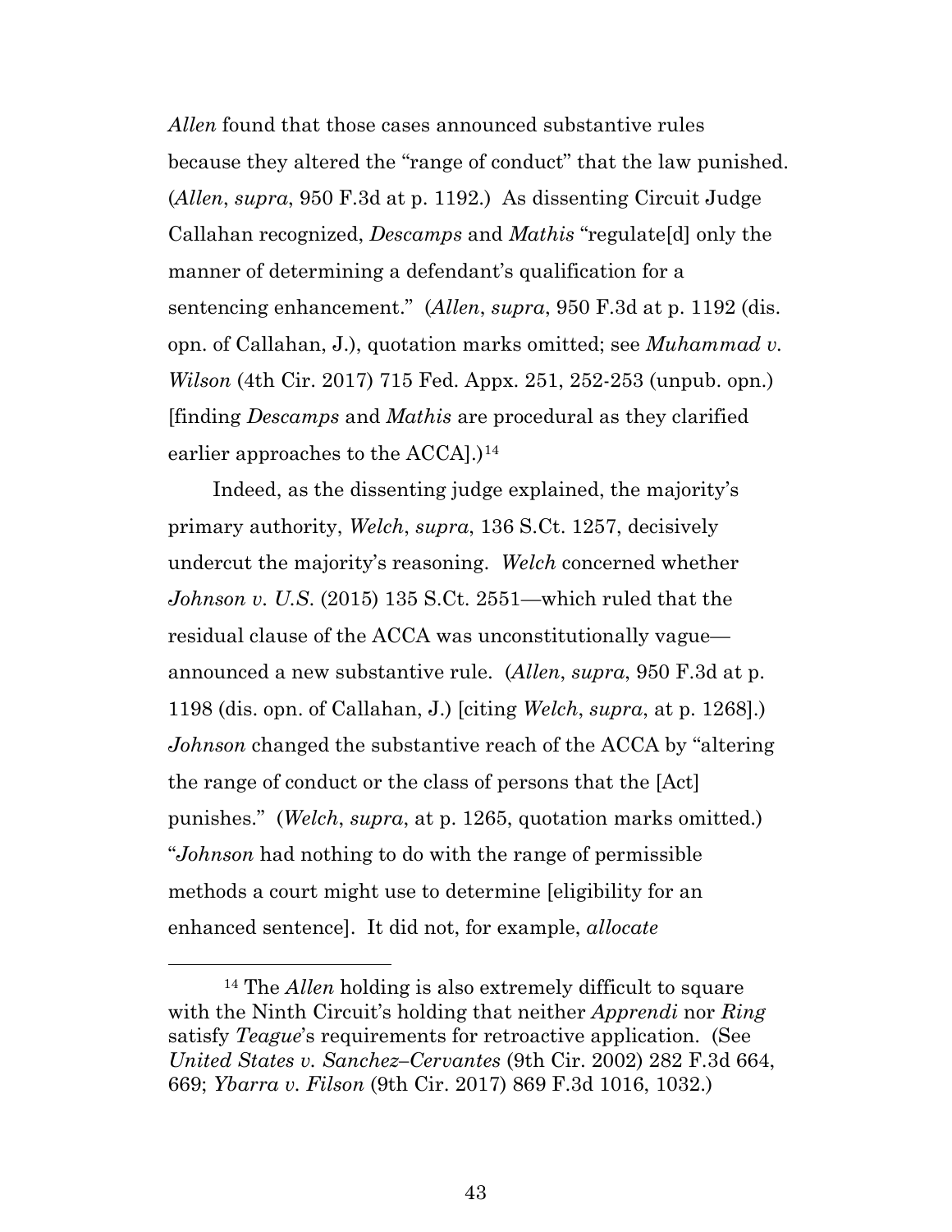*Allen* found that those cases announced substantive rules because they altered the "range of conduct" that the law punished. (*Allen*, *supra*, 950 F.3d at p. 1192.) As dissenting Circuit Judge Callahan recognized, *Descamps* and *Mathis* "regulate[d] only the manner of determining a defendant's qualification for a sentencing enhancement." (*Allen*, *supra*, 950 F.3d at p. 1192 (dis. opn. of Callahan, J.), quotation marks omitted; see *Muhammad v. Wilson* (4th Cir. 2017) 715 Fed. Appx. 251, 252-253 (unpub. opn.) [finding *Descamps* and *Mathis* are procedural as they clarified earlier approaches to the ACCA].)[14]

Indeed, as the dissenting judge explained, the majority's primary authority, *Welch*, *supra*, 136 S.Ct. 1257, decisively undercut the majority's reasoning. *Welch* concerned whether *Johnson v. U.S.* (2015) 135 S.Ct. 2551—which ruled that the residual clause of the ACCA was unconstitutionally vague—announced a new substantive rule. (*Allen*, *supra*, 950 F.3d at p. 1198 (dis. opn. of Callahan, J.) [citing *Welch*, *supra*, at p. 1268].) *Johnson* changed the substantive reach of the ACCA by "altering the range of conduct or the class of persons that the [Act] punishes." (*Welch*, *supra*, at p. 1265, quotation marks omitted.) "*Johnson* had nothing to do with the range of permissible methods a court might use to determine [eligibility for an enhanced sentence]. It did not, for example, *allocate*

[14] The *Allen* holding is also extremely difficult to square with the Ninth Circuit's holding that neither *Apprendi* nor *Ring* satisfy *Teague*'s requirements for retroactive application. (See *United States v. Sanchez–Cervantes* (9th Cir. 2002) 282 F.3d 664, 669; *Ybarra v. Filson* (9th Cir. 2017) 869 F.3d 1016, 1032.)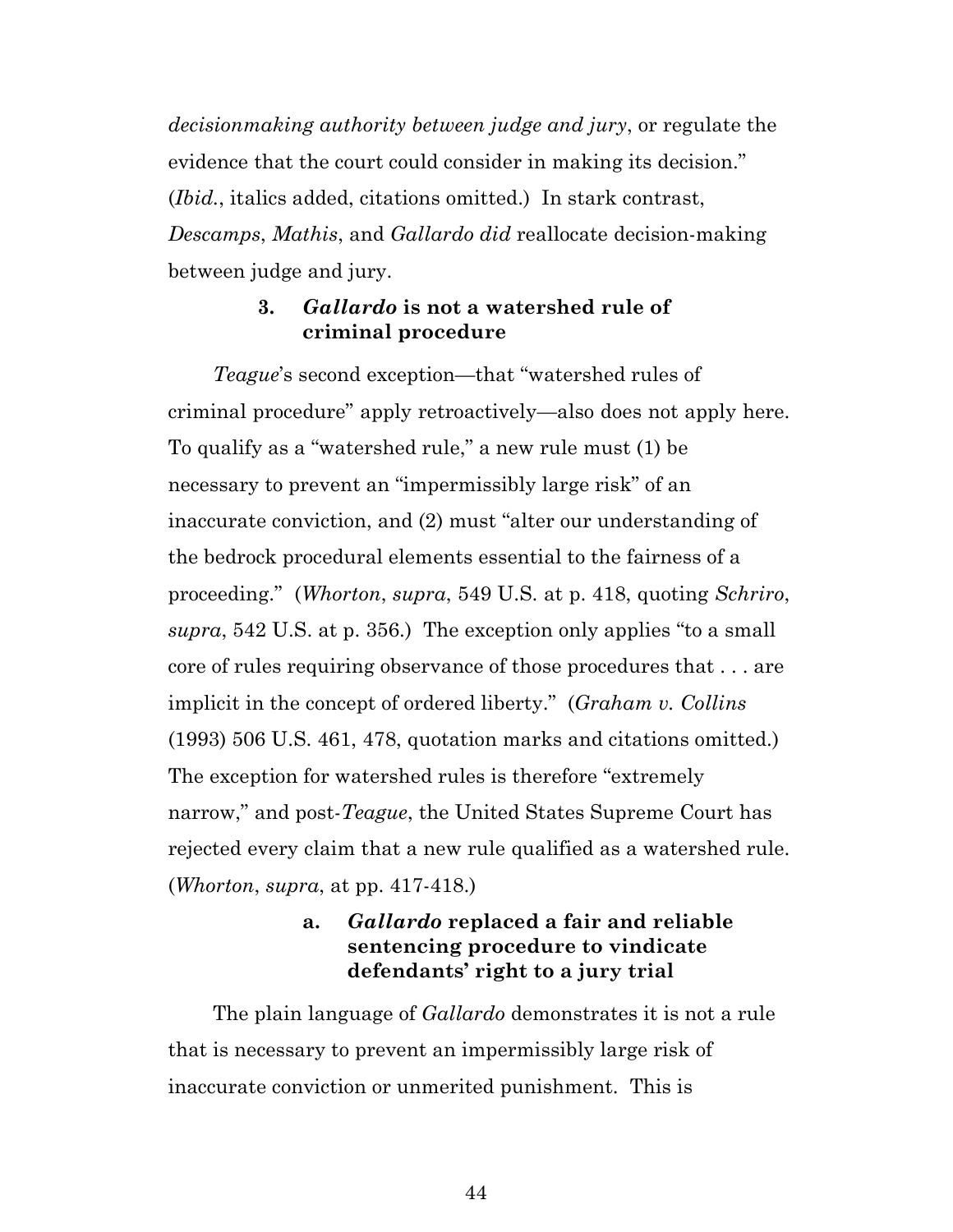*decisionmaking authority between judge and jury*, or regulate the evidence that the court could consider in making its decision." (*Ibid.*, italics added, citations omitted.) In stark contrast, *Descamps*, *Mathis*, and *Gallardo did* reallocate decision-making between judge and jury.

### 3. *Gallardo* is not a watershed rule of criminal procedure

*Teague*'s second exception—that "watershed rules of criminal procedure" apply retroactively—also does not apply here. To qualify as a "watershed rule," a new rule must (1) be necessary to prevent an "impermissibly large risk" of an inaccurate conviction, and (2) must "alter our understanding of the bedrock procedural elements essential to the fairness of a proceeding." (*Whorton*, *supra*, 549 U.S. at p. 418, quoting *Schriro*, *supra*, 542 U.S. at p. 356.) The exception only applies "to a small core of rules requiring observance of those procedures that . . . are implicit in the concept of ordered liberty." (*Graham v. Collins* (1993) 506 U.S. 461, 478, quotation marks and citations omitted.) The exception for watershed rules is therefore "extremely narrow," and post-*Teague*, the United States Supreme Court has rejected every claim that a new rule qualified as a watershed rule. (*Whorton*, *supra*, at pp. 417-418.)

#### a. *Gallardo* replaced a fair and reliable sentencing procedure to vindicate defendants' right to a jury trial

The plain language of *Gallardo* demonstrates it is not a rule that is necessary to prevent an impermissibly large risk of inaccurate conviction or unmerited punishment. This is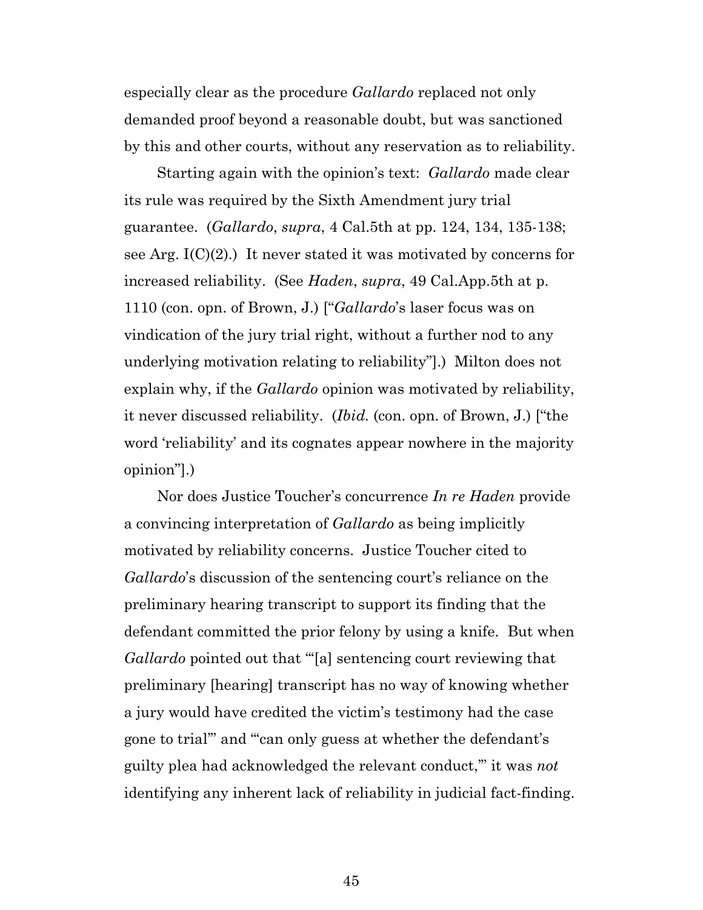especially clear as the procedure *Gallardo* replaced not only demanded proof beyond a reasonable doubt, but was sanctioned by this and other courts, without any reservation as to reliability.

Starting again with the opinion's text: *Gallardo* made clear its rule was required by the Sixth Amendment jury trial guarantee. (*Gallardo*, *supra*, 4 Cal.5th at pp. 124, 134, 135-138; see Arg. I(C)(2).) It never stated it was motivated by concerns for increased reliability. (See *Haden*, *supra*, 49 Cal.App.5th at p. 1110 (con. opn. of Brown, J.) ["*Gallardo*'s laser focus was on vindication of the jury trial right, without a further nod to any underlying motivation relating to reliability"].) Milton does not explain why, if the *Gallardo* opinion was motivated by reliability, it never discussed reliability. (*Ibid.* (con. opn. of Brown, J.) ["the word 'reliability' and its cognates appear nowhere in the majority opinion"].)

Nor does Justice Toucher's concurrence *In re Haden* provide a convincing interpretation of *Gallardo* as being implicitly motivated by reliability concerns. Justice Toucher cited to *Gallardo*'s discussion of the sentencing court's reliance on the preliminary hearing transcript to support its finding that the defendant committed the prior felony by using a knife. But when *Gallardo* pointed out that "'[a] sentencing court reviewing that preliminary [hearing] transcript has no way of knowing whether a jury would have credited the victim's testimony had the case gone to trial'" and "'can only guess at whether the defendant's guilty plea had acknowledged the relevant conduct,'" it was *not* identifying any inherent lack of reliability in judicial fact-finding.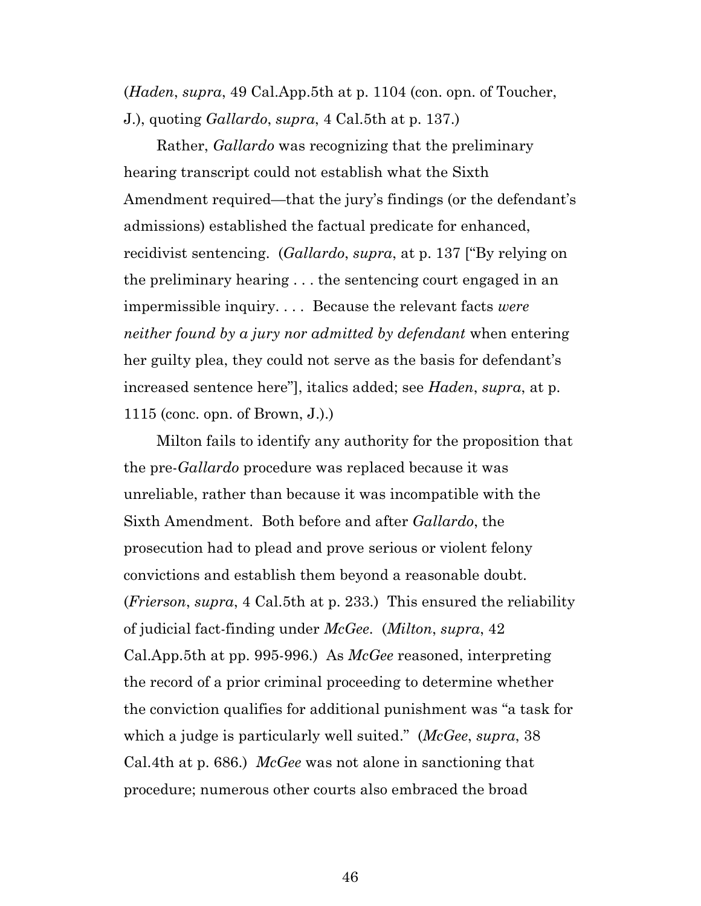(*Haden*, *supra*, 49 Cal.App.5th at p. 1104 (con. opn. of Toucher, J.), quoting *Gallardo*, *supra*, 4 Cal.5th at p. 137.)

Rather, *Gallardo* was recognizing that the preliminary hearing transcript could not establish what the Sixth Amendment required—that the jury's findings (or the defendant's admissions) established the factual predicate for enhanced, recidivist sentencing. (*Gallardo*, *supra*, at p. 137 ["By relying on the preliminary hearing . . . the sentencing court engaged in an impermissible inquiry. . . . Because the relevant facts *were neither found by a jury nor admitted by defendant* when entering her guilty plea, they could not serve as the basis for defendant's increased sentence here"], italics added; see *Haden*, *supra*, at p. 1115 (conc. opn. of Brown, J.).)

Milton fails to identify any authority for the proposition that the pre-*Gallardo* procedure was replaced because it was unreliable, rather than because it was incompatible with the Sixth Amendment. Both before and after *Gallardo*, the prosecution had to plead and prove serious or violent felony convictions and establish them beyond a reasonable doubt. (*Frierson*, *supra*, 4 Cal.5th at p. 233.) This ensured the reliability of judicial fact-finding under *McGee*. (*Milton*, *supra*, 42 Cal.App.5th at pp. 995-996.) As *McGee* reasoned, interpreting the record of a prior criminal proceeding to determine whether the conviction qualifies for additional punishment was "a task for which a judge is particularly well suited." (*McGee*, *supra*, 38 Cal.4th at p. 686.) *McGee* was not alone in sanctioning that procedure; numerous other courts also embraced the broad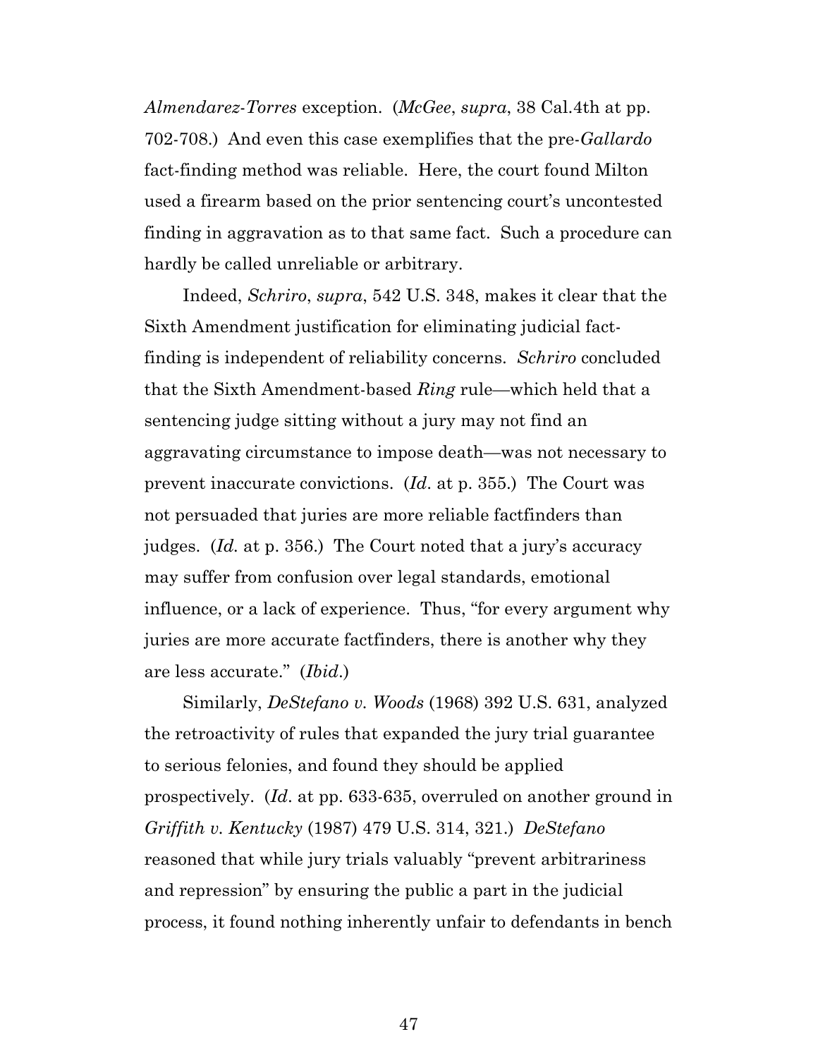*Almendarez-Torres* exception. (*McGee*, *supra*, 38 Cal.4th at pp. 702-708.) And even this case exemplifies that the pre-*Gallardo* fact-finding method was reliable. Here, the court found Milton used a firearm based on the prior sentencing court's uncontested finding in aggravation as to that same fact. Such a procedure can hardly be called unreliable or arbitrary.

Indeed, *Schriro*, *supra*, 542 U.S. 348, makes it clear that the Sixth Amendment justification for eliminating judicial fact-finding is independent of reliability concerns. *Schriro* concluded that the Sixth Amendment-based *Ring* rule—which held that a sentencing judge sitting without a jury may not find an aggravating circumstance to impose death—was not necessary to prevent inaccurate convictions. (*Id*. at p. 355.) The Court was not persuaded that juries are more reliable factfinders than judges. (*Id.* at p. 356.) The Court noted that a jury's accuracy may suffer from confusion over legal standards, emotional influence, or a lack of experience. Thus, "for every argument why juries are more accurate factfinders, there is another why they are less accurate." (*Ibid*.)

Similarly, *DeStefano v. Woods* (1968) 392 U.S. 631, analyzed the retroactivity of rules that expanded the jury trial guarantee to serious felonies, and found they should be applied prospectively. (*Id*. at pp. 633-635, overruled on another ground in *Griffith v. Kentucky* (1987) 479 U.S. 314, 321.) *DeStefano* reasoned that while jury trials valuably "prevent arbitrariness and repression" by ensuring the public a part in the judicial process, it found nothing inherently unfair to defendants in bench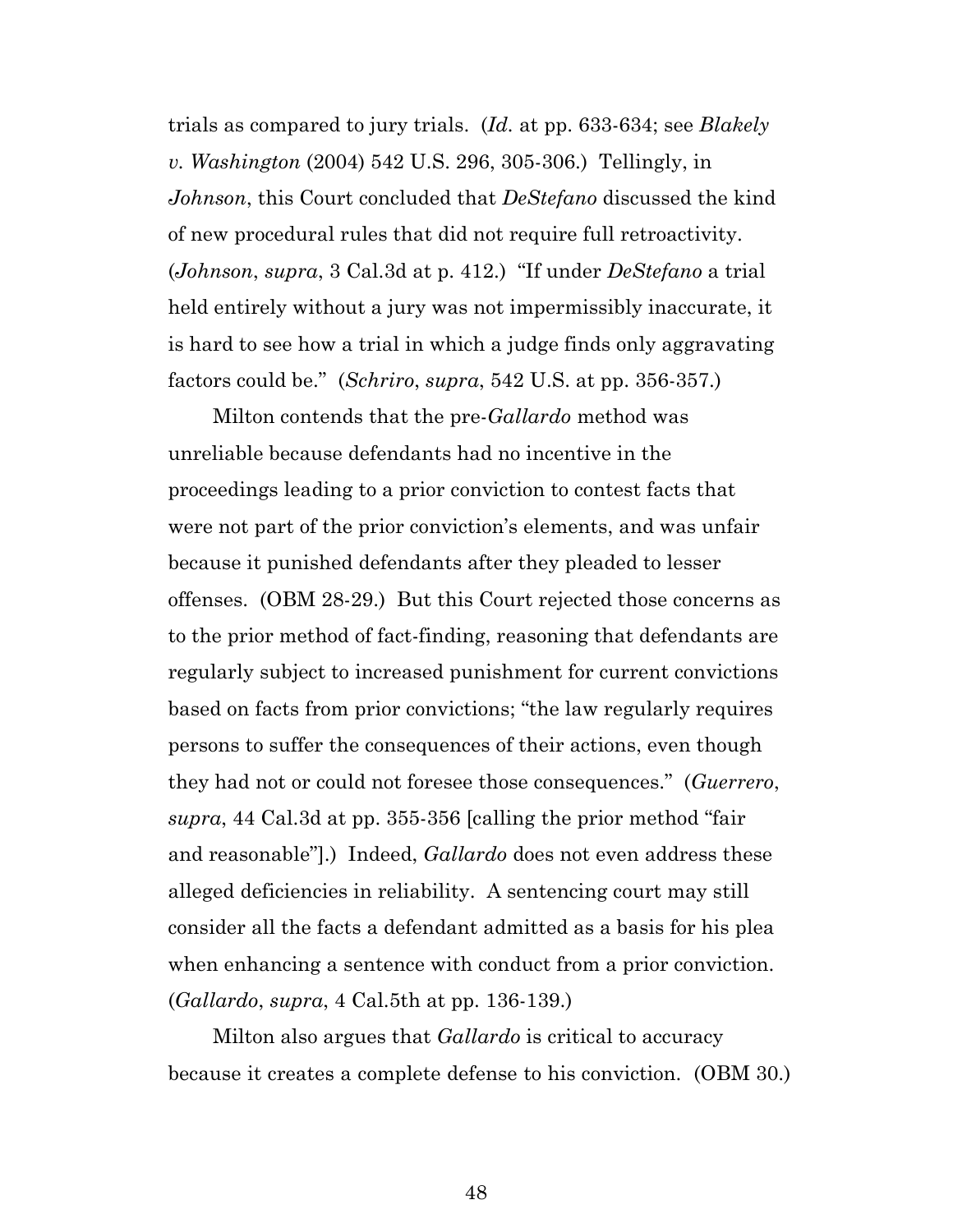trials as compared to jury trials. (*Id.* at pp. 633-634; see *Blakely v. Washington* (2004) 542 U.S. 296, 305-306.) Tellingly, in *Johnson*, this Court concluded that *DeStefano* discussed the kind of new procedural rules that did not require full retroactivity. (*Johnson*, *supra*, 3 Cal.3d at p. 412.) "If under *DeStefano* a trial held entirely without a jury was not impermissibly inaccurate, it is hard to see how a trial in which a judge finds only aggravating factors could be." (*Schriro*, *supra*, 542 U.S. at pp. 356-357.)

Milton contends that the pre-*Gallardo* method was unreliable because defendants had no incentive in the proceedings leading to a prior conviction to contest facts that were not part of the prior conviction's elements, and was unfair because it punished defendants after they pleaded to lesser offenses. (OBM 28-29.) But this Court rejected those concerns as to the prior method of fact-finding, reasoning that defendants are regularly subject to increased punishment for current convictions based on facts from prior convictions; "the law regularly requires persons to suffer the consequences of their actions, even though they had not or could not foresee those consequences." (*Guerrero*, *supra*, 44 Cal.3d at pp. 355-356 [calling the prior method "fair and reasonable"].) Indeed, *Gallardo* does not even address these alleged deficiencies in reliability. A sentencing court may still consider all the facts a defendant admitted as a basis for his plea when enhancing a sentence with conduct from a prior conviction. (*Gallardo*, *supra*, 4 Cal.5th at pp. 136-139.)

Milton also argues that *Gallardo* is critical to accuracy because it creates a complete defense to his conviction. (OBM 30.)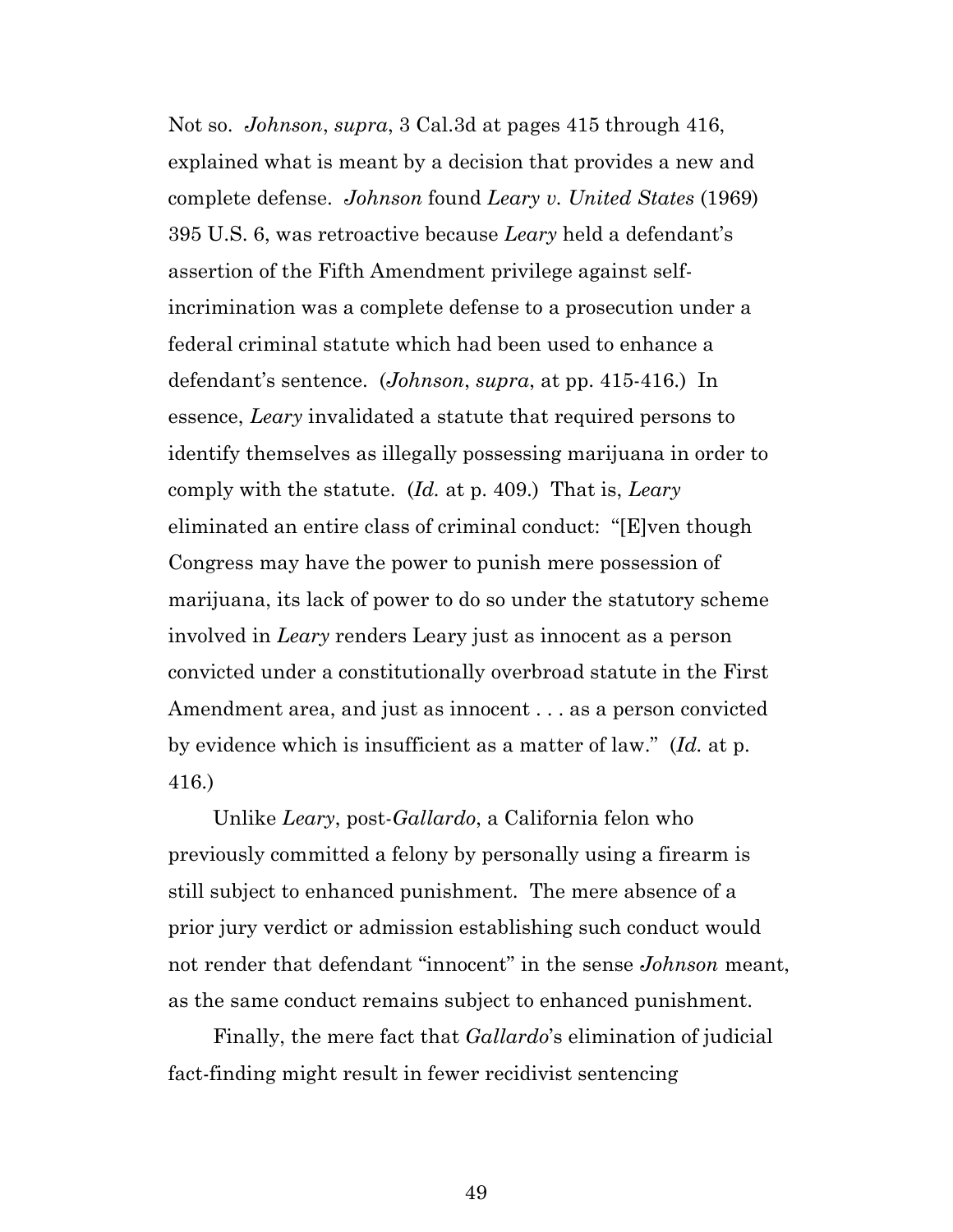Not so. *Johnson*, *supra*, 3 Cal.3d at pages 415 through 416, explained what is meant by a decision that provides a new and complete defense. *Johnson* found *Leary v. United States* (1969) 395 U.S. 6, was retroactive because *Leary* held a defendant's assertion of the Fifth Amendment privilege against self-incrimination was a complete defense to a prosecution under a federal criminal statute which had been used to enhance a defendant's sentence. (*Johnson*, *supra*, at pp. 415-416.) In essence, *Leary* invalidated a statute that required persons to identify themselves as illegally possessing marijuana in order to comply with the statute. (*Id.* at p. 409.) That is, *Leary* eliminated an entire class of criminal conduct: "[E]ven though Congress may have the power to punish mere possession of marijuana, its lack of power to do so under the statutory scheme involved in *Leary* renders Leary just as innocent as a person convicted under a constitutionally overbroad statute in the First Amendment area, and just as innocent . . . as a person convicted by evidence which is insufficient as a matter of law." (*Id.* at p. 416.)

Unlike *Leary*, post-*Gallardo*, a California felon who previously committed a felony by personally using a firearm is still subject to enhanced punishment. The mere absence of a prior jury verdict or admission establishing such conduct would not render that defendant "innocent" in the sense *Johnson* meant, as the same conduct remains subject to enhanced punishment.

Finally, the mere fact that *Gallardo*'s elimination of judicial fact-finding might result in fewer recidivist sentencing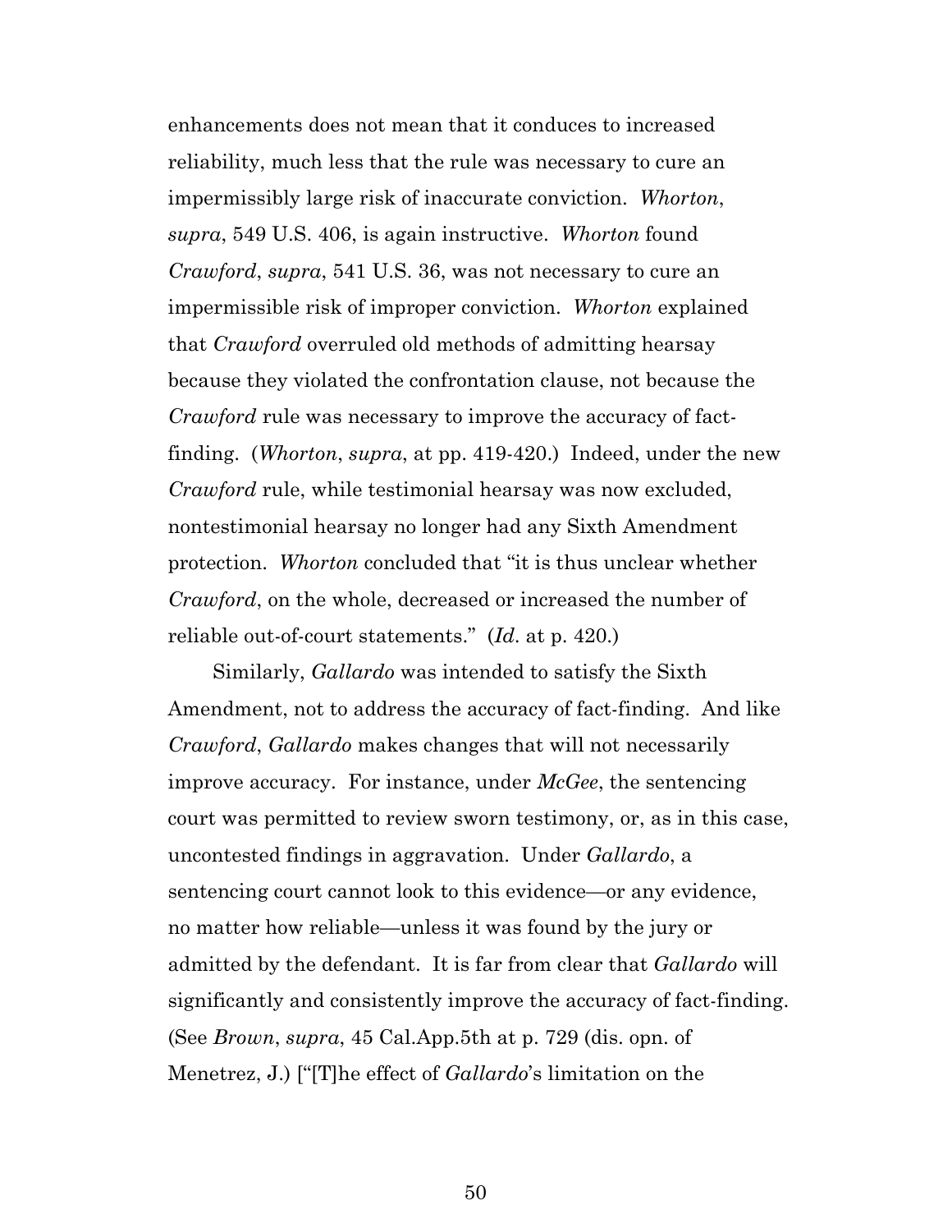enhancements does not mean that it conduces to increased reliability, much less that the rule was necessary to cure an impermissibly large risk of inaccurate conviction. *Whorton*, *supra*, 549 U.S. 406, is again instructive. *Whorton* found *Crawford*, *supra*, 541 U.S. 36, was not necessary to cure an impermissible risk of improper conviction. *Whorton* explained that *Crawford* overruled old methods of admitting hearsay because they violated the confrontation clause, not because the *Crawford* rule was necessary to improve the accuracy of fact-finding. (*Whorton*, *supra*, at pp. 419-420.) Indeed, under the new *Crawford* rule, while testimonial hearsay was now excluded, nontestimonial hearsay no longer had any Sixth Amendment protection. *Whorton* concluded that "it is thus unclear whether *Crawford*, on the whole, decreased or increased the number of reliable out-of-court statements." (*Id*. at p. 420.)

Similarly, *Gallardo* was intended to satisfy the Sixth Amendment, not to address the accuracy of fact-finding. And like *Crawford*, *Gallardo* makes changes that will not necessarily improve accuracy. For instance, under *McGee*, the sentencing court was permitted to review sworn testimony, or, as in this case, uncontested findings in aggravation. Under *Gallardo*, a sentencing court cannot look to this evidence—or any evidence, no matter how reliable—unless it was found by the jury or admitted by the defendant. It is far from clear that *Gallardo* will significantly and consistently improve the accuracy of fact-finding. (See *Brown*, *supra*, 45 Cal.App.5th at p. 729 (dis. opn. of Menetrez, J.) ["[T]he effect of *Gallardo*'s limitation on the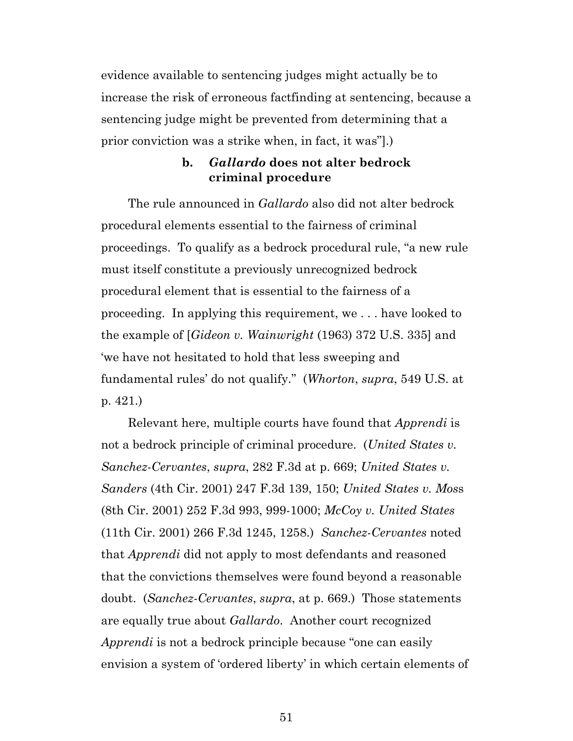evidence available to sentencing judges might actually be to increase the risk of erroneous factfinding at sentencing, because a sentencing judge might be prevented from determining that a prior conviction was a strike when, in fact, it was"].)

### b. *Gallardo* does not alter bedrock criminal procedure

The rule announced in *Gallardo* also did not alter bedrock procedural elements essential to the fairness of criminal proceedings. To qualify as a bedrock procedural rule, "a new rule must itself constitute a previously unrecognized bedrock procedural element that is essential to the fairness of a proceeding. In applying this requirement, we . . . have looked to the example of [*Gideon v. Wainwright* (1963) 372 U.S. 335] and 'we have not hesitated to hold that less sweeping and fundamental rules' do not qualify." (*Whorton*, *supra*, 549 U.S. at p. 421.)

Relevant here, multiple courts have found that *Apprendi* is not a bedrock principle of criminal procedure. (*United States v. Sanchez-Cervantes*, *supra*, 282 F.3d at p. 669; *United States v. Sanders* (4th Cir. 2001) 247 F.3d 139, 150; *United States v. Moss* (8th Cir. 2001) 252 F.3d 993, 999-1000; *McCoy v. United States* (11th Cir. 2001) 266 F.3d 1245, 1258.) *Sanchez-Cervantes* noted that *Apprendi* did not apply to most defendants and reasoned that the convictions themselves were found beyond a reasonable doubt. (*Sanchez-Cervantes*, *supra*, at p. 669.) Those statements are equally true about *Gallardo*. Another court recognized *Apprendi* is not a bedrock principle because "one can easily envision a system of 'ordered liberty' in which certain elements of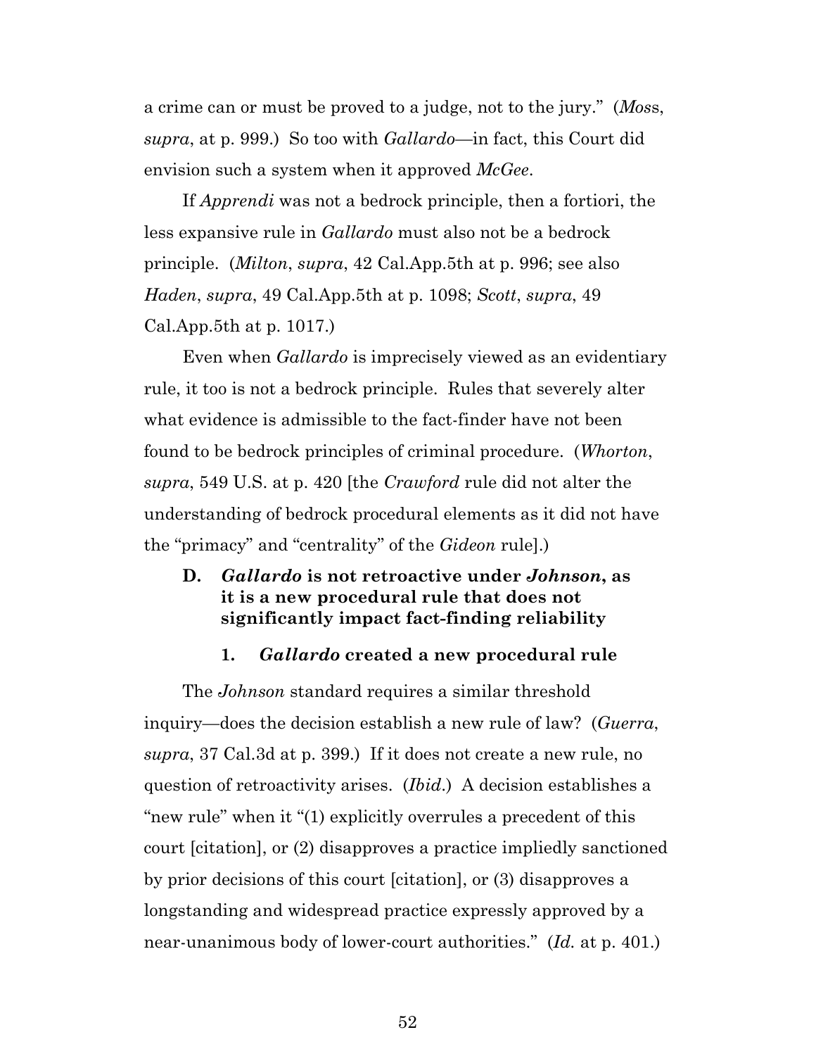a crime can or must be proved to a judge, not to the jury." (*Moss*, *supra*, at p. 999.) So too with *Gallardo*—in fact, this Court did envision such a system when it approved *McGee*.

If *Apprendi* was not a bedrock principle, then a fortiori, the less expansive rule in *Gallardo* must also not be a bedrock principle. (*Milton*, *supra*, 42 Cal.App.5th at p. 996; see also *Haden*, *supra*, 49 Cal.App.5th at p. 1098; *Scott*, *supra*, 49 Cal.App.5th at p. 1017.)

Even when *Gallardo* is imprecisely viewed as an evidentiary rule, it too is not a bedrock principle. Rules that severely alter what evidence is admissible to the fact-finder have not been found to be bedrock principles of criminal procedure. (*Whorton*, *supra*, 549 U.S. at p. 420 [the *Crawford* rule did not alter the understanding of bedrock procedural elements as it did not have the "primacy" and "centrality" of the *Gideon* rule].)

### D. *Gallardo* is not retroactive under *Johnson*, as it is a new procedural rule that does not significantly impact fact-finding reliability

#### 1. *Gallardo* created a new procedural rule

The *Johnson* standard requires a similar threshold inquiry—does the decision establish a new rule of law? (*Guerra*, *supra*, 37 Cal.3d at p. 399.) If it does not create a new rule, no question of retroactivity arises. (*Ibid*.) A decision establishes a "new rule" when it "(1) explicitly overrules a precedent of this court [citation], or (2) disapproves a practice impliedly sanctioned by prior decisions of this court [citation], or (3) disapproves a longstanding and widespread practice expressly approved by a near-unanimous body of lower-court authorities." (*Id.* at p. 401.)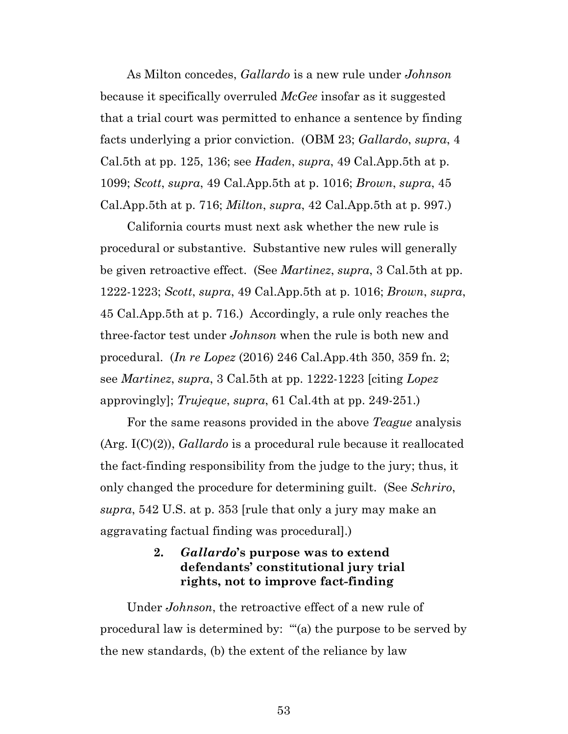As Milton concedes, *Gallardo* is a new rule under *Johnson* because it specifically overruled *McGee* insofar as it suggested that a trial court was permitted to enhance a sentence by finding facts underlying a prior conviction. (OBM 23; *Gallardo*, *supra*, 4 Cal.5th at pp. 125, 136; see *Haden*, *supra*, 49 Cal.App.5th at p. 1099; *Scott*, *supra*, 49 Cal.App.5th at p. 1016; *Brown*, *supra*, 45 Cal.App.5th at p. 716; *Milton*, *supra*, 42 Cal.App.5th at p. 997.)

California courts must next ask whether the new rule is procedural or substantive. Substantive new rules will generally be given retroactive effect. (See *Martinez*, *supra*, 3 Cal.5th at pp. 1222-1223; *Scott*, *supra*, 49 Cal.App.5th at p. 1016; *Brown*, *supra*, 45 Cal.App.5th at p. 716.) Accordingly, a rule only reaches the three-factor test under *Johnson* when the rule is both new and procedural. (*In re Lopez* (2016) 246 Cal.App.4th 350, 359 fn. 2; see *Martinez*, *supra*, 3 Cal.5th at pp. 1222-1223 [citing *Lopez* approvingly]; *Trujeque*, *supra*, 61 Cal.4th at pp. 249-251.)

For the same reasons provided in the above *Teague* analysis (Arg. I(C)(2)), *Gallardo* is a procedural rule because it reallocated the fact-finding responsibility from the judge to the jury; thus, it only changed the procedure for determining guilt. (See *Schriro*, *supra*, 542 U.S. at p. 353 [rule that only a jury may make an aggravating factual finding was procedural].)

#### 2. *Gallardo*'s purpose was to extend defendants' constitutional jury trial rights, not to improve fact-finding

Under *Johnson*, the retroactive effect of a new rule of procedural law is determined by: "'(a) the purpose to be served by the new standards, (b) the extent of the reliance by law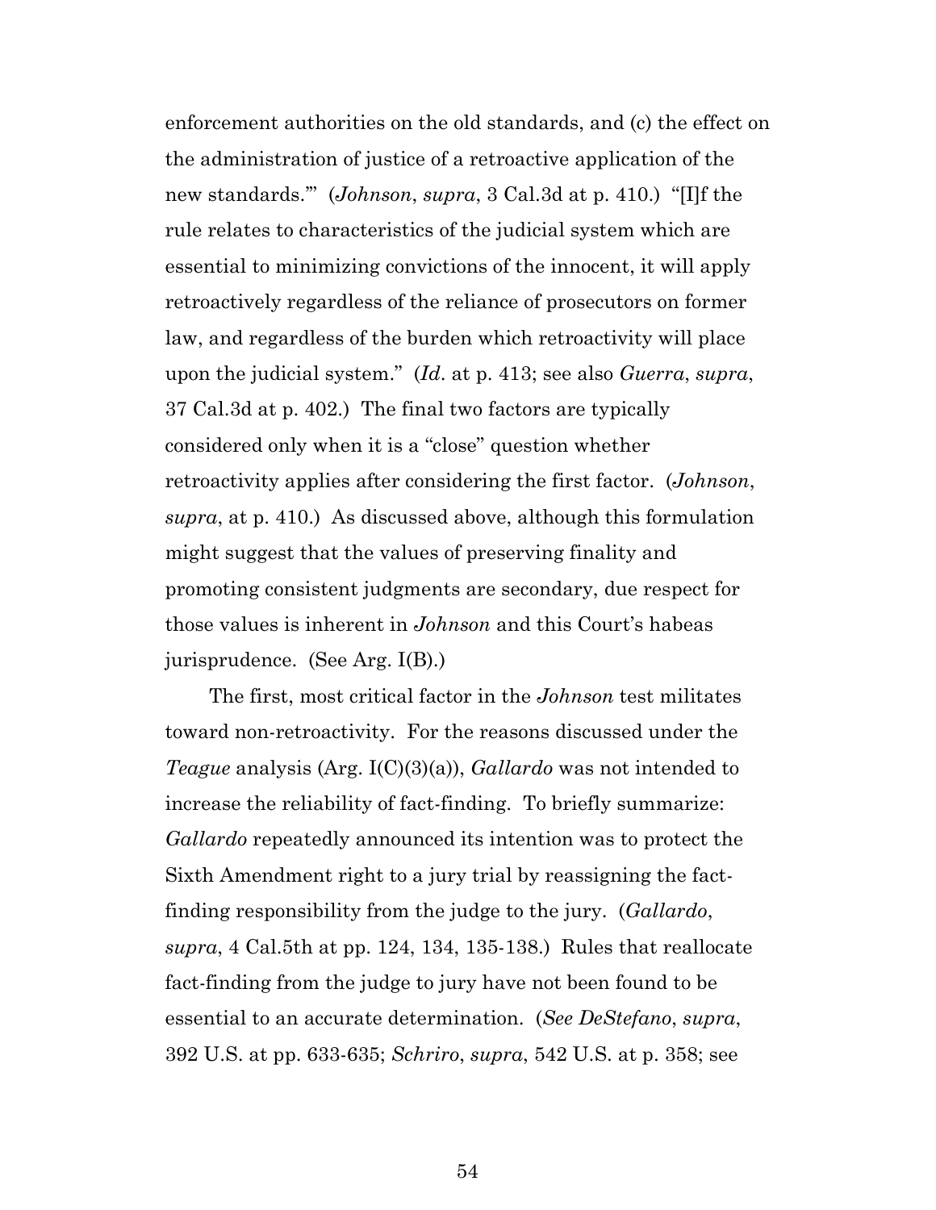enforcement authorities on the old standards, and (c) the effect on the administration of justice of a retroactive application of the new standards.'" (*Johnson*, *supra*, 3 Cal.3d at p. 410.) "[I]f the rule relates to characteristics of the judicial system which are essential to minimizing convictions of the innocent, it will apply retroactively regardless of the reliance of prosecutors on former law, and regardless of the burden which retroactivity will place upon the judicial system." (*Id*. at p. 413; see also *Guerra*, *supra*, 37 Cal.3d at p. 402.) The final two factors are typically considered only when it is a "close" question whether retroactivity applies after considering the first factor. (*Johnson*, *supra*, at p. 410.) As discussed above, although this formulation might suggest that the values of preserving finality and promoting consistent judgments are secondary, due respect for those values is inherent in *Johnson* and this Court's habeas jurisprudence. (See Arg. I(B).)

The first, most critical factor in the *Johnson* test militates toward non-retroactivity. For the reasons discussed under the *Teague* analysis (Arg. I(C)(3)(a)), *Gallardo* was not intended to increase the reliability of fact-finding. To briefly summarize: *Gallardo* repeatedly announced its intention was to protect the Sixth Amendment right to a jury trial by reassigning the fact-finding responsibility from the judge to the jury. (*Gallardo*, *supra*, 4 Cal.5th at pp. 124, 134, 135-138.) Rules that reallocate fact-finding from the judge to jury have not been found to be essential to an accurate determination. (*See DeStefano*, *supra*, 392 U.S. at pp. 633-635; *Schriro*, *supra*, 542 U.S. at p. 358; see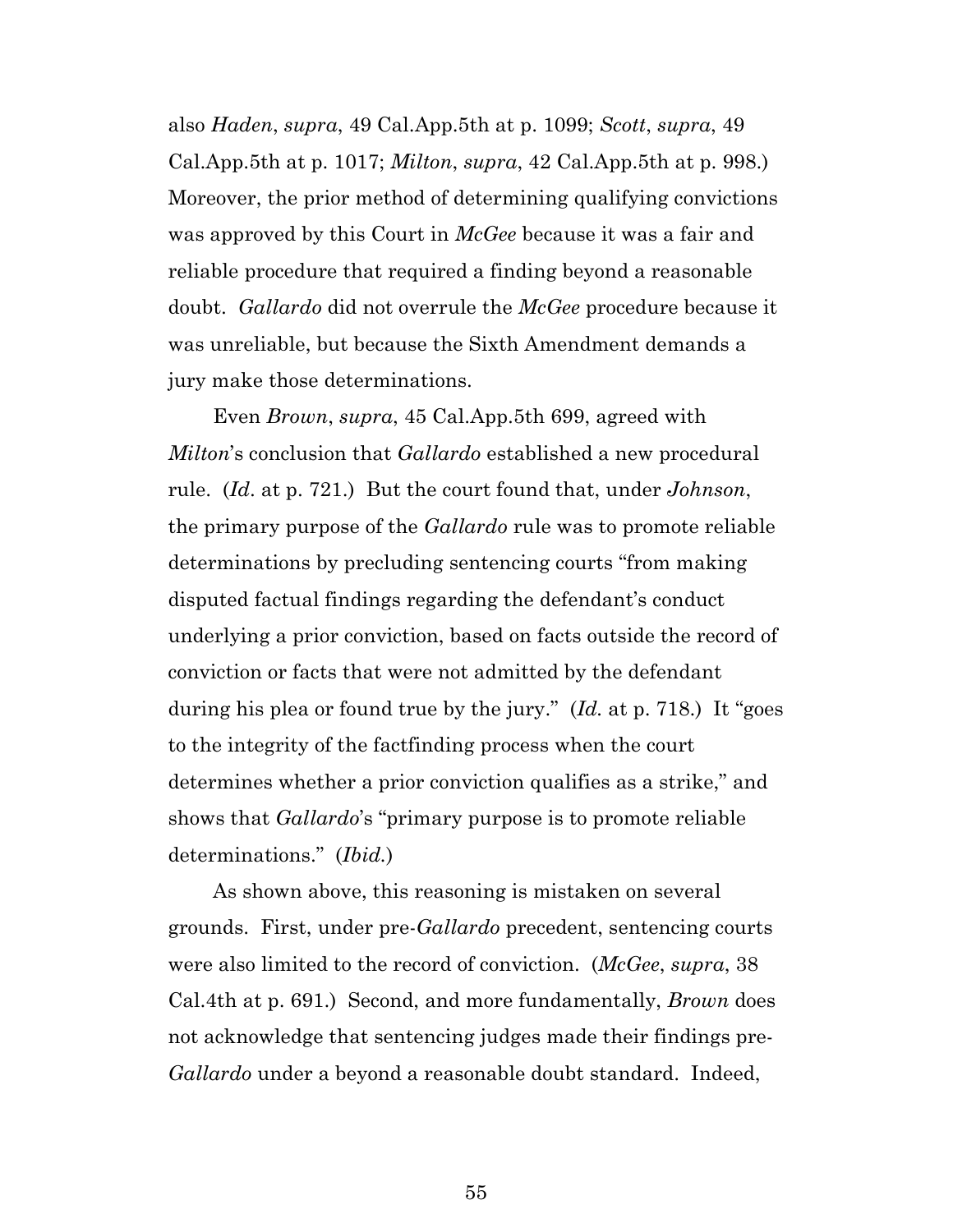also *Haden*, *supra*, 49 Cal.App.5th at p. 1099; *Scott*, *supra*, 49 Cal.App.5th at p. 1017; *Milton*, *supra*, 42 Cal.App.5th at p. 998.) Moreover, the prior method of determining qualifying convictions was approved by this Court in *McGee* because it was a fair and reliable procedure that required a finding beyond a reasonable doubt. *Gallardo* did not overrule the *McGee* procedure because it was unreliable, but because the Sixth Amendment demands a jury make those determinations.

Even *Brown*, *supra*, 45 Cal.App.5th 699, agreed with *Milton*'s conclusion that *Gallardo* established a new procedural rule. (*Id*. at p. 721.) But the court found that, under *Johnson*, the primary purpose of the *Gallardo* rule was to promote reliable determinations by precluding sentencing courts "from making disputed factual findings regarding the defendant's conduct underlying a prior conviction, based on facts outside the record of conviction or facts that were not admitted by the defendant during his plea or found true by the jury." (*Id.* at p. 718.) It "goes to the integrity of the factfinding process when the court determines whether a prior conviction qualifies as a strike," and shows that *Gallardo*'s "primary purpose is to promote reliable determinations." (*Ibid.*)

As shown above, this reasoning is mistaken on several grounds. First, under pre-*Gallardo* precedent, sentencing courts were also limited to the record of conviction. (*McGee*, *supra*, 38 Cal.4th at p. 691.) Second, and more fundamentally, *Brown* does not acknowledge that sentencing judges made their findings pre-*Gallardo* under a beyond a reasonable doubt standard. Indeed,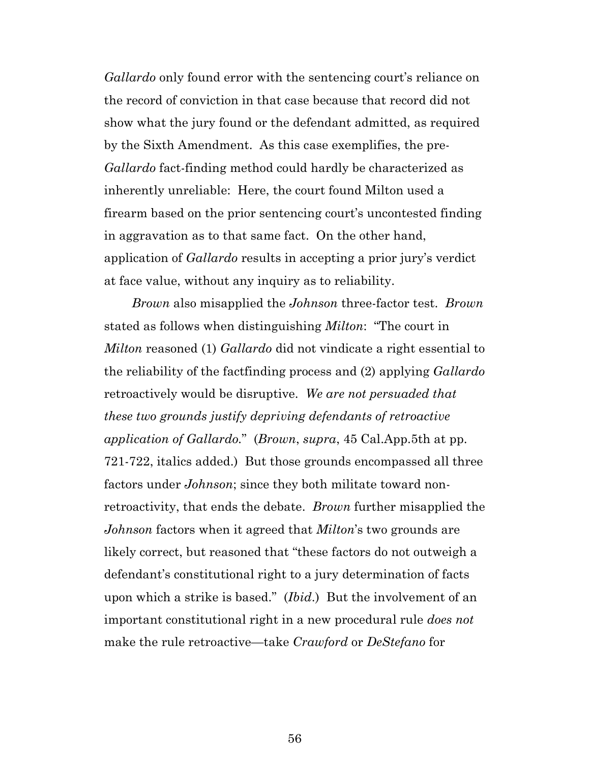*Gallardo* only found error with the sentencing court's reliance on the record of conviction in that case because that record did not show what the jury found or the defendant admitted, as required by the Sixth Amendment. As this case exemplifies, the pre-*Gallardo* fact-finding method could hardly be characterized as inherently unreliable: Here, the court found Milton used a firearm based on the prior sentencing court's uncontested finding in aggravation as to that same fact. On the other hand, application of *Gallardo* results in accepting a prior jury's verdict at face value, without any inquiry as to reliability.

*Brown* also misapplied the *Johnson* three-factor test. *Brown* stated as follows when distinguishing *Milton*: "The court in *Milton* reasoned (1) *Gallardo* did not vindicate a right essential to the reliability of the factfinding process and (2) applying *Gallardo* retroactively would be disruptive. *We are not persuaded that these two grounds justify depriving defendants of retroactive application of Gallardo*." (*Brown*, *supra*, 45 Cal.App.5th at pp. 721-722, italics added.) But those grounds encompassed all three factors under *Johnson*; since they both militate toward non-retroactivity, that ends the debate. *Brown* further misapplied the *Johnson* factors when it agreed that *Milton*'s two grounds are likely correct, but reasoned that "these factors do not outweigh a defendant's constitutional right to a jury determination of facts upon which a strike is based." (*Ibid*.) But the involvement of an important constitutional right in a new procedural rule *does not* make the rule retroactive—take *Crawford* or *DeStefano* for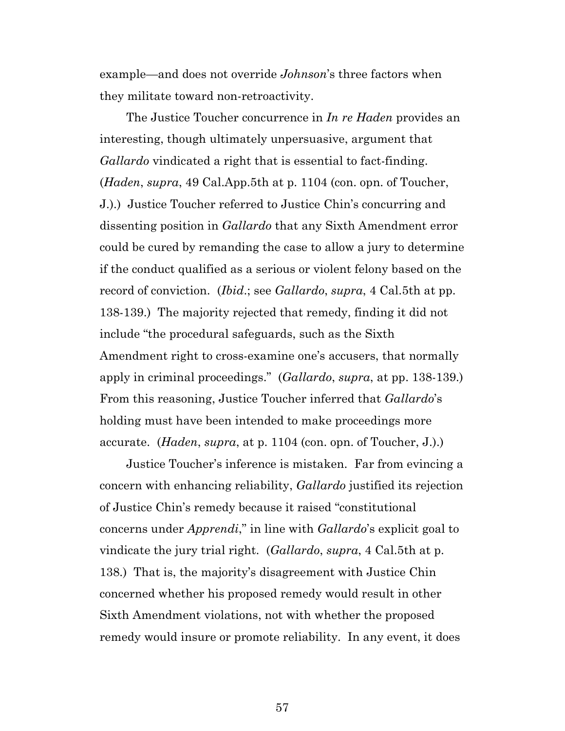example—and does not override *Johnson*'s three factors when they militate toward non-retroactivity.

The Justice Toucher concurrence in *In re Haden* provides an interesting, though ultimately unpersuasive, argument that *Gallardo* vindicated a right that is essential to fact-finding. (*Haden*, *supra*, 49 Cal.App.5th at p. 1104 (con. opn. of Toucher, J.).) Justice Toucher referred to Justice Chin's concurring and dissenting position in *Gallardo* that any Sixth Amendment error could be cured by remanding the case to allow a jury to determine if the conduct qualified as a serious or violent felony based on the record of conviction. (*Ibid*.; see *Gallardo*, *supra*, 4 Cal.5th at pp. 138-139.) The majority rejected that remedy, finding it did not include "the procedural safeguards, such as the Sixth Amendment right to cross-examine one's accusers, that normally apply in criminal proceedings." (*Gallardo*, *supra*, at pp. 138-139.) From this reasoning, Justice Toucher inferred that *Gallardo*'s holding must have been intended to make proceedings more accurate. (*Haden*, *supra*, at p. 1104 (con. opn. of Toucher, J.).)

Justice Toucher's inference is mistaken. Far from evincing a concern with enhancing reliability, *Gallardo* justified its rejection of Justice Chin's remedy because it raised "constitutional concerns under *Apprendi*," in line with *Gallardo*'s explicit goal to vindicate the jury trial right. (*Gallardo*, *supra*, 4 Cal.5th at p. 138.) That is, the majority's disagreement with Justice Chin concerned whether his proposed remedy would result in other Sixth Amendment violations, not with whether the proposed remedy would insure or promote reliability. In any event, it does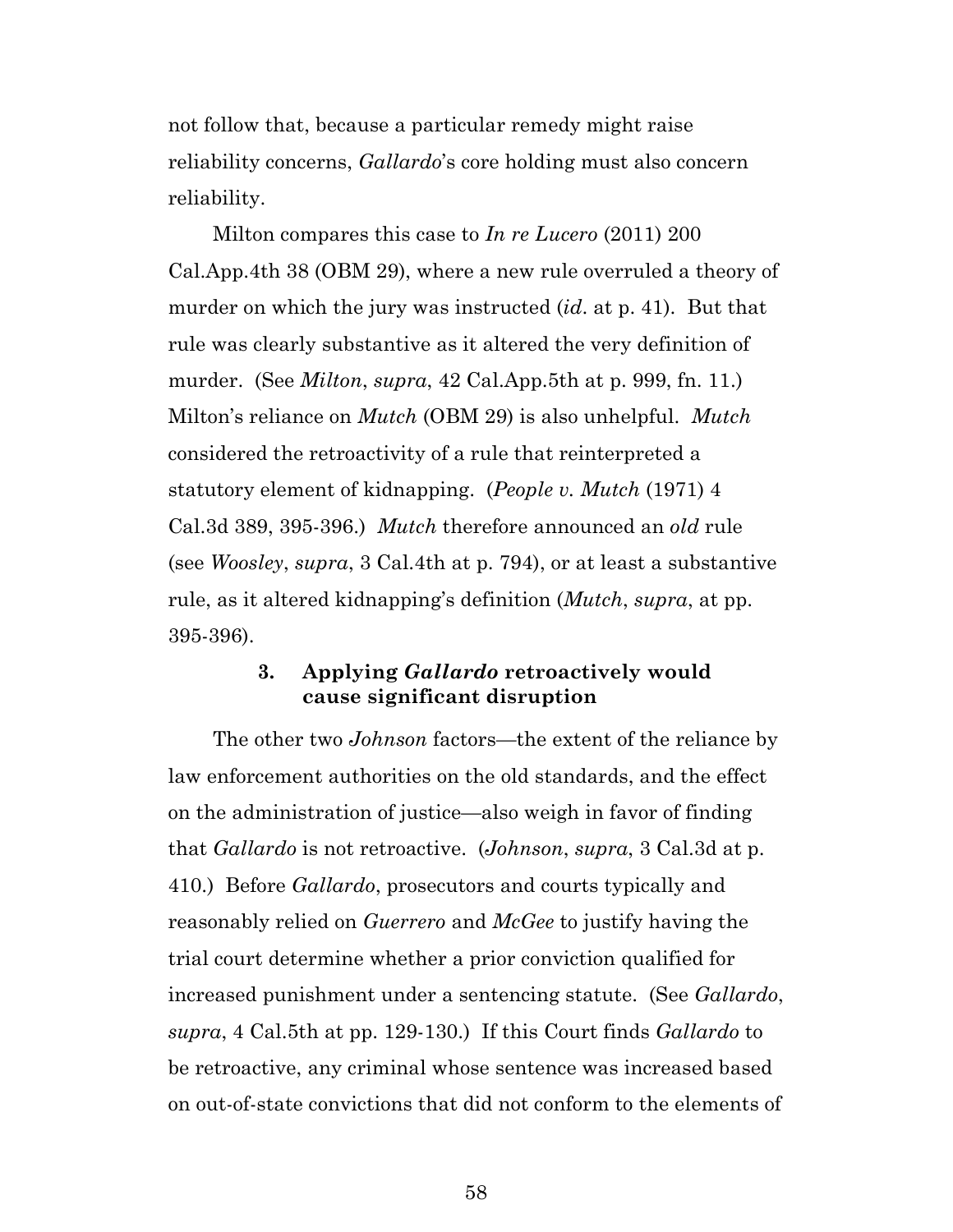not follow that, because a particular remedy might raise reliability concerns, *Gallardo*'s core holding must also concern reliability.

Milton compares this case to *In re Lucero* (2011) 200 Cal.App.4th 38 (OBM 29), where a new rule overruled a theory of murder on which the jury was instructed (*id*. at p. 41). But that rule was clearly substantive as it altered the very definition of murder. (See *Milton*, *supra*, 42 Cal.App.5th at p. 999, fn. 11.) Milton's reliance on *Mutch* (OBM 29) is also unhelpful. *Mutch* considered the retroactivity of a rule that reinterpreted a statutory element of kidnapping. (*People v. Mutch* (1971) 4 Cal.3d 389, 395-396.) *Mutch* therefore announced an *old* rule (see *Woosley*, *supra*, 3 Cal.4th at p. 794), or at least a substantive rule, as it altered kidnapping's definition (*Mutch*, *supra*, at pp. 395-396).

### 3. Applying *Gallardo* retroactively would cause significant disruption

The other two *Johnson* factors—the extent of the reliance by law enforcement authorities on the old standards, and the effect on the administration of justice—also weigh in favor of finding that *Gallardo* is not retroactive. (*Johnson*, *supra*, 3 Cal.3d at p. 410.) Before *Gallardo*, prosecutors and courts typically and reasonably relied on *Guerrero* and *McGee* to justify having the trial court determine whether a prior conviction qualified for increased punishment under a sentencing statute. (See *Gallardo*, *supra*, 4 Cal.5th at pp. 129-130.) If this Court finds *Gallardo* to be retroactive, any criminal whose sentence was increased based on out-of-state convictions that did not conform to the elements of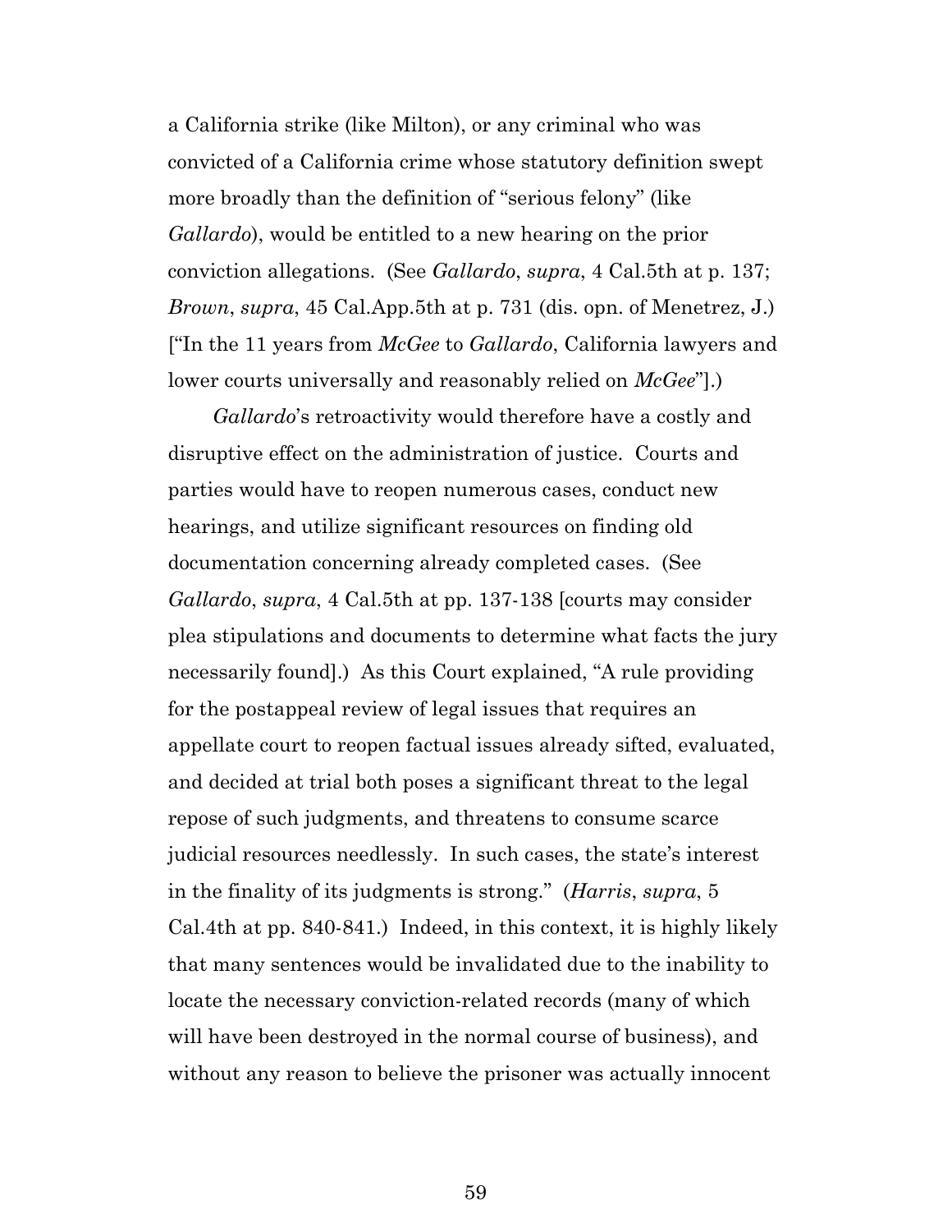a California strike (like Milton), or any criminal who was convicted of a California crime whose statutory definition swept more broadly than the definition of "serious felony" (like *Gallardo*), would be entitled to a new hearing on the prior conviction allegations. (See *Gallardo*, *supra*, 4 Cal.5th at p. 137; *Brown*, *supra*, 45 Cal.App.5th at p. 731 (dis. opn. of Menetrez, J.) ["In the 11 years from *McGee* to *Gallardo*, California lawyers and lower courts universally and reasonably relied on *McGee*"].)

*Gallardo*'s retroactivity would therefore have a costly and disruptive effect on the administration of justice. Courts and parties would have to reopen numerous cases, conduct new hearings, and utilize significant resources on finding old documentation concerning already completed cases. (See *Gallardo*, *supra*, 4 Cal.5th at pp. 137-138 [courts may consider plea stipulations and documents to determine what facts the jury necessarily found].) As this Court explained, "A rule providing for the postappeal review of legal issues that requires an appellate court to reopen factual issues already sifted, evaluated, and decided at trial both poses a significant threat to the legal repose of such judgments, and threatens to consume scarce judicial resources needlessly. In such cases, the state's interest in the finality of its judgments is strong." (*Harris*, *supra*, 5 Cal.4th at pp. 840-841.) Indeed, in this context, it is highly likely that many sentences would be invalidated due to the inability to locate the necessary conviction-related records (many of which will have been destroyed in the normal course of business), and without any reason to believe the prisoner was actually innocent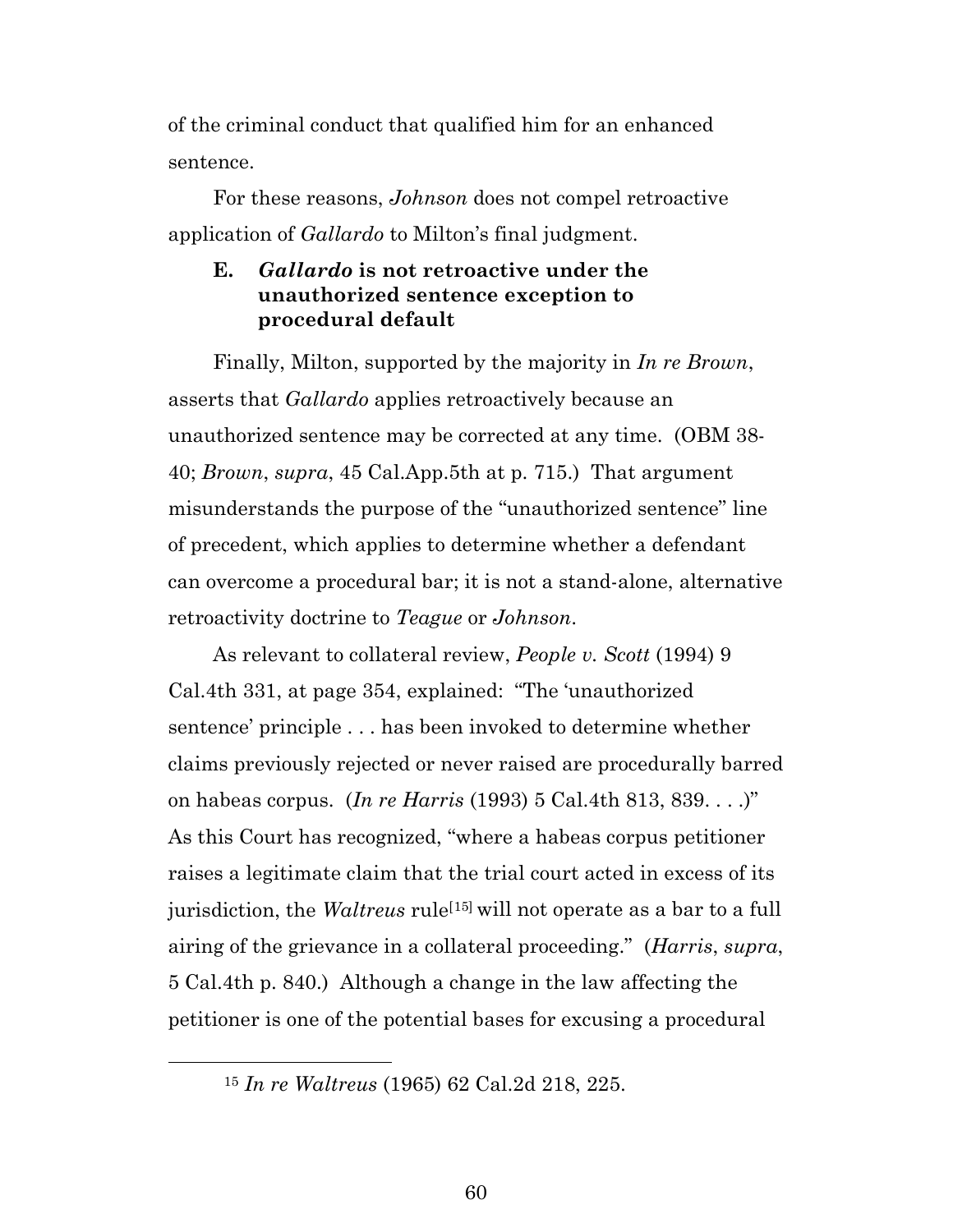of the criminal conduct that qualified him for an enhanced sentence.

For these reasons, *Johnson* does not compel retroactive application of *Gallardo* to Milton's final judgment.

### E. *Gallardo* is not retroactive under the unauthorized sentence exception to procedural default

Finally, Milton, supported by the majority in *In re Brown*, asserts that *Gallardo* applies retroactively because an unauthorized sentence may be corrected at any time. (OBM 38-40; *Brown*, *supra*, 45 Cal.App.5th at p. 715.) That argument misunderstands the purpose of the "unauthorized sentence" line of precedent, which applies to determine whether a defendant can overcome a procedural bar; it is not a stand-alone, alternative retroactivity doctrine to *Teague* or *Johnson*.

As relevant to collateral review, *People v. Scott* (1994) 9 Cal.4th 331, at page 354, explained: "The 'unauthorized sentence' principle . . . has been invoked to determine whether claims previously rejected or never raised are procedurally barred on habeas corpus. (*In re Harris* (1993) 5 Cal.4th 813, 839. . . .)" As this Court has recognized, "where a habeas corpus petitioner raises a legitimate claim that the trial court acted in excess of its jurisdiction, the *Waltreus* rule[15] will not operate as a bar to a full airing of the grievance in a collateral proceeding." (*Harris*, *supra*, 5 Cal.4th p. 840.) Although a change in the law affecting the petitioner is one of the potential bases for excusing a procedural

[15] *In re Waltreus* (1965) 62 Cal.2d 218, 225.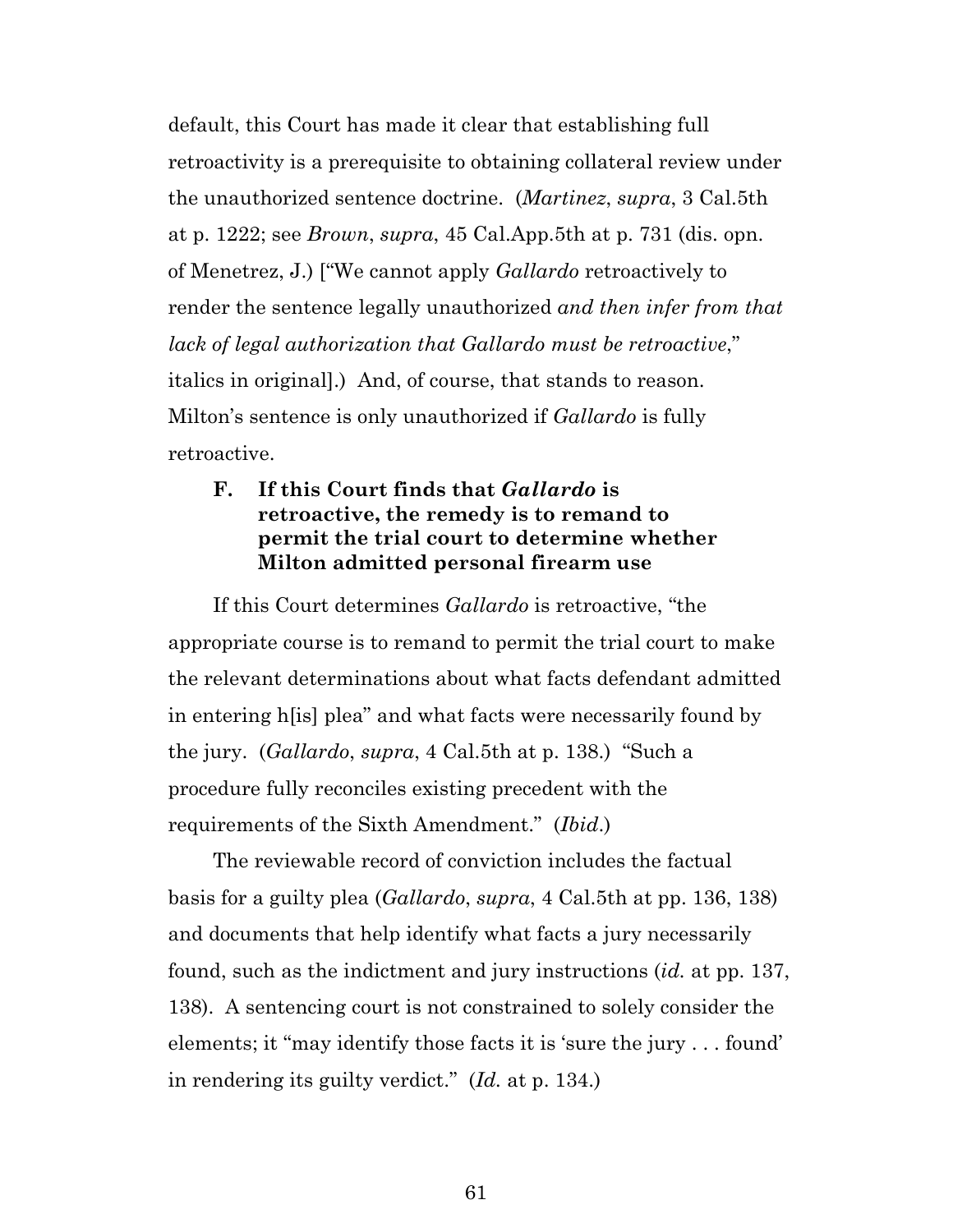default, this Court has made it clear that establishing full retroactivity is a prerequisite to obtaining collateral review under the unauthorized sentence doctrine. (*Martinez*, *supra*, 3 Cal.5th at p. 1222; see *Brown*, *supra*, 45 Cal.App.5th at p. 731 (dis. opn. of Menetrez, J.) ["We cannot apply *Gallardo* retroactively to render the sentence legally unauthorized *and then infer from that lack of legal authorization that Gallardo must be retroactive*," italics in original].) And, of course, that stands to reason. Milton's sentence is only unauthorized if *Gallardo* is fully retroactive.

### F. If this Court finds that *Gallardo* is retroactive, the remedy is to remand to permit the trial court to determine whether Milton admitted personal firearm use

If this Court determines *Gallardo* is retroactive, "the appropriate course is to remand to permit the trial court to make the relevant determinations about what facts defendant admitted in entering h[is] plea" and what facts were necessarily found by the jury. (*Gallardo*, *supra*, 4 Cal.5th at p. 138.) "Such a procedure fully reconciles existing precedent with the requirements of the Sixth Amendment." (*Ibid*.)

The reviewable record of conviction includes the factual basis for a guilty plea (*Gallardo*, *supra*, 4 Cal.5th at pp. 136, 138) and documents that help identify what facts a jury necessarily found, such as the indictment and jury instructions (*id.* at pp. 137, 138). A sentencing court is not constrained to solely consider the elements; it "may identify those facts it is 'sure the jury . . . found' in rendering its guilty verdict." (*Id.* at p. 134.)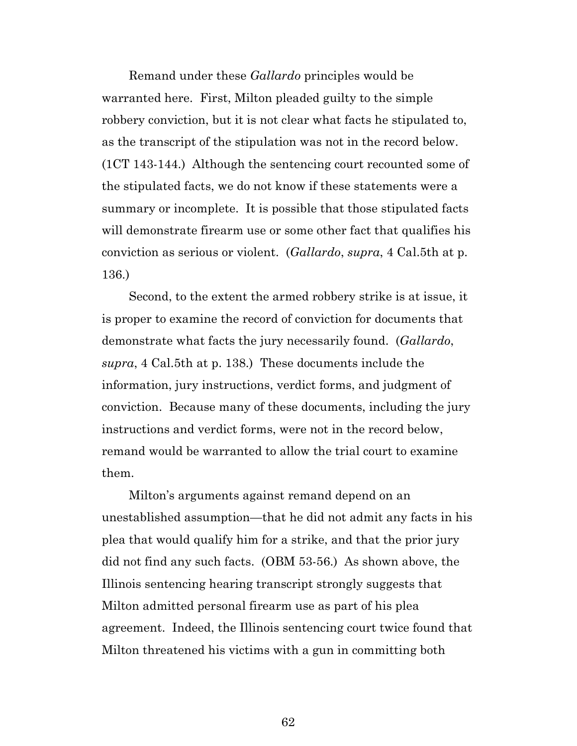Remand under these *Gallardo* principles would be warranted here. First, Milton pleaded guilty to the simple robbery conviction, but it is not clear what facts he stipulated to, as the transcript of the stipulation was not in the record below. (1CT 143-144.) Although the sentencing court recounted some of the stipulated facts, we do not know if these statements were a summary or incomplete. It is possible that those stipulated facts will demonstrate firearm use or some other fact that qualifies his conviction as serious or violent. (*Gallardo*, *supra*, 4 Cal.5th at p. 136.)

Second, to the extent the armed robbery strike is at issue, it is proper to examine the record of conviction for documents that demonstrate what facts the jury necessarily found. (*Gallardo*, *supra*, 4 Cal.5th at p. 138.) These documents include the information, jury instructions, verdict forms, and judgment of conviction. Because many of these documents, including the jury instructions and verdict forms, were not in the record below, remand would be warranted to allow the trial court to examine them.

Milton's arguments against remand depend on an unestablished assumption—that he did not admit any facts in his plea that would qualify him for a strike, and that the prior jury did not find any such facts. (OBM 53-56.) As shown above, the Illinois sentencing hearing transcript strongly suggests that Milton admitted personal firearm use as part of his plea agreement. Indeed, the Illinois sentencing court twice found that Milton threatened his victims with a gun in committing both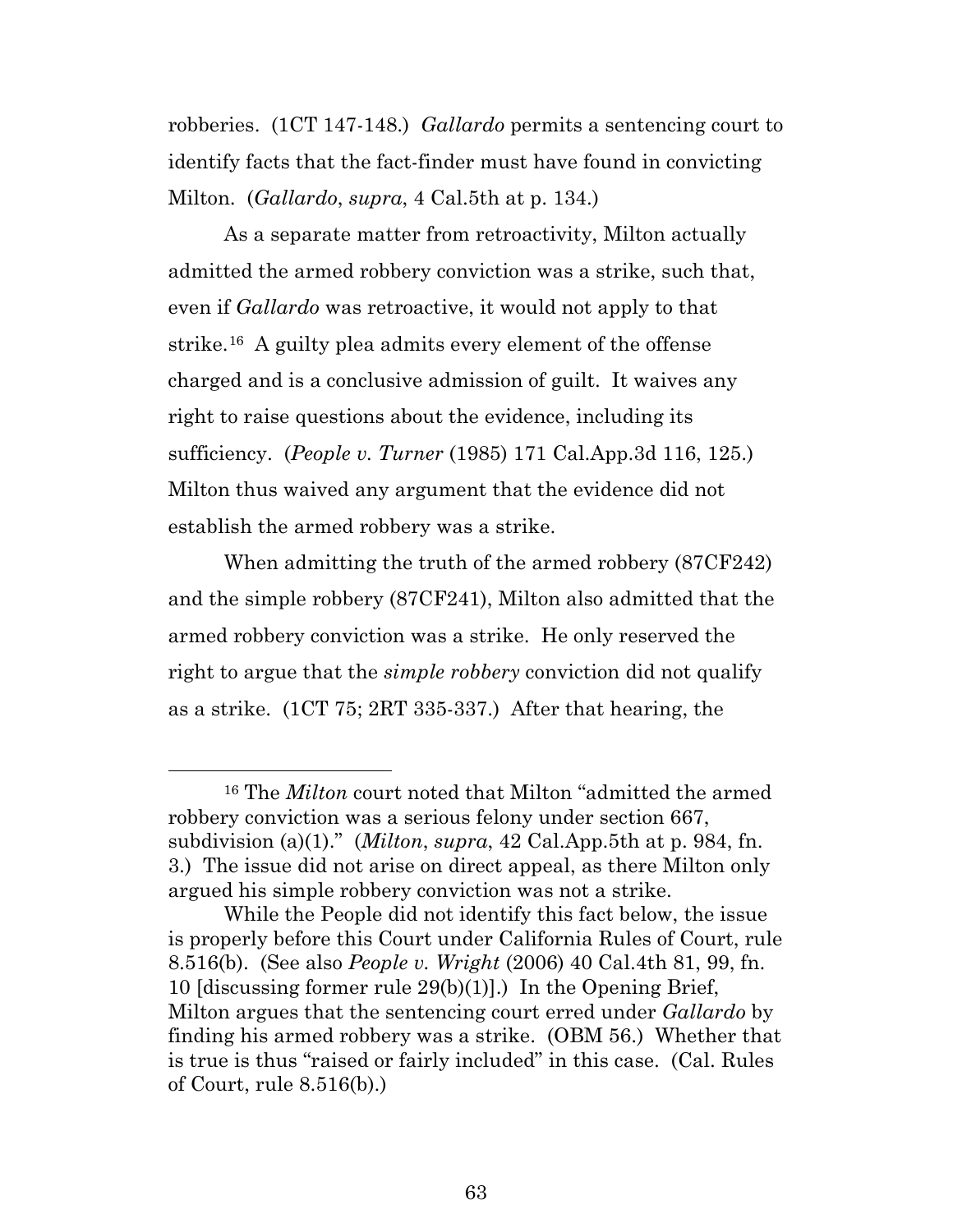robberies. (1CT 147-148.) *Gallardo* permits a sentencing court to identify facts that the fact-finder must have found in convicting Milton. (*Gallardo*, *supra*, 4 Cal.5th at p. 134.)

As a separate matter from retroactivity, Milton actually admitted the armed robbery conviction was a strike, such that, even if *Gallardo* was retroactive, it would not apply to that strike.[16] A guilty plea admits every element of the offense charged and is a conclusive admission of guilt. It waives any right to raise questions about the evidence, including its sufficiency. (*People v. Turner* (1985) 171 Cal.App.3d 116, 125.) Milton thus waived any argument that the evidence did not establish the armed robbery was a strike.

When admitting the truth of the armed robbery (87CF242) and the simple robbery (87CF241), Milton also admitted that the armed robbery conviction was a strike. He only reserved the right to argue that the *simple robbery* conviction did not qualify as a strike. (1CT 75; 2RT 335-337.) After that hearing, the

---

[16] The *Milton* court noted that Milton "admitted the armed robbery conviction was a serious felony under section 667, subdivision (a)(1)." (*Milton*, *supra*, 42 Cal.App.5th at p. 984, fn. 3.) The issue did not arise on direct appeal, as there Milton only argued his simple robbery conviction was not a strike.

While the People did not identify this fact below, the issue is properly before this Court under California Rules of Court, rule 8.516(b). (See also *People v. Wright* (2006) 40 Cal.4th 81, 99, fn. 10 [discussing former rule 29(b)(1)].) In the Opening Brief, Milton argues that the sentencing court erred under *Gallardo* by finding his armed robbery was a strike. (OBM 56.) Whether that is true is thus "raised or fairly included" in this case. (Cal. Rules of Court, rule 8.516(b).)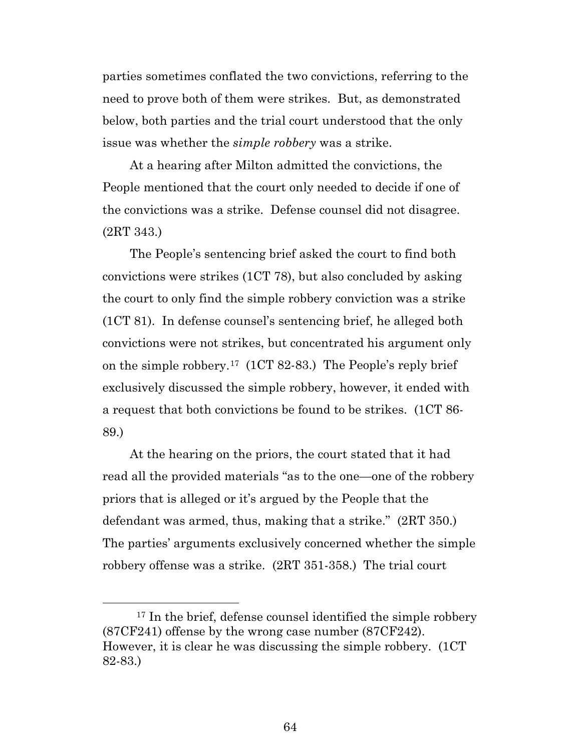parties sometimes conflated the two convictions, referring to the need to prove both of them were strikes. But, as demonstrated below, both parties and the trial court understood that the only issue was whether the *simple robbery* was a strike.

At a hearing after Milton admitted the convictions, the People mentioned that the court only needed to decide if one of the convictions was a strike. Defense counsel did not disagree. (2RT 343.)

The People's sentencing brief asked the court to find both convictions were strikes (1CT 78), but also concluded by asking the court to only find the simple robbery conviction was a strike (1CT 81). In defense counsel's sentencing brief, he alleged both convictions were not strikes, but concentrated his argument only on the simple robbery.[17] (1CT 82-83.) The People's reply brief exclusively discussed the simple robbery, however, it ended with a request that both convictions be found to be strikes. (1CT 86-89.)

At the hearing on the priors, the court stated that it had read all the provided materials "as to the one—one of the robbery priors that is alleged or it's argued by the People that the defendant was armed, thus, making that a strike." (2RT 350.) The parties' arguments exclusively concerned whether the simple robbery offense was a strike. (2RT 351-358.) The trial court

[17] In the brief, defense counsel identified the simple robbery (87CF241) offense by the wrong case number (87CF242). However, it is clear he was discussing the simple robbery. (1CT 82-83.)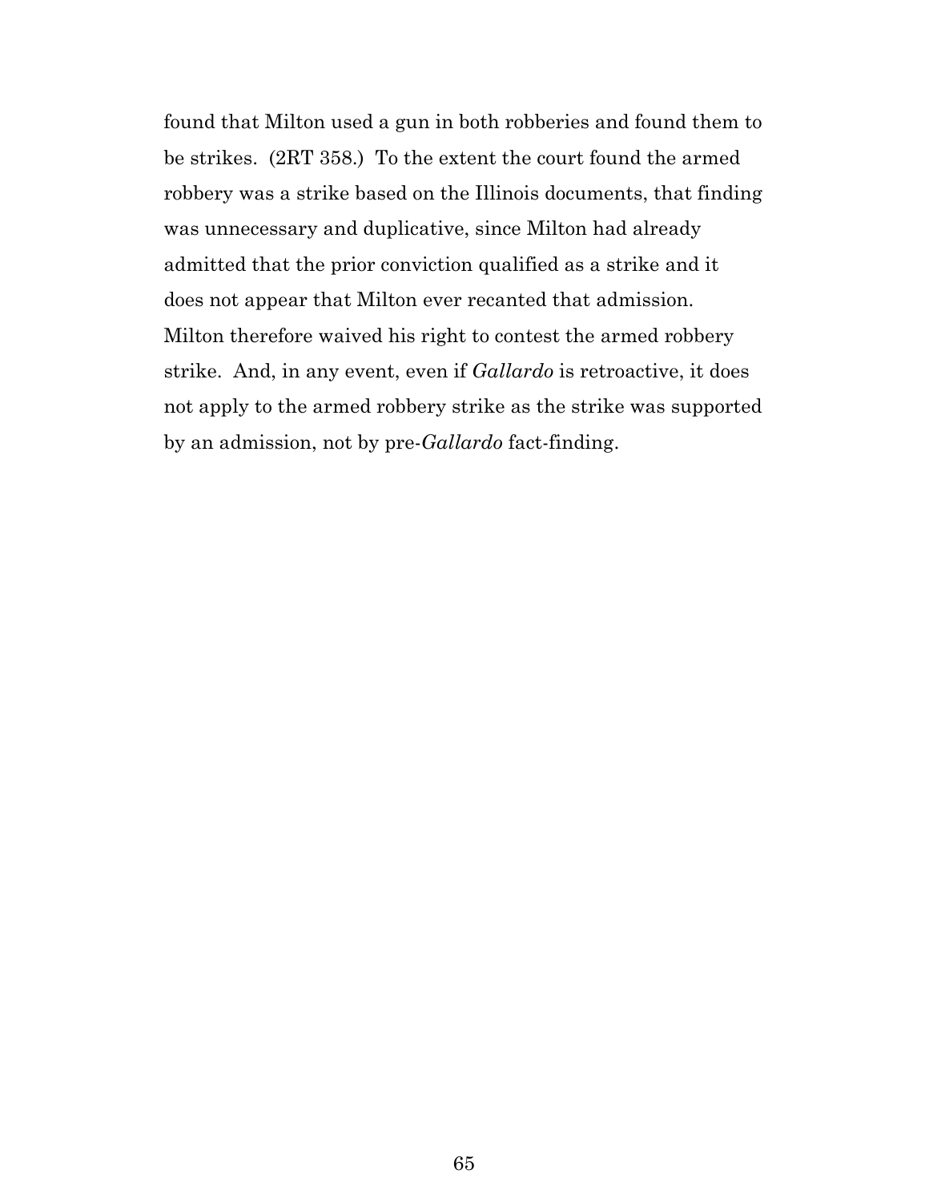found that Milton used a gun in both robberies and found them to be strikes. (2RT 358.) To the extent the court found the armed robbery was a strike based on the Illinois documents, that finding was unnecessary and duplicative, since Milton had already admitted that the prior conviction qualified as a strike and it does not appear that Milton ever recanted that admission. Milton therefore waived his right to contest the armed robbery strike. And, in any event, even if *Gallardo* is retroactive, it does not apply to the armed robbery strike as the strike was supported by an admission, not by pre-*Gallardo* fact-finding.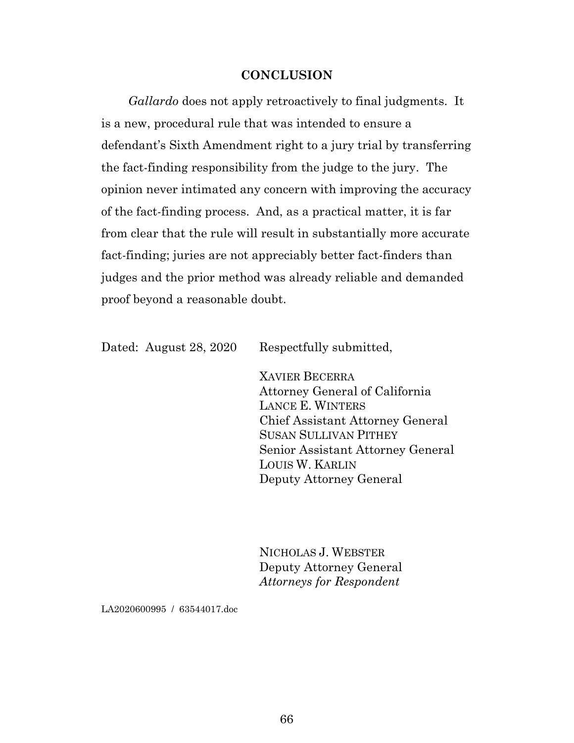**CONCLUSION**

*Gallardo* does not apply retroactively to final judgments. It is a new, procedural rule that was intended to ensure a defendant's Sixth Amendment right to a jury trial by transferring the fact-finding responsibility from the judge to the jury. The opinion never intimated any concern with improving the accuracy of the fact-finding process. And, as a practical matter, it is far from clear that the rule will result in substantially more accurate fact-finding; juries are not appreciably better fact-finders than judges and the prior method was already reliable and demanded proof beyond a reasonable doubt.

Dated: August 28, 2020

Respectfully submitted,

XAVIER BECERRA
Attorney General of California
LANCE E. WINTERS
Chief Assistant Attorney General
SUSAN SULLIVAN PITHEY
Senior Assistant Attorney General
LOUIS W. KARLIN
Deputy Attorney General

NICHOLAS J. WEBSTER
Deputy Attorney General
*Attorneys for Respondent*

LA2020600995 / 63544017.doc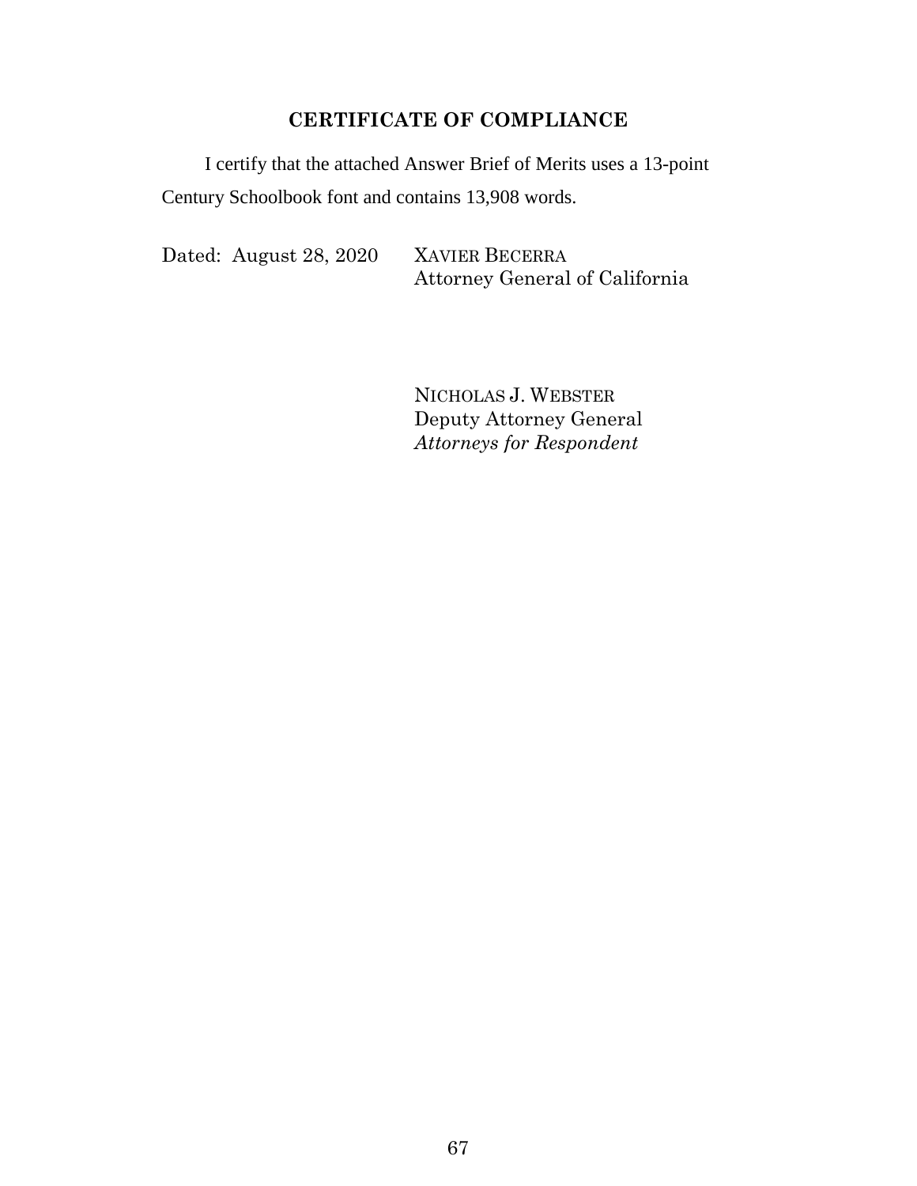## CERTIFICATE OF COMPLIANCE

I certify that the attached Answer Brief of Merits uses a 13-point Century Schoolbook font and contains 13,908 words.

Dated: August 28, 2020

XAVIER BECERRA
Attorney General of California

NICHOLAS J. WEBSTER
Deputy Attorney General
*Attorneys for Respondent*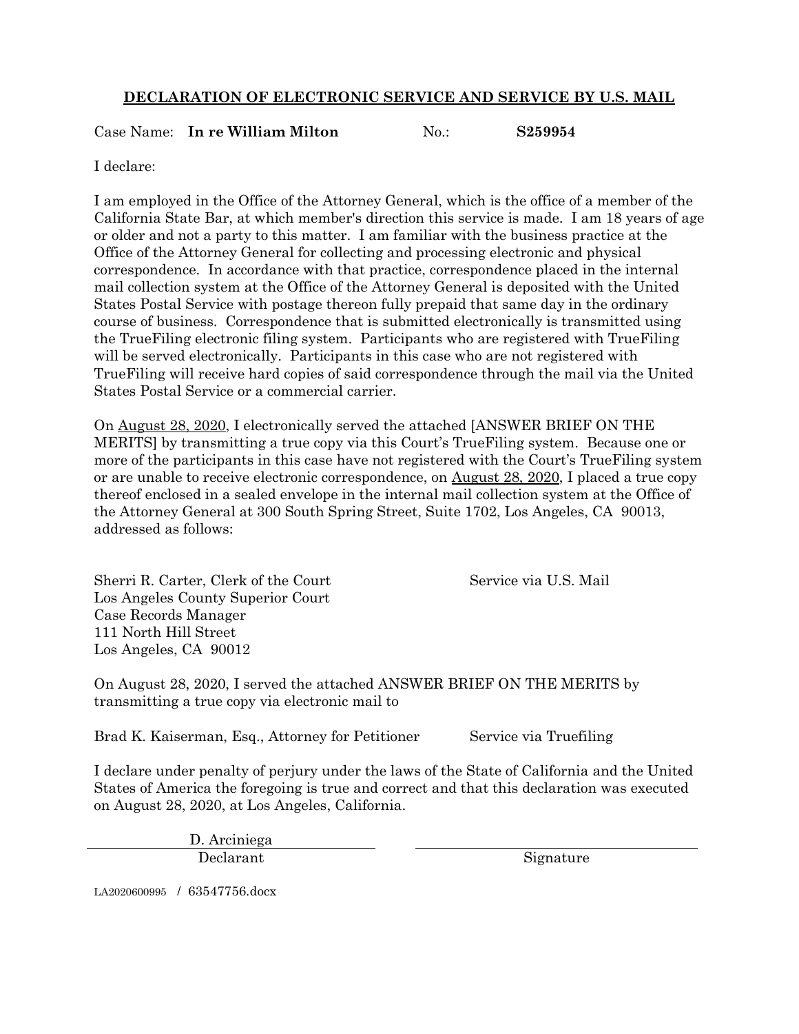**DECLARATION OF ELECTRONIC SERVICE AND SERVICE BY U.S. MAIL**

Case Name: **In re William Milton** No.: **S259954**

I declare:

I am employed in the Office of the Attorney General, which is the office of a member of the California State Bar, at which member's direction this service is made. I am 18 years of age or older and not a party to this matter. I am familiar with the business practice at the Office of the Attorney General for collecting and processing electronic and physical correspondence. In accordance with that practice, correspondence placed in the internal mail collection system at the Office of the Attorney General is deposited with the United States Postal Service with postage thereon fully prepaid that same day in the ordinary course of business. Correspondence that is submitted electronically is transmitted using the TrueFiling electronic filing system. Participants who are registered with TrueFiling will be served electronically. Participants in this case who are not registered with TrueFiling will receive hard copies of said correspondence through the mail via the United States Postal Service or a commercial carrier.

On August 28, 2020, I electronically served the attached [ANSWER BRIEF ON THE MERITS] by transmitting a true copy via this Court's TrueFiling system. Because one or more of the participants in this case have not registered with the Court's TrueFiling system or are unable to receive electronic correspondence, on August 28, 2020, I placed a true copy thereof enclosed in a sealed envelope in the internal mail collection system at the Office of the Attorney General at 300 South Spring Street, Suite 1702, Los Angeles, CA 90013, addressed as follows:

Sherri R. Carter, Clerk of the Court
Los Angeles County Superior Court
Case Records Manager
111 North Hill Street
Los Angeles, CA 90012

Service via U.S. Mail

On August 28, 2020, I served the attached ANSWER BRIEF ON THE MERITS by transmitting a true copy via electronic mail to

Brad K. Kaiserman, Esq., Attorney for Petitioner — Service via Truefiling

I declare under penalty of perjury under the laws of the State of California and the United States of America the foregoing is true and correct and that this declaration was executed on August 28, 2020, at Los Angeles, California.

| D. Arciniega | |
|---|---|
| Declarant | Signature |

LA2020600995 / 63547756.docx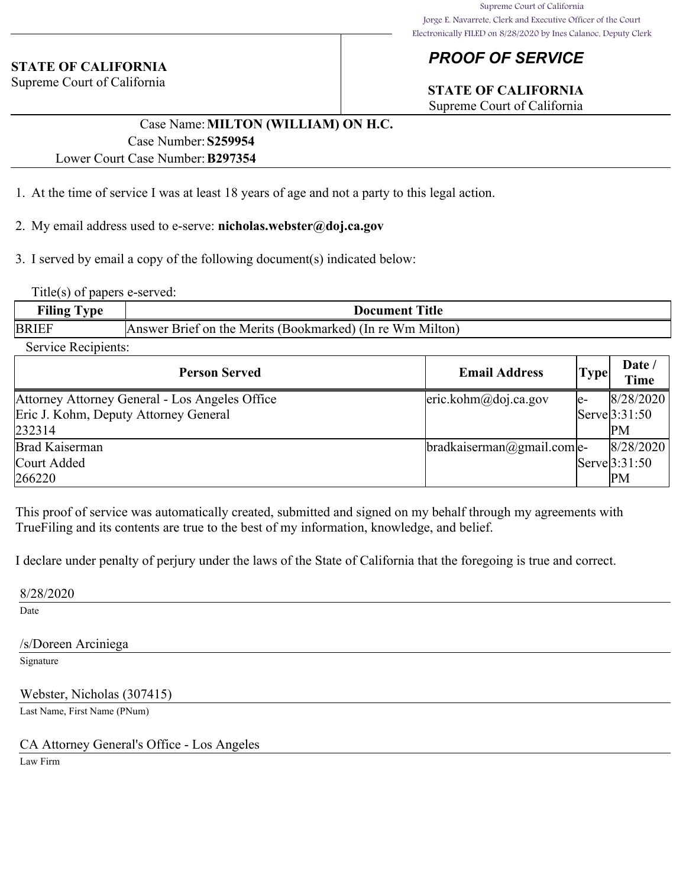Supreme Court of California
Jorge E. Navarrete, Clerk and Executive Officer of the Court
Electronically FILED on 8/28/2020 by Ines Calanoc, Deputy Clerk

**STATE OF CALIFORNIA**
Supreme Court of California

## *PROOF OF SERVICE*

**STATE OF CALIFORNIA**
Supreme Court of California

Case Name: **MILTON (WILLIAM) ON H.C.**
Case Number: **S259954**
Lower Court Case Number: **B297354**

1. At the time of service I was at least 18 years of age and not a party to this legal action.

2. My email address used to e-serve: **nicholas.webster@doj.ca.gov**

3. I served by email a copy of the following document(s) indicated below:

Title(s) of papers e-served:

| Filing Type | Document Title |
|---|---|
| BRIEF | Answer Brief on the Merits (Bookmarked) (In re Wm Milton) |

Service Recipients:

| Person Served | Email Address | Type | Date / Time |
|---|---|---|---|
| Attorney Attorney General - Los Angeles Office<br>Eric J. Kohm, Deputy Attorney General<br>232314 | eric.kohm@doj.ca.gov | e-Serve | 8/28/2020 3:31:50 PM |
| Brad Kaiserman<br>Court Added<br>266220 | bradkaiserman@gmail.com | e-Serve | 8/28/2020 3:31:50 PM |

This proof of service was automatically created, submitted and signed on my behalf through my agreements with TrueFiling and its contents are true to the best of my information, knowledge, and belief.

I declare under penalty of perjury under the laws of the State of California that the foregoing is true and correct.

8/28/2020
Date

/s/Doreen Arciniega
Signature

Webster, Nicholas (307415)
Last Name, First Name (PNum)

CA Attorney General's Office - Los Angeles
Law Firm